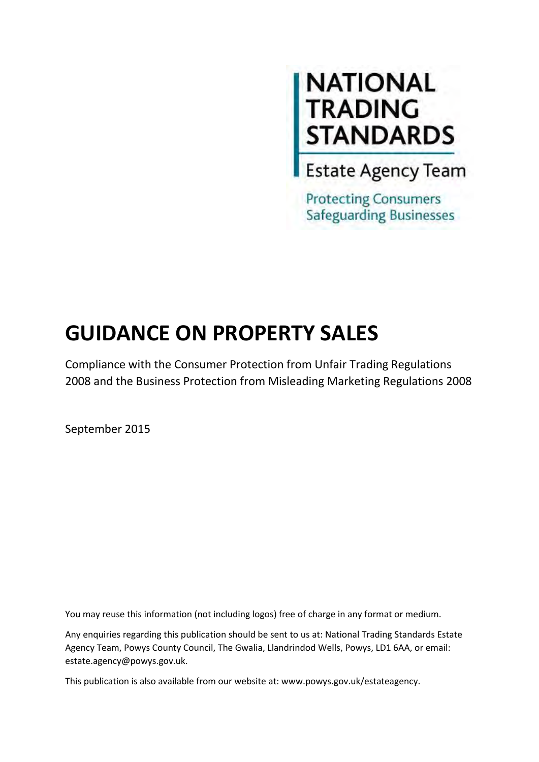NATIONAL TRADING STANDARDS

Estate Agency Team

Protecting Consumers
Safeguarding Businesses

# GUIDANCE ON PROPERTY SALES

Compliance with the Consumer Protection from Unfair Trading Regulations 2008 and the Business Protection from Misleading Marketing Regulations 2008

September 2015

You may reuse this information (not including logos) free of charge in any format or medium.

Any enquiries regarding this publication should be sent to us at: National Trading Standards Estate Agency Team, Powys County Council, The Gwalia, Llandrindod Wells, Powys, LD1 6AA, or email: estate.agency@powys.gov.uk.

This publication is also available from our website at: www.powys.gov.uk/estateagency.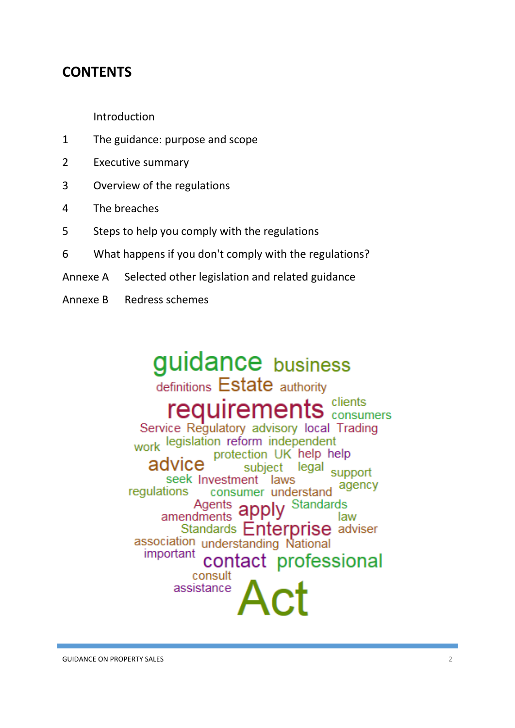# CONTENTS

Introduction

1 The guidance: purpose and scope

2 Executive summary

3 Overview of the regulations

4 The breaches

5 Steps to help you comply with the regulations

6 What happens if you don't comply with the regulations?

Annexe A Selected other legislation and related guidance

Annexe B Redress schemes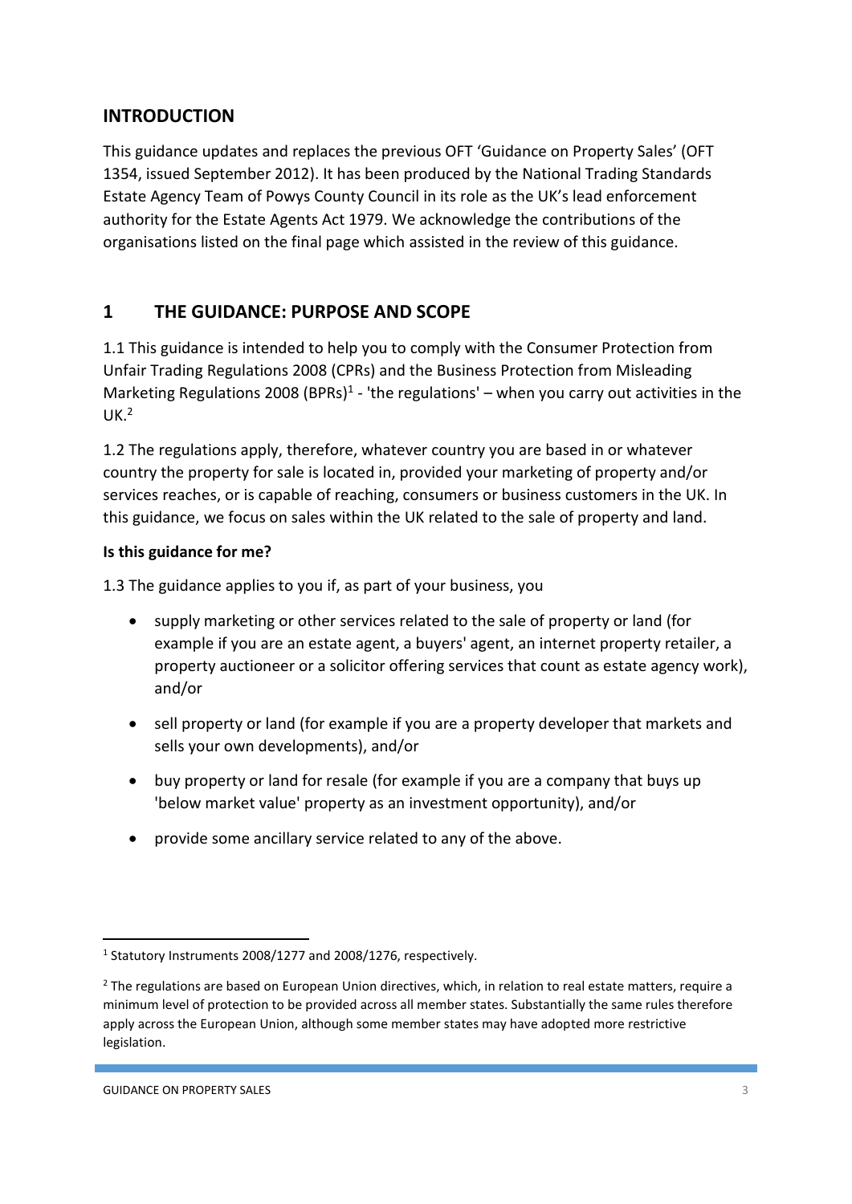## INTRODUCTION

This guidance updates and replaces the previous OFT 'Guidance on Property Sales' (OFT 1354, issued September 2012). It has been produced by the National Trading Standards Estate Agency Team of Powys County Council in its role as the UK's lead enforcement authority for the Estate Agents Act 1979. We acknowledge the contributions of the organisations listed on the final page which assisted in the review of this guidance.

## 1 THE GUIDANCE: PURPOSE AND SCOPE

1.1 This guidance is intended to help you to comply with the Consumer Protection from Unfair Trading Regulations 2008 (CPRs) and the Business Protection from Misleading Marketing Regulations 2008 (BPRs)[1] - 'the regulations' – when you carry out activities in the UK.[2]

1.2 The regulations apply, therefore, whatever country you are based in or whatever country the property for sale is located in, provided your marketing of property and/or services reaches, or is capable of reaching, consumers or business customers in the UK. In this guidance, we focus on sales within the UK related to the sale of property and land.

**Is this guidance for me?**

1.3 The guidance applies to you if, as part of your business, you

- supply marketing or other services related to the sale of property or land (for example if you are an estate agent, a buyers' agent, an internet property retailer, a property auctioneer or a solicitor offering services that count as estate agency work), and/or
- sell property or land (for example if you are a property developer that markets and sells your own developments), and/or
- buy property or land for resale (for example if you are a company that buys up 'below market value' property as an investment opportunity), and/or
- provide some ancillary service related to any of the above.

---

[1] Statutory Instruments 2008/1277 and 2008/1276, respectively.

[2] The regulations are based on European Union directives, which, in relation to real estate matters, require a minimum level of protection to be provided across all member states. Substantially the same rules therefore apply across the European Union, although some member states may have adopted more restrictive legislation.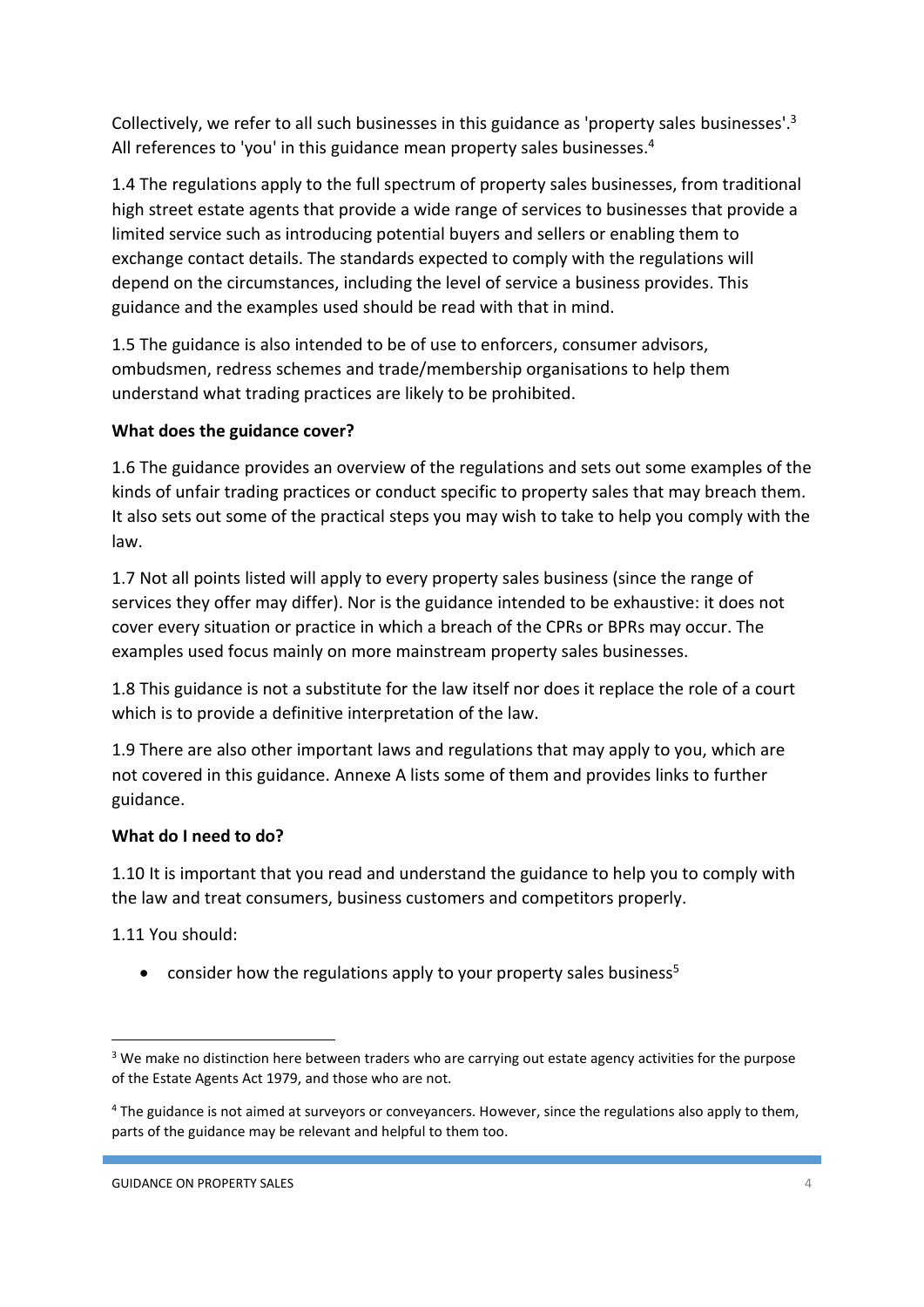Collectively, we refer to all such businesses in this guidance as 'property sales businesses'.[3] All references to 'you' in this guidance mean property sales businesses.[4]

1.4 The regulations apply to the full spectrum of property sales businesses, from traditional high street estate agents that provide a wide range of services to businesses that provide a limited service such as introducing potential buyers and sellers or enabling them to exchange contact details. The standards expected to comply with the regulations will depend on the circumstances, including the level of service a business provides. This guidance and the examples used should be read with that in mind.

1.5 The guidance is also intended to be of use to enforcers, consumer advisors, ombudsmen, redress schemes and trade/membership organisations to help them understand what trading practices are likely to be prohibited.

**What does the guidance cover?**

1.6 The guidance provides an overview of the regulations and sets out some examples of the kinds of unfair trading practices or conduct specific to property sales that may breach them. It also sets out some of the practical steps you may wish to take to help you comply with the law.

1.7 Not all points listed will apply to every property sales business (since the range of services they offer may differ). Nor is the guidance intended to be exhaustive: it does not cover every situation or practice in which a breach of the CPRs or BPRs may occur. The examples used focus mainly on more mainstream property sales businesses.

1.8 This guidance is not a substitute for the law itself nor does it replace the role of a court which is to provide a definitive interpretation of the law.

1.9 There are also other important laws and regulations that may apply to you, which are not covered in this guidance. Annexe A lists some of them and provides links to further guidance.

**What do I need to do?**

1.10 It is important that you read and understand the guidance to help you to comply with the law and treat consumers, business customers and competitors properly.

1.11 You should:

- consider how the regulations apply to your property sales business[5]

---

[3] We make no distinction here between traders who are carrying out estate agency activities for the purpose of the Estate Agents Act 1979, and those who are not.

[4] The guidance is not aimed at surveyors or conveyancers. However, since the regulations also apply to them, parts of the guidance may be relevant and helpful to them too.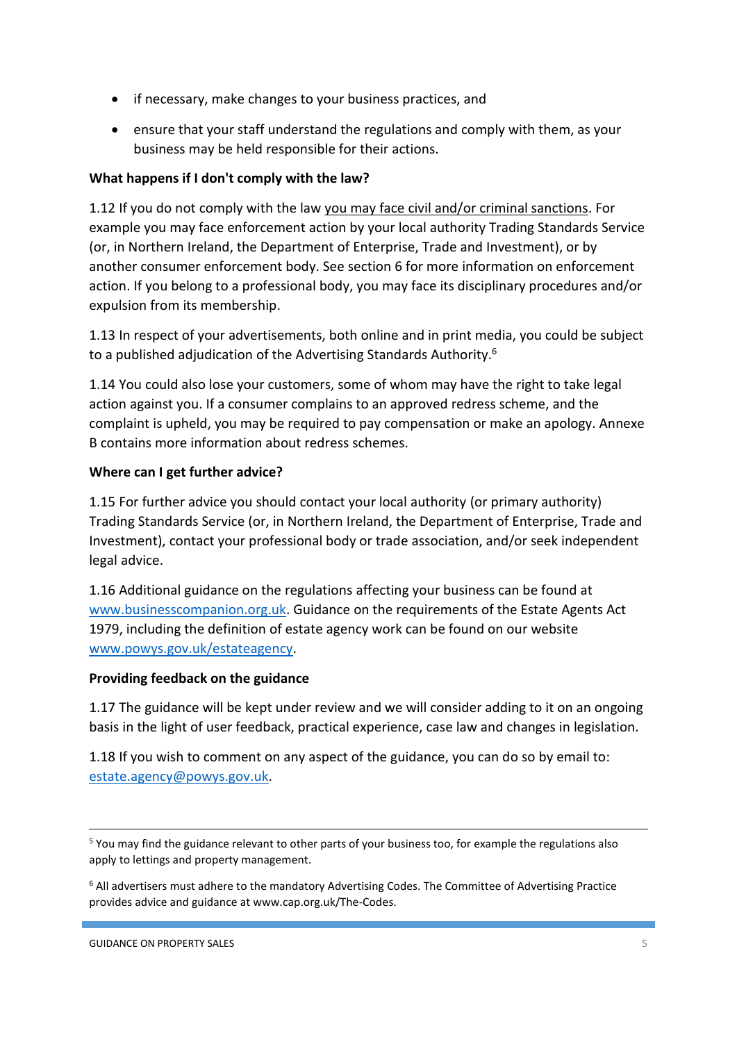- if necessary, make changes to your business practices, and
- ensure that your staff understand the regulations and comply with them, as your business may be held responsible for their actions.

**What happens if I don't comply with the law?**

1.12 If you do not comply with the law you may face civil and/or criminal sanctions. For example you may face enforcement action by your local authority Trading Standards Service (or, in Northern Ireland, the Department of Enterprise, Trade and Investment), or by another consumer enforcement body. See section 6 for more information on enforcement action. If you belong to a professional body, you may face its disciplinary procedures and/or expulsion from its membership.

1.13 In respect of your advertisements, both online and in print media, you could be subject to a published adjudication of the Advertising Standards Authority.[6]

1.14 You could also lose your customers, some of whom may have the right to take legal action against you. If a consumer complains to an approved redress scheme, and the complaint is upheld, you may be required to pay compensation or make an apology. Annexe B contains more information about redress schemes.

**Where can I get further advice?**

1.15 For further advice you should contact your local authority (or primary authority) Trading Standards Service (or, in Northern Ireland, the Department of Enterprise, Trade and Investment), contact your professional body or trade association, and/or seek independent legal advice.

1.16 Additional guidance on the regulations affecting your business can be found at www.businesscompanion.org.uk. Guidance on the requirements of the Estate Agents Act 1979, including the definition of estate agency work can be found on our website www.powys.gov.uk/estateagency.

**Providing feedback on the guidance**

1.17 The guidance will be kept under review and we will consider adding to it on an ongoing basis in the light of user feedback, practical experience, case law and changes in legislation.

1.18 If you wish to comment on any aspect of the guidance, you can do so by email to: estate.agency@powys.gov.uk.

---

[5] You may find the guidance relevant to other parts of your business too, for example the regulations also apply to lettings and property management.

[6] All advertisers must adhere to the mandatory Advertising Codes. The Committee of Advertising Practice provides advice and guidance at www.cap.org.uk/The-Codes.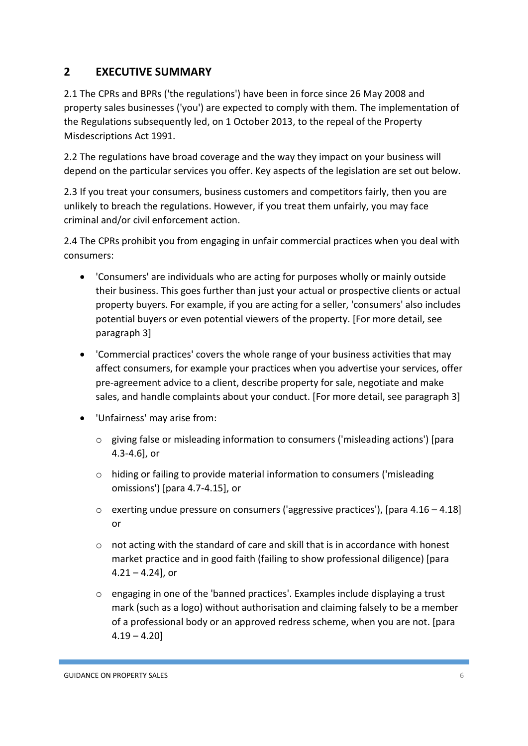## 2 EXECUTIVE SUMMARY

2.1 The CPRs and BPRs ('the regulations') have been in force since 26 May 2008 and property sales businesses ('you') are expected to comply with them. The implementation of the Regulations subsequently led, on 1 October 2013, to the repeal of the Property Misdescriptions Act 1991.

2.2 The regulations have broad coverage and the way they impact on your business will depend on the particular services you offer. Key aspects of the legislation are set out below.

2.3 If you treat your consumers, business customers and competitors fairly, then you are unlikely to breach the regulations. However, if you treat them unfairly, you may face criminal and/or civil enforcement action.

2.4 The CPRs prohibit you from engaging in unfair commercial practices when you deal with consumers:

- 'Consumers' are individuals who are acting for purposes wholly or mainly outside their business. This goes further than just your actual or prospective clients or actual property buyers. For example, if you are acting for a seller, 'consumers' also includes potential buyers or even potential viewers of the property. [For more detail, see paragraph 3]
- 'Commercial practices' covers the whole range of your business activities that may affect consumers, for example your practices when you advertise your services, offer pre-agreement advice to a client, describe property for sale, negotiate and make sales, and handle complaints about your conduct. [For more detail, see paragraph 3]
- 'Unfairness' may arise from:
  - giving false or misleading information to consumers ('misleading actions') [para 4.3-4.6], or
  - hiding or failing to provide material information to consumers ('misleading omissions') [para 4.7-4.15], or
  - exerting undue pressure on consumers ('aggressive practices'), [para 4.16 – 4.18] or
  - not acting with the standard of care and skill that is in accordance with honest market practice and in good faith (failing to show professional diligence) [para 4.21 – 4.24], or
  - engaging in one of the 'banned practices'. Examples include displaying a trust mark (such as a logo) without authorisation and claiming falsely to be a member of a professional body or an approved redress scheme, when you are not. [para 4.19 – 4.20]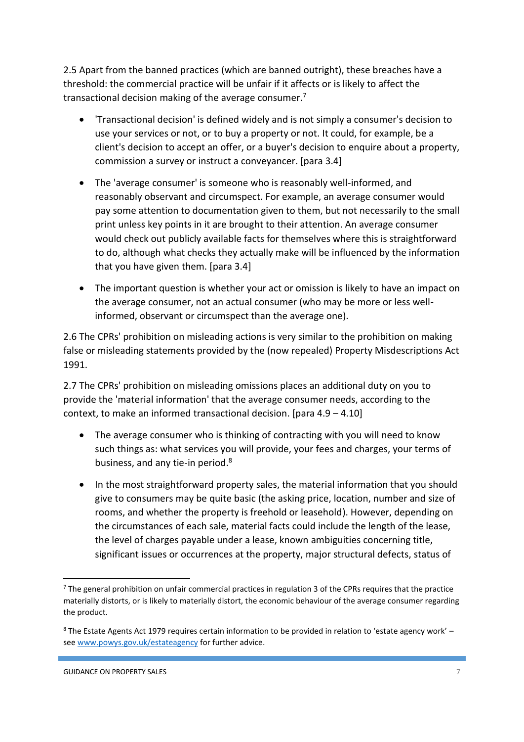2.5 Apart from the banned practices (which are banned outright), these breaches have a threshold: the commercial practice will be unfair if it affects or is likely to affect the transactional decision making of the average consumer.[7]

- 'Transactional decision' is defined widely and is not simply a consumer's decision to use your services or not, or to buy a property or not. It could, for example, be a client's decision to accept an offer, or a buyer's decision to enquire about a property, commission a survey or instruct a conveyancer. [para 3.4]
- The 'average consumer' is someone who is reasonably well-informed, and reasonably observant and circumspect. For example, an average consumer would pay some attention to documentation given to them, but not necessarily to the small print unless key points in it are brought to their attention. An average consumer would check out publicly available facts for themselves where this is straightforward to do, although what checks they actually make will be influenced by the information that you have given them. [para 3.4]
- The important question is whether your act or omission is likely to have an impact on the average consumer, not an actual consumer (who may be more or less well-informed, observant or circumspect than the average one).

2.6 The CPRs' prohibition on misleading actions is very similar to the prohibition on making false or misleading statements provided by the (now repealed) Property Misdescriptions Act 1991.

2.7 The CPRs' prohibition on misleading omissions places an additional duty on you to provide the 'material information' that the average consumer needs, according to the context, to make an informed transactional decision. [para 4.9 – 4.10]

- The average consumer who is thinking of contracting with you will need to know such things as: what services you will provide, your fees and charges, your terms of business, and any tie-in period.[8]
- In the most straightforward property sales, the material information that you should give to consumers may be quite basic (the asking price, location, number and size of rooms, and whether the property is freehold or leasehold). However, depending on the circumstances of each sale, material facts could include the length of the lease, the level of charges payable under a lease, known ambiguities concerning title, significant issues or occurrences at the property, major structural defects, status of

---

[7] The general prohibition on unfair commercial practices in regulation 3 of the CPRs requires that the practice materially distorts, or is likely to materially distort, the economic behaviour of the average consumer regarding the product.

[8] The Estate Agents Act 1979 requires certain information to be provided in relation to 'estate agency work' – see www.powys.gov.uk/estateagency for further advice.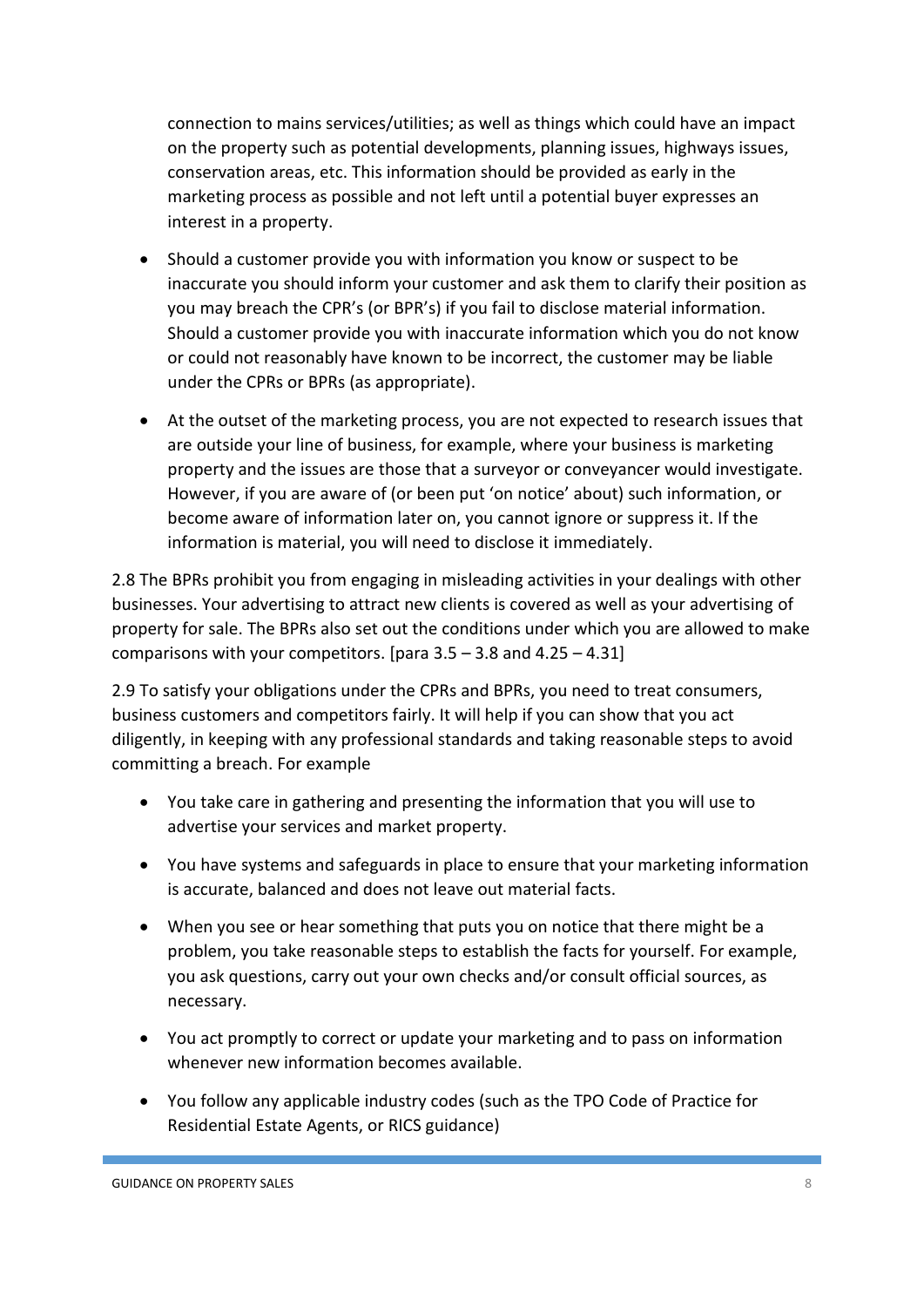connection to mains services/utilities; as well as things which could have an impact on the property such as potential developments, planning issues, highways issues, conservation areas, etc. This information should be provided as early in the marketing process as possible and not left until a potential buyer expresses an interest in a property.

- Should a customer provide you with information you know or suspect to be inaccurate you should inform your customer and ask them to clarify their position as you may breach the CPR's (or BPR's) if you fail to disclose material information. Should a customer provide you with inaccurate information which you do not know or could not reasonably have known to be incorrect, the customer may be liable under the CPRs or BPRs (as appropriate).

- At the outset of the marketing process, you are not expected to research issues that are outside your line of business, for example, where your business is marketing property and the issues are those that a surveyor or conveyancer would investigate. However, if you are aware of (or been put 'on notice' about) such information, or become aware of information later on, you cannot ignore or suppress it. If the information is material, you will need to disclose it immediately.

2.8 The BPRs prohibit you from engaging in misleading activities in your dealings with other businesses. Your advertising to attract new clients is covered as well as your advertising of property for sale. The BPRs also set out the conditions under which you are allowed to make comparisons with your competitors. [para 3.5 – 3.8 and 4.25 – 4.31]

2.9 To satisfy your obligations under the CPRs and BPRs, you need to treat consumers, business customers and competitors fairly. It will help if you can show that you act diligently, in keeping with any professional standards and taking reasonable steps to avoid committing a breach. For example

- You take care in gathering and presenting the information that you will use to advertise your services and market property.

- You have systems and safeguards in place to ensure that your marketing information is accurate, balanced and does not leave out material facts.

- When you see or hear something that puts you on notice that there might be a problem, you take reasonable steps to establish the facts for yourself. For example, you ask questions, carry out your own checks and/or consult official sources, as necessary.

- You act promptly to correct or update your marketing and to pass on information whenever new information becomes available.

- You follow any applicable industry codes (such as the TPO Code of Practice for Residential Estate Agents, or RICS guidance)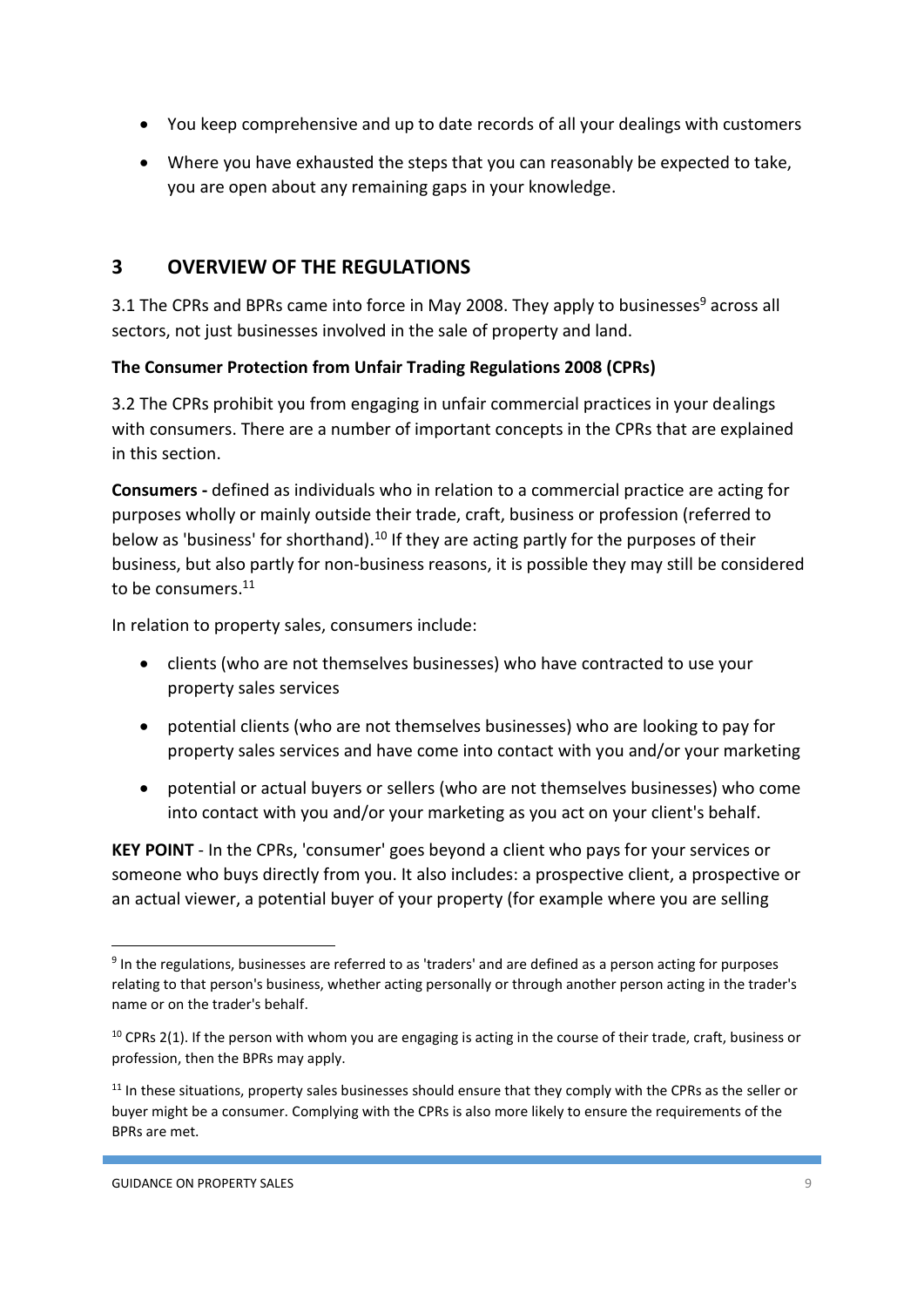- You keep comprehensive and up to date records of all your dealings with customers
- Where you have exhausted the steps that you can reasonably be expected to take, you are open about any remaining gaps in your knowledge.

## 3 OVERVIEW OF THE REGULATIONS

3.1 The CPRs and BPRs came into force in May 2008. They apply to businesses[9] across all sectors, not just businesses involved in the sale of property and land.

**The Consumer Protection from Unfair Trading Regulations 2008 (CPRs)**

3.2 The CPRs prohibit you from engaging in unfair commercial practices in your dealings with consumers. There are a number of important concepts in the CPRs that are explained in this section.

**Consumers -** defined as individuals who in relation to a commercial practice are acting for purposes wholly or mainly outside their trade, craft, business or profession (referred to below as 'business' for shorthand).[10] If they are acting partly for the purposes of their business, but also partly for non-business reasons, it is possible they may still be considered to be consumers.[11]

In relation to property sales, consumers include:

- clients (who are not themselves businesses) who have contracted to use your property sales services
- potential clients (who are not themselves businesses) who are looking to pay for property sales services and have come into contact with you and/or your marketing
- potential or actual buyers or sellers (who are not themselves businesses) who come into contact with you and/or your marketing as you act on your client's behalf.

**KEY POINT** - In the CPRs, 'consumer' goes beyond a client who pays for your services or someone who buys directly from you. It also includes: a prospective client, a prospective or an actual viewer, a potential buyer of your property (for example where you are selling

---

[9] In the regulations, businesses are referred to as 'traders' and are defined as a person acting for purposes relating to that person's business, whether acting personally or through another person acting in the trader's name or on the trader's behalf.

[10] CPRs 2(1). If the person with whom you are engaging is acting in the course of their trade, craft, business or profession, then the BPRs may apply.

[11] In these situations, property sales businesses should ensure that they comply with the CPRs as the seller or buyer might be a consumer. Complying with the CPRs is also more likely to ensure the requirements of the BPRs are met.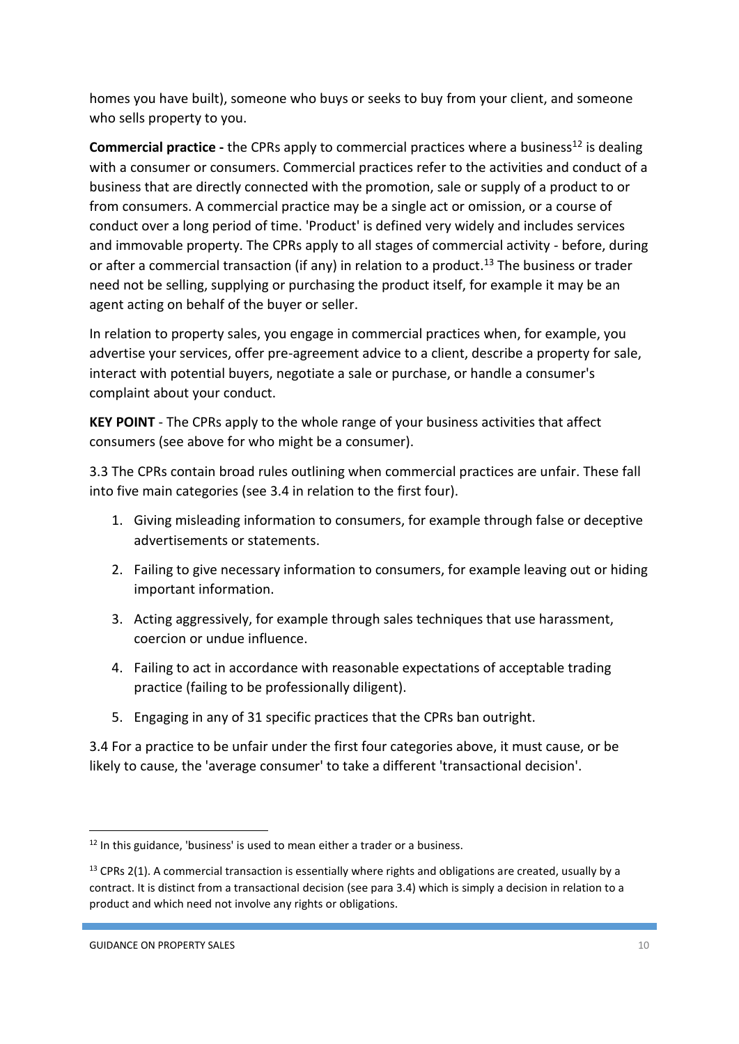homes you have built), someone who buys or seeks to buy from your client, and someone who sells property to you.

**Commercial practice -** the CPRs apply to commercial practices where a business[12] is dealing with a consumer or consumers. Commercial practices refer to the activities and conduct of a business that are directly connected with the promotion, sale or supply of a product to or from consumers. A commercial practice may be a single act or omission, or a course of conduct over a long period of time. 'Product' is defined very widely and includes services and immovable property. The CPRs apply to all stages of commercial activity - before, during or after a commercial transaction (if any) in relation to a product.[13] The business or trader need not be selling, supplying or purchasing the product itself, for example it may be an agent acting on behalf of the buyer or seller.

In relation to property sales, you engage in commercial practices when, for example, you advertise your services, offer pre-agreement advice to a client, describe a property for sale, interact with potential buyers, negotiate a sale or purchase, or handle a consumer's complaint about your conduct.

**KEY POINT** - The CPRs apply to the whole range of your business activities that affect consumers (see above for who might be a consumer).

3.3 The CPRs contain broad rules outlining when commercial practices are unfair. These fall into five main categories (see 3.4 in relation to the first four).

1. Giving misleading information to consumers, for example through false or deceptive advertisements or statements.
2. Failing to give necessary information to consumers, for example leaving out or hiding important information.
3. Acting aggressively, for example through sales techniques that use harassment, coercion or undue influence.
4. Failing to act in accordance with reasonable expectations of acceptable trading practice (failing to be professionally diligent).
5. Engaging in any of 31 specific practices that the CPRs ban outright.

3.4 For a practice to be unfair under the first four categories above, it must cause, or be likely to cause, the 'average consumer' to take a different 'transactional decision'.

---

[12] In this guidance, 'business' is used to mean either a trader or a business.

[13] CPRs 2(1). A commercial transaction is essentially where rights and obligations are created, usually by a contract. It is distinct from a transactional decision (see para 3.4) which is simply a decision in relation to a product and which need not involve any rights or obligations.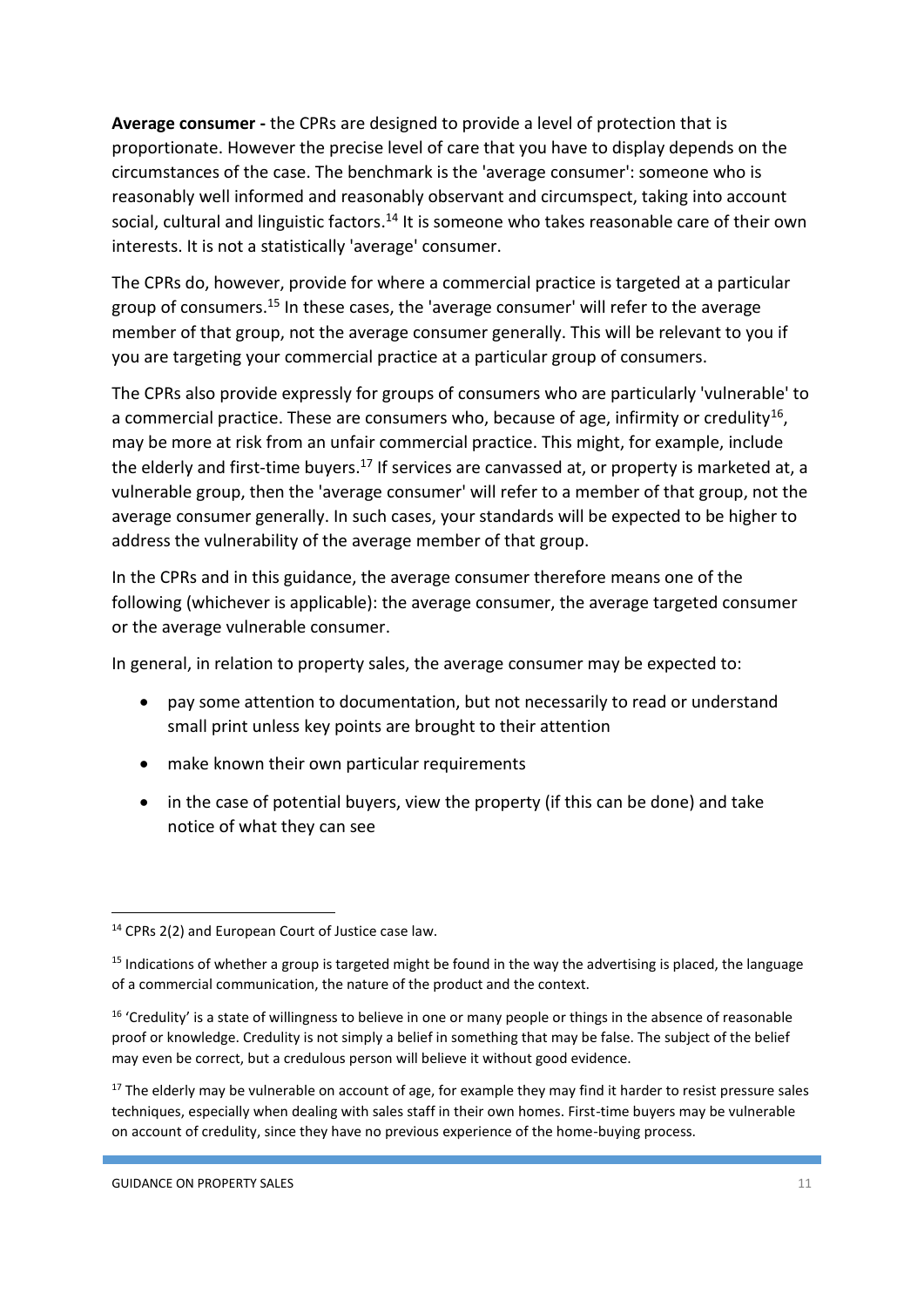**Average consumer -** the CPRs are designed to provide a level of protection that is proportionate. However the precise level of care that you have to display depends on the circumstances of the case. The benchmark is the 'average consumer': someone who is reasonably well informed and reasonably observant and circumspect, taking into account social, cultural and linguistic factors.[14] It is someone who takes reasonable care of their own interests. It is not a statistically 'average' consumer.

The CPRs do, however, provide for where a commercial practice is targeted at a particular group of consumers.[15] In these cases, the 'average consumer' will refer to the average member of that group, not the average consumer generally. This will be relevant to you if you are targeting your commercial practice at a particular group of consumers.

The CPRs also provide expressly for groups of consumers who are particularly 'vulnerable' to a commercial practice. These are consumers who, because of age, infirmity or credulity[16], may be more at risk from an unfair commercial practice. This might, for example, include the elderly and first-time buyers.[17] If services are canvassed at, or property is marketed at, a vulnerable group, then the 'average consumer' will refer to a member of that group, not the average consumer generally. In such cases, your standards will be expected to be higher to address the vulnerability of the average member of that group.

In the CPRs and in this guidance, the average consumer therefore means one of the following (whichever is applicable): the average consumer, the average targeted consumer or the average vulnerable consumer.

In general, in relation to property sales, the average consumer may be expected to:

- pay some attention to documentation, but not necessarily to read or understand small print unless key points are brought to their attention
- make known their own particular requirements
- in the case of potential buyers, view the property (if this can be done) and take notice of what they can see

---

[14] CPRs 2(2) and European Court of Justice case law.

[15] Indications of whether a group is targeted might be found in the way the advertising is placed, the language of a commercial communication, the nature of the product and the context.

[16] 'Credulity' is a state of willingness to believe in one or many people or things in the absence of reasonable proof or knowledge. Credulity is not simply a belief in something that may be false. The subject of the belief may even be correct, but a credulous person will believe it without good evidence.

[17] The elderly may be vulnerable on account of age, for example they may find it harder to resist pressure sales techniques, especially when dealing with sales staff in their own homes. First-time buyers may be vulnerable on account of credulity, since they have no previous experience of the home-buying process.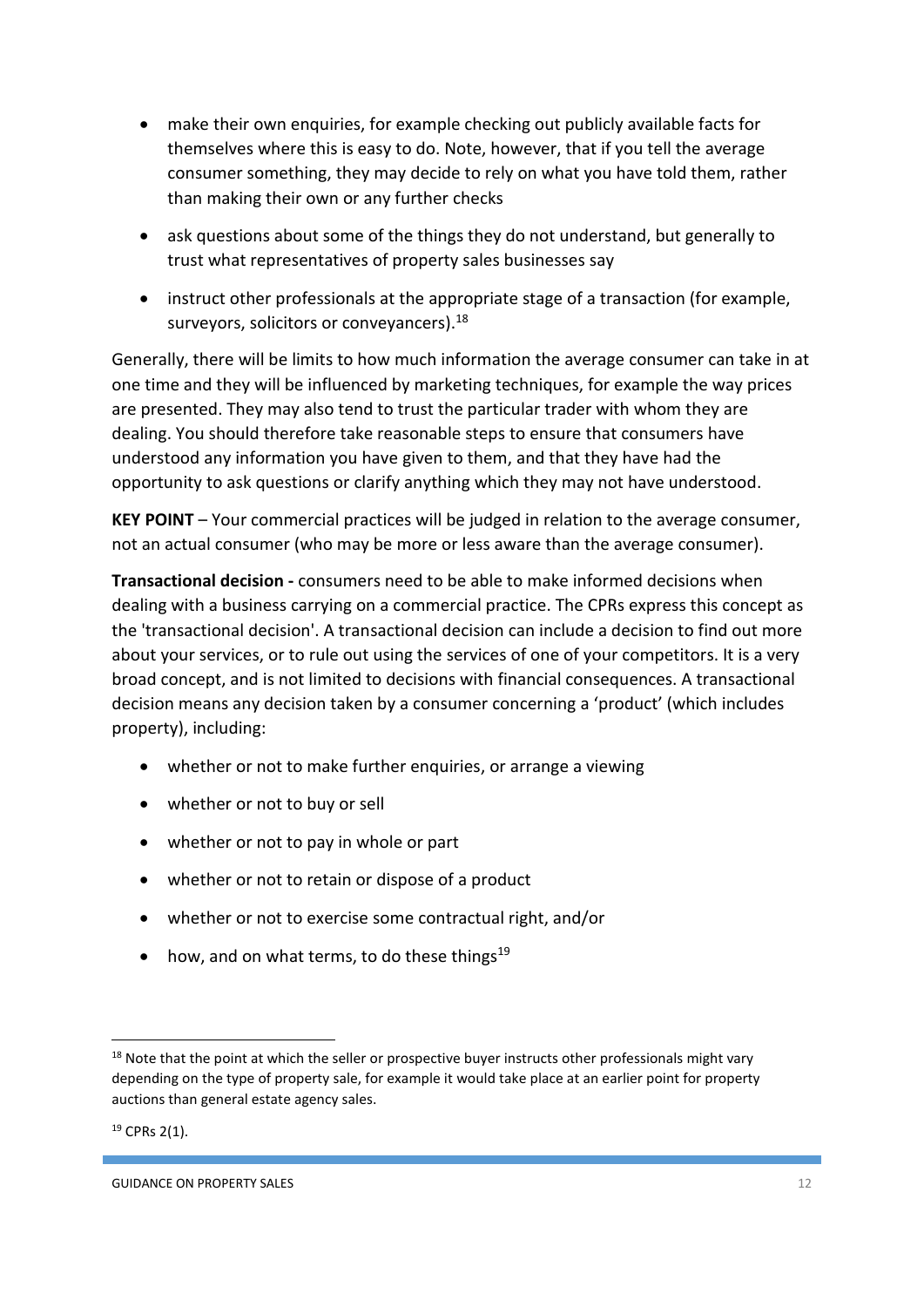- make their own enquiries, for example checking out publicly available facts for themselves where this is easy to do. Note, however, that if you tell the average consumer something, they may decide to rely on what you have told them, rather than making their own or any further checks
- ask questions about some of the things they do not understand, but generally to trust what representatives of property sales businesses say
- instruct other professionals at the appropriate stage of a transaction (for example, surveyors, solicitors or conveyancers).[18]

Generally, there will be limits to how much information the average consumer can take in at one time and they will be influenced by marketing techniques, for example the way prices are presented. They may also tend to trust the particular trader with whom they are dealing. You should therefore take reasonable steps to ensure that consumers have understood any information you have given to them, and that they have had the opportunity to ask questions or clarify anything which they may not have understood.

**KEY POINT** – Your commercial practices will be judged in relation to the average consumer, not an actual consumer (who may be more or less aware than the average consumer).

**Transactional decision -** consumers need to be able to make informed decisions when dealing with a business carrying on a commercial practice. The CPRs express this concept as the 'transactional decision'. A transactional decision can include a decision to find out more about your services, or to rule out using the services of one of your competitors. It is a very broad concept, and is not limited to decisions with financial consequences. A transactional decision means any decision taken by a consumer concerning a 'product' (which includes property), including:

- whether or not to make further enquiries, or arrange a viewing
- whether or not to buy or sell
- whether or not to pay in whole or part
- whether or not to retain or dispose of a product
- whether or not to exercise some contractual right, and/or
- how, and on what terms, to do these things[19]

---

[18] Note that the point at which the seller or prospective buyer instructs other professionals might vary depending on the type of property sale, for example it would take place at an earlier point for property auctions than general estate agency sales.

[19] CPRs 2(1).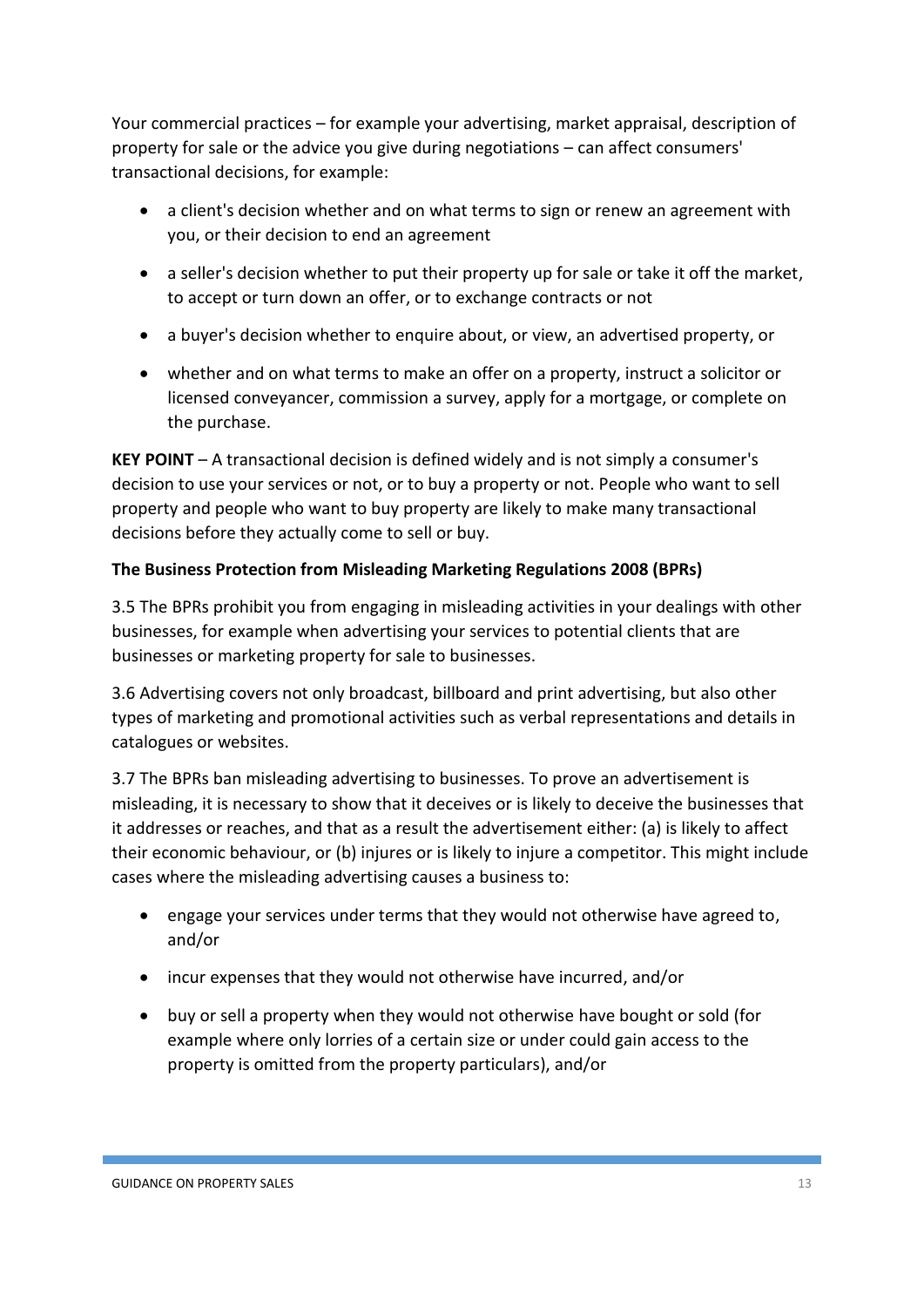Your commercial practices – for example your advertising, market appraisal, description of property for sale or the advice you give during negotiations – can affect consumers' transactional decisions, for example:

- a client's decision whether and on what terms to sign or renew an agreement with you, or their decision to end an agreement
- a seller's decision whether to put their property up for sale or take it off the market, to accept or turn down an offer, or to exchange contracts or not
- a buyer's decision whether to enquire about, or view, an advertised property, or
- whether and on what terms to make an offer on a property, instruct a solicitor or licensed conveyancer, commission a survey, apply for a mortgage, or complete on the purchase.

**KEY POINT** – A transactional decision is defined widely and is not simply a consumer's decision to use your services or not, or to buy a property or not. People who want to sell property and people who want to buy property are likely to make many transactional decisions before they actually come to sell or buy.

**The Business Protection from Misleading Marketing Regulations 2008 (BPRs)**

3.5 The BPRs prohibit you from engaging in misleading activities in your dealings with other businesses, for example when advertising your services to potential clients that are businesses or marketing property for sale to businesses.

3.6 Advertising covers not only broadcast, billboard and print advertising, but also other types of marketing and promotional activities such as verbal representations and details in catalogues or websites.

3.7 The BPRs ban misleading advertising to businesses. To prove an advertisement is misleading, it is necessary to show that it deceives or is likely to deceive the businesses that it addresses or reaches, and that as a result the advertisement either: (a) is likely to affect their economic behaviour, or (b) injures or is likely to injure a competitor. This might include cases where the misleading advertising causes a business to:

- engage your services under terms that they would not otherwise have agreed to, and/or
- incur expenses that they would not otherwise have incurred, and/or
- buy or sell a property when they would not otherwise have bought or sold (for example where only lorries of a certain size or under could gain access to the property is omitted from the property particulars), and/or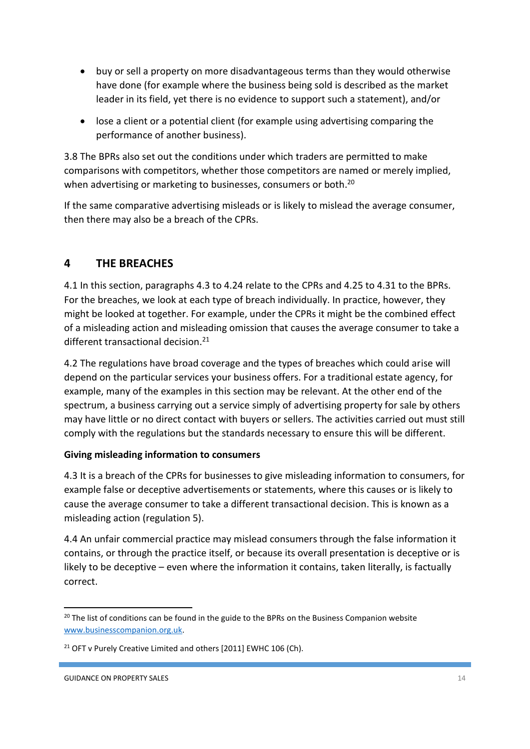- buy or sell a property on more disadvantageous terms than they would otherwise have done (for example where the business being sold is described as the market leader in its field, yet there is no evidence to support such a statement), and/or
- lose a client or a potential client (for example using advertising comparing the performance of another business).

3.8 The BPRs also set out the conditions under which traders are permitted to make comparisons with competitors, whether those competitors are named or merely implied, when advertising or marketing to businesses, consumers or both.[20]

If the same comparative advertising misleads or is likely to mislead the average consumer, then there may also be a breach of the CPRs.

## 4 THE BREACHES

4.1 In this section, paragraphs 4.3 to 4.24 relate to the CPRs and 4.25 to 4.31 to the BPRs. For the breaches, we look at each type of breach individually. In practice, however, they might be looked at together. For example, under the CPRs it might be the combined effect of a misleading action and misleading omission that causes the average consumer to take a different transactional decision.[21]

4.2 The regulations have broad coverage and the types of breaches which could arise will depend on the particular services your business offers. For a traditional estate agency, for example, many of the examples in this section may be relevant. At the other end of the spectrum, a business carrying out a service simply of advertising property for sale by others may have little or no direct contact with buyers or sellers. The activities carried out must still comply with the regulations but the standards necessary to ensure this will be different.

**Giving misleading information to consumers**

4.3 It is a breach of the CPRs for businesses to give misleading information to consumers, for example false or deceptive advertisements or statements, where this causes or is likely to cause the average consumer to take a different transactional decision. This is known as a misleading action (regulation 5).

4.4 An unfair commercial practice may mislead consumers through the false information it contains, or through the practice itself, or because its overall presentation is deceptive or is likely to be deceptive – even where the information it contains, taken literally, is factually correct.

---

[20] The list of conditions can be found in the guide to the BPRs on the Business Companion website www.businesscompanion.org.uk.

[21] OFT v Purely Creative Limited and others [2011] EWHC 106 (Ch).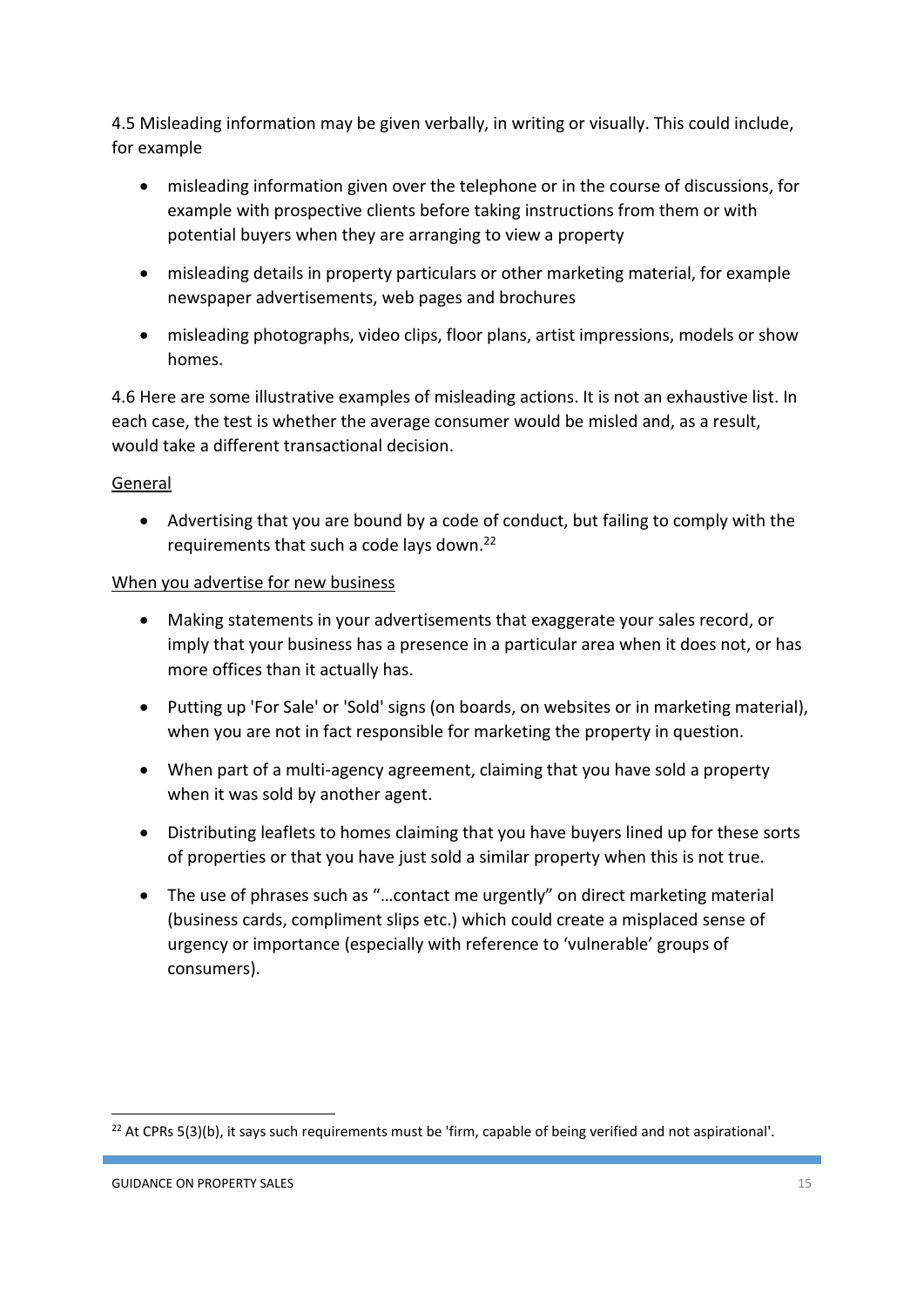4.5 Misleading information may be given verbally, in writing or visually. This could include, for example

- misleading information given over the telephone or in the course of discussions, for example with prospective clients before taking instructions from them or with potential buyers when they are arranging to view a property
- misleading details in property particulars or other marketing material, for example newspaper advertisements, web pages and brochures
- misleading photographs, video clips, floor plans, artist impressions, models or show homes.

4.6 Here are some illustrative examples of misleading actions. It is not an exhaustive list. In each case, the test is whether the average consumer would be misled and, as a result, would take a different transactional decision.

<u>General</u>

- Advertising that you are bound by a code of conduct, but failing to comply with the requirements that such a code lays down.[22]

<u>When you advertise for new business</u>

- Making statements in your advertisements that exaggerate your sales record, or imply that your business has a presence in a particular area when it does not, or has more offices than it actually has.
- Putting up 'For Sale' or 'Sold' signs (on boards, on websites or in marketing material), when you are not in fact responsible for marketing the property in question.
- When part of a multi-agency agreement, claiming that you have sold a property when it was sold by another agent.
- Distributing leaflets to homes claiming that you have buyers lined up for these sorts of properties or that you have just sold a similar property when this is not true.
- The use of phrases such as "…contact me urgently" on direct marketing material (business cards, compliment slips etc.) which could create a misplaced sense of urgency or importance (especially with reference to 'vulnerable' groups of consumers).

---

[22] At CPRs 5(3)(b), it says such requirements must be 'firm, capable of being verified and not aspirational'.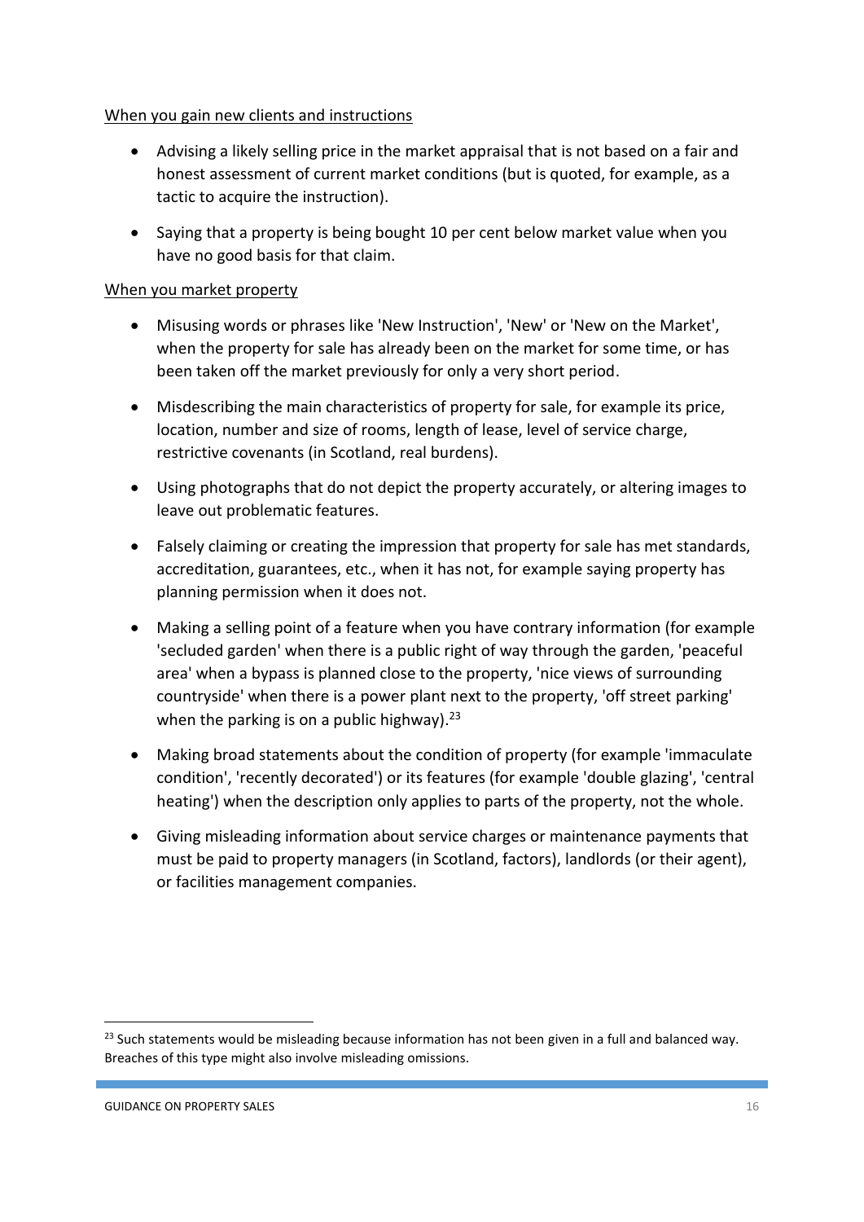When you gain new clients and instructions

- Advising a likely selling price in the market appraisal that is not based on a fair and honest assessment of current market conditions (but is quoted, for example, as a tactic to acquire the instruction).
- Saying that a property is being bought 10 per cent below market value when you have no good basis for that claim.

When you market property

- Misusing words or phrases like 'New Instruction', 'New' or 'New on the Market', when the property for sale has already been on the market for some time, or has been taken off the market previously for only a very short period.
- Misdescribing the main characteristics of property for sale, for example its price, location, number and size of rooms, length of lease, level of service charge, restrictive covenants (in Scotland, real burdens).
- Using photographs that do not depict the property accurately, or altering images to leave out problematic features.
- Falsely claiming or creating the impression that property for sale has met standards, accreditation, guarantees, etc., when it has not, for example saying property has planning permission when it does not.
- Making a selling point of a feature when you have contrary information (for example 'secluded garden' when there is a public right of way through the garden, 'peaceful area' when a bypass is planned close to the property, 'nice views of surrounding countryside' when there is a power plant next to the property, 'off street parking' when the parking is on a public highway).[23]
- Making broad statements about the condition of property (for example 'immaculate condition', 'recently decorated') or its features (for example 'double glazing', 'central heating') when the description only applies to parts of the property, not the whole.
- Giving misleading information about service charges or maintenance payments that must be paid to property managers (in Scotland, factors), landlords (or their agent), or facilities management companies.

[23] Such statements would be misleading because information has not been given in a full and balanced way. Breaches of this type might also involve misleading omissions.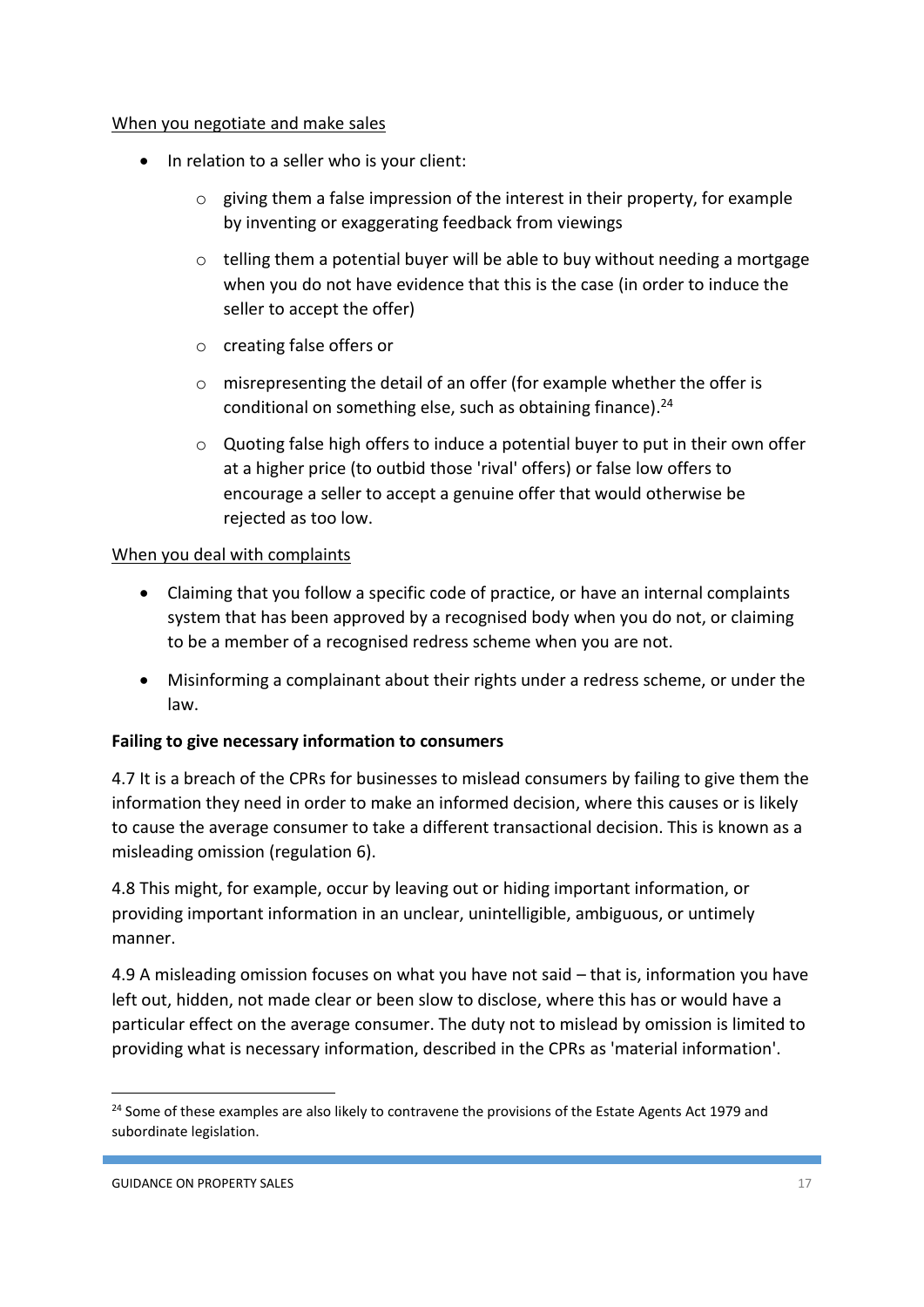When you negotiate and make sales

- In relation to a seller who is your client:
  - giving them a false impression of the interest in their property, for example by inventing or exaggerating feedback from viewings
  - telling them a potential buyer will be able to buy without needing a mortgage when you do not have evidence that this is the case (in order to induce the seller to accept the offer)
  - creating false offers or
  - misrepresenting the detail of an offer (for example whether the offer is conditional on something else, such as obtaining finance).[24]
  - Quoting false high offers to induce a potential buyer to put in their own offer at a higher price (to outbid those 'rival' offers) or false low offers to encourage a seller to accept a genuine offer that would otherwise be rejected as too low.

When you deal with complaints

- Claiming that you follow a specific code of practice, or have an internal complaints system that has been approved by a recognised body when you do not, or claiming to be a member of a recognised redress scheme when you are not.
- Misinforming a complainant about their rights under a redress scheme, or under the law.

**Failing to give necessary information to consumers**

4.7 It is a breach of the CPRs for businesses to mislead consumers by failing to give them the information they need in order to make an informed decision, where this causes or is likely to cause the average consumer to take a different transactional decision. This is known as a misleading omission (regulation 6).

4.8 This might, for example, occur by leaving out or hiding important information, or providing important information in an unclear, unintelligible, ambiguous, or untimely manner.

4.9 A misleading omission focuses on what you have not said – that is, information you have left out, hidden, not made clear or been slow to disclose, where this has or would have a particular effect on the average consumer. The duty not to mislead by omission is limited to providing what is necessary information, described in the CPRs as 'material information'.

---

[24] Some of these examples are also likely to contravene the provisions of the Estate Agents Act 1979 and subordinate legislation.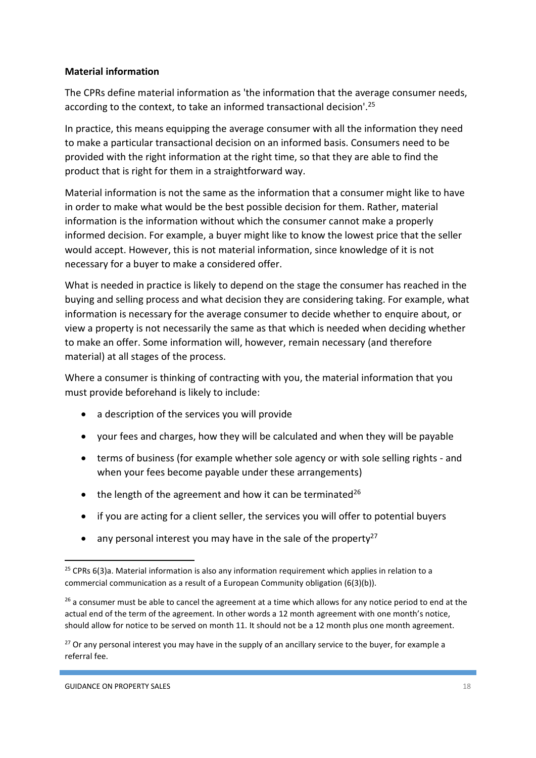**Material information**

The CPRs define material information as 'the information that the average consumer needs, according to the context, to take an informed transactional decision'.[25]

In practice, this means equipping the average consumer with all the information they need to make a particular transactional decision on an informed basis. Consumers need to be provided with the right information at the right time, so that they are able to find the product that is right for them in a straightforward way.

Material information is not the same as the information that a consumer might like to have in order to make what would be the best possible decision for them. Rather, material information is the information without which the consumer cannot make a properly informed decision. For example, a buyer might like to know the lowest price that the seller would accept. However, this is not material information, since knowledge of it is not necessary for a buyer to make a considered offer.

What is needed in practice is likely to depend on the stage the consumer has reached in the buying and selling process and what decision they are considering taking. For example, what information is necessary for the average consumer to decide whether to enquire about, or view a property is not necessarily the same as that which is needed when deciding whether to make an offer. Some information will, however, remain necessary (and therefore material) at all stages of the process.

Where a consumer is thinking of contracting with you, the material information that you must provide beforehand is likely to include:

- a description of the services you will provide
- your fees and charges, how they will be calculated and when they will be payable
- terms of business (for example whether sole agency or with sole selling rights - and when your fees become payable under these arrangements)
- the length of the agreement and how it can be terminated[26]
- if you are acting for a client seller, the services you will offer to potential buyers
- any personal interest you may have in the sale of the property[27]

---

[25] CPRs 6(3)a. Material information is also any information requirement which applies in relation to a commercial communication as a result of a European Community obligation (6(3)(b)).

[26] a consumer must be able to cancel the agreement at a time which allows for any notice period to end at the actual end of the term of the agreement. In other words a 12 month agreement with one month's notice, should allow for notice to be served on month 11. It should not be a 12 month plus one month agreement.

[27] Or any personal interest you may have in the supply of an ancillary service to the buyer, for example a referral fee.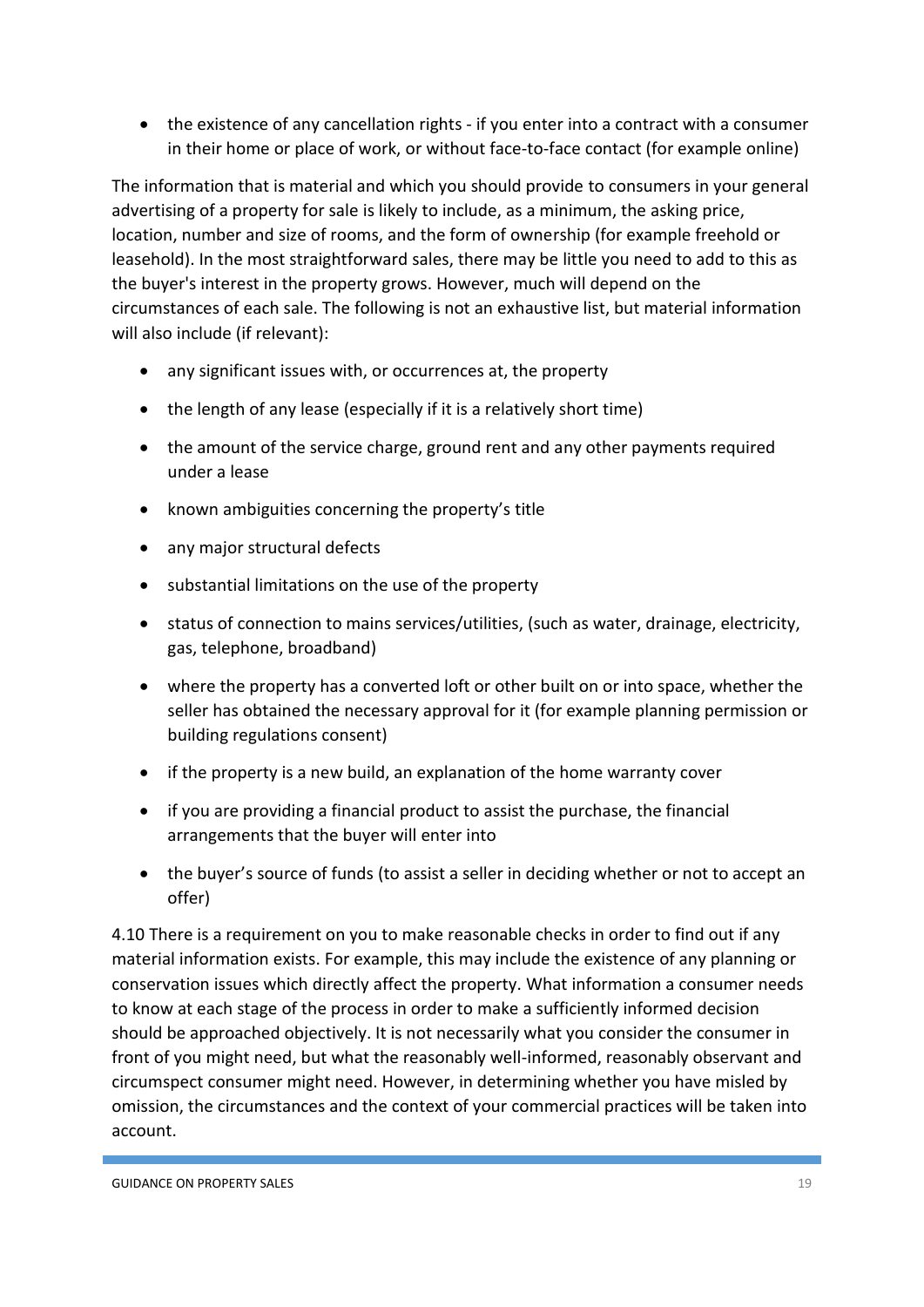- the existence of any cancellation rights - if you enter into a contract with a consumer in their home or place of work, or without face-to-face contact (for example online)

The information that is material and which you should provide to consumers in your general advertising of a property for sale is likely to include, as a minimum, the asking price, location, number and size of rooms, and the form of ownership (for example freehold or leasehold). In the most straightforward sales, there may be little you need to add to this as the buyer's interest in the property grows. However, much will depend on the circumstances of each sale. The following is not an exhaustive list, but material information will also include (if relevant):

- any significant issues with, or occurrences at, the property
- the length of any lease (especially if it is a relatively short time)
- the amount of the service charge, ground rent and any other payments required under a lease
- known ambiguities concerning the property's title
- any major structural defects
- substantial limitations on the use of the property
- status of connection to mains services/utilities, (such as water, drainage, electricity, gas, telephone, broadband)
- where the property has a converted loft or other built on or into space, whether the seller has obtained the necessary approval for it (for example planning permission or building regulations consent)
- if the property is a new build, an explanation of the home warranty cover
- if you are providing a financial product to assist the purchase, the financial arrangements that the buyer will enter into
- the buyer's source of funds (to assist a seller in deciding whether or not to accept an offer)

4.10 There is a requirement on you to make reasonable checks in order to find out if any material information exists. For example, this may include the existence of any planning or conservation issues which directly affect the property. What information a consumer needs to know at each stage of the process in order to make a sufficiently informed decision should be approached objectively. It is not necessarily what you consider the consumer in front of you might need, but what the reasonably well-informed, reasonably observant and circumspect consumer might need. However, in determining whether you have misled by omission, the circumstances and the context of your commercial practices will be taken into account.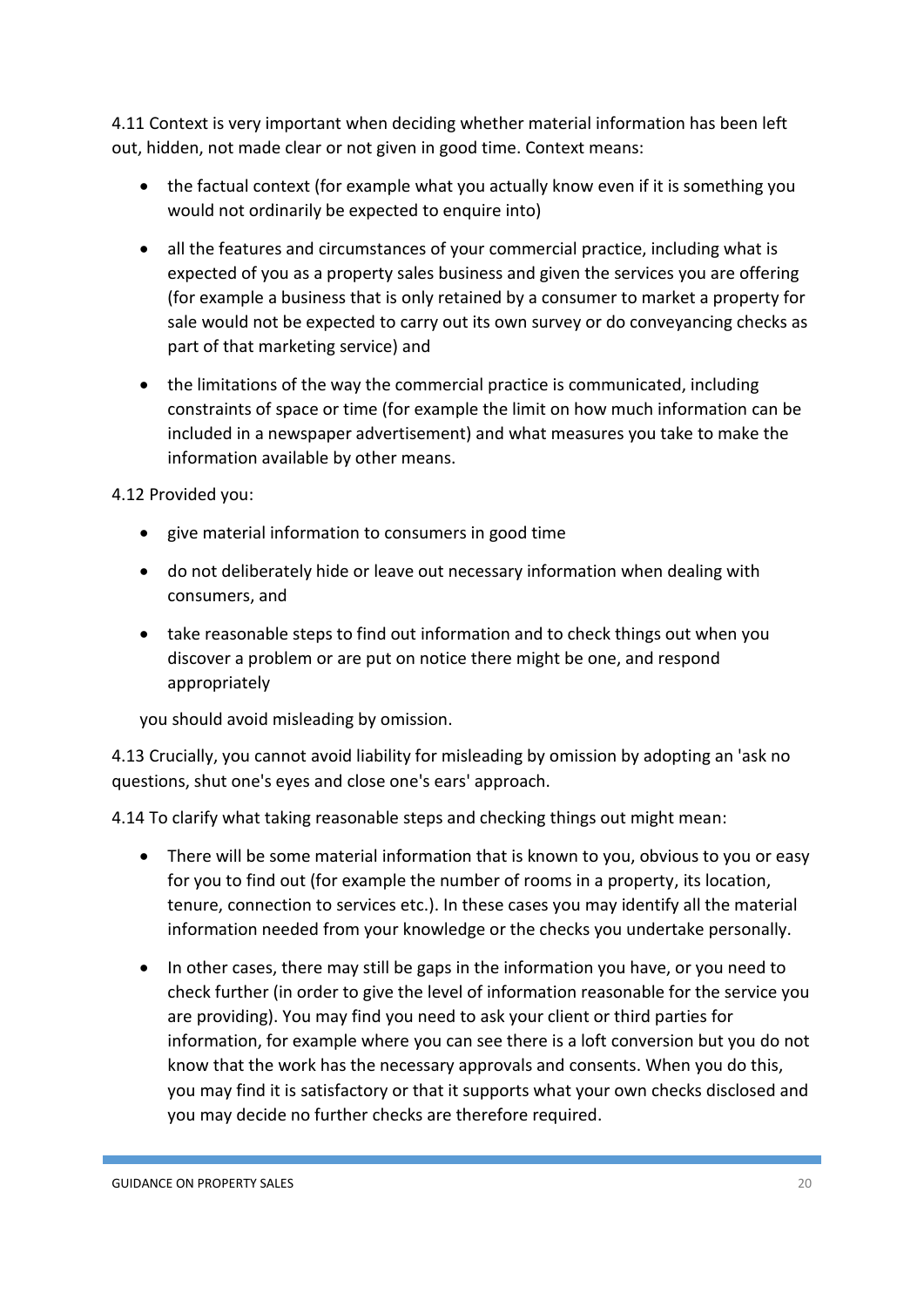4.11 Context is very important when deciding whether material information has been left out, hidden, not made clear or not given in good time. Context means:

- the factual context (for example what you actually know even if it is something you would not ordinarily be expected to enquire into)
- all the features and circumstances of your commercial practice, including what is expected of you as a property sales business and given the services you are offering (for example a business that is only retained by a consumer to market a property for sale would not be expected to carry out its own survey or do conveyancing checks as part of that marketing service) and
- the limitations of the way the commercial practice is communicated, including constraints of space or time (for example the limit on how much information can be included in a newspaper advertisement) and what measures you take to make the information available by other means.

4.12 Provided you:

- give material information to consumers in good time
- do not deliberately hide or leave out necessary information when dealing with consumers, and
- take reasonable steps to find out information and to check things out when you discover a problem or are put on notice there might be one, and respond appropriately

you should avoid misleading by omission.

4.13 Crucially, you cannot avoid liability for misleading by omission by adopting an 'ask no questions, shut one's eyes and close one's ears' approach.

4.14 To clarify what taking reasonable steps and checking things out might mean:

- There will be some material information that is known to you, obvious to you or easy for you to find out (for example the number of rooms in a property, its location, tenure, connection to services etc.). In these cases you may identify all the material information needed from your knowledge or the checks you undertake personally.
- In other cases, there may still be gaps in the information you have, or you need to check further (in order to give the level of information reasonable for the service you are providing). You may find you need to ask your client or third parties for information, for example where you can see there is a loft conversion but you do not know that the work has the necessary approvals and consents. When you do this, you may find it is satisfactory or that it supports what your own checks disclosed and you may decide no further checks are therefore required.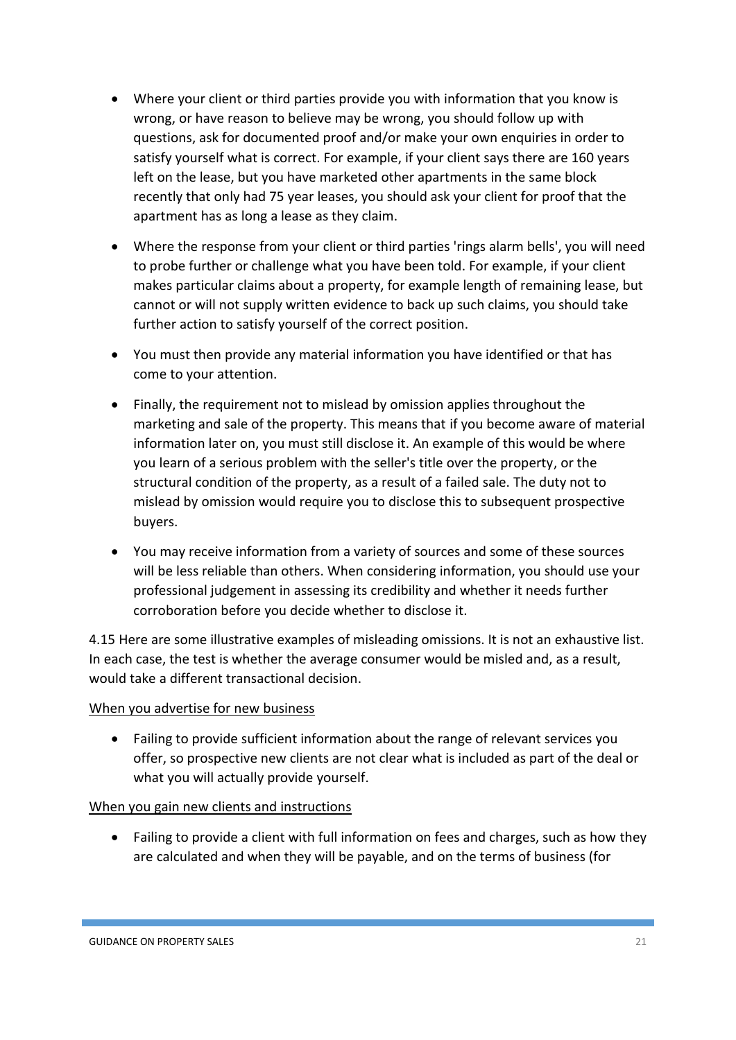- Where your client or third parties provide you with information that you know is wrong, or have reason to believe may be wrong, you should follow up with questions, ask for documented proof and/or make your own enquiries in order to satisfy yourself what is correct. For example, if your client says there are 160 years left on the lease, but you have marketed other apartments in the same block recently that only had 75 year leases, you should ask your client for proof that the apartment has as long a lease as they claim.

- Where the response from your client or third parties 'rings alarm bells', you will need to probe further or challenge what you have been told. For example, if your client makes particular claims about a property, for example length of remaining lease, but cannot or will not supply written evidence to back up such claims, you should take further action to satisfy yourself of the correct position.

- You must then provide any material information you have identified or that has come to your attention.

- Finally, the requirement not to mislead by omission applies throughout the marketing and sale of the property. This means that if you become aware of material information later on, you must still disclose it. An example of this would be where you learn of a serious problem with the seller's title over the property, or the structural condition of the property, as a result of a failed sale. The duty not to mislead by omission would require you to disclose this to subsequent prospective buyers.

- You may receive information from a variety of sources and some of these sources will be less reliable than others. When considering information, you should use your professional judgement in assessing its credibility and whether it needs further corroboration before you decide whether to disclose it.

4.15 Here are some illustrative examples of misleading omissions. It is not an exhaustive list. In each case, the test is whether the average consumer would be misled and, as a result, would take a different transactional decision.

<u>When you advertise for new business</u>

- Failing to provide sufficient information about the range of relevant services you offer, so prospective new clients are not clear what is included as part of the deal or what you will actually provide yourself.

<u>When you gain new clients and instructions</u>

- Failing to provide a client with full information on fees and charges, such as how they are calculated and when they will be payable, and on the terms of business (for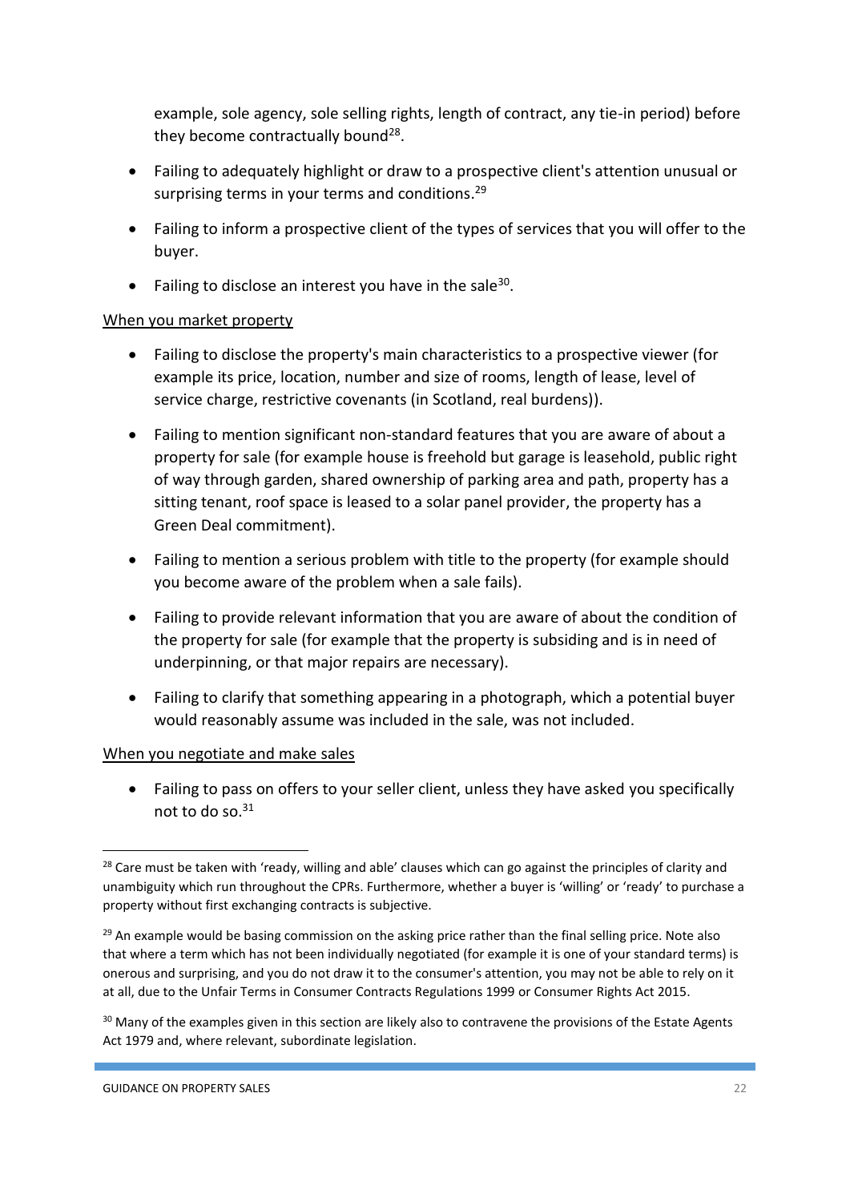example, sole agency, sole selling rights, length of contract, any tie-in period) before they become contractually bound[28].

- Failing to adequately highlight or draw to a prospective client's attention unusual or surprising terms in your terms and conditions.[29]
- Failing to inform a prospective client of the types of services that you will offer to the buyer.
- Failing to disclose an interest you have in the sale[30].

When you market property

- Failing to disclose the property's main characteristics to a prospective viewer (for example its price, location, number and size of rooms, length of lease, level of service charge, restrictive covenants (in Scotland, real burdens)).
- Failing to mention significant non-standard features that you are aware of about a property for sale (for example house is freehold but garage is leasehold, public right of way through garden, shared ownership of parking area and path, property has a sitting tenant, roof space is leased to a solar panel provider, the property has a Green Deal commitment).
- Failing to mention a serious problem with title to the property (for example should you become aware of the problem when a sale fails).
- Failing to provide relevant information that you are aware of about the condition of the property for sale (for example that the property is subsiding and is in need of underpinning, or that major repairs are necessary).
- Failing to clarify that something appearing in a photograph, which a potential buyer would reasonably assume was included in the sale, was not included.

When you negotiate and make sales

- Failing to pass on offers to your seller client, unless they have asked you specifically not to do so.[31]

---

[28] Care must be taken with 'ready, willing and able' clauses which can go against the principles of clarity and unambiguity which run throughout the CPRs. Furthermore, whether a buyer is 'willing' or 'ready' to purchase a property without first exchanging contracts is subjective.

[29] An example would be basing commission on the asking price rather than the final selling price. Note also that where a term which has not been individually negotiated (for example it is one of your standard terms) is onerous and surprising, and you do not draw it to the consumer's attention, you may not be able to rely on it at all, due to the Unfair Terms in Consumer Contracts Regulations 1999 or Consumer Rights Act 2015.

[30] Many of the examples given in this section are likely also to contravene the provisions of the Estate Agents Act 1979 and, where relevant, subordinate legislation.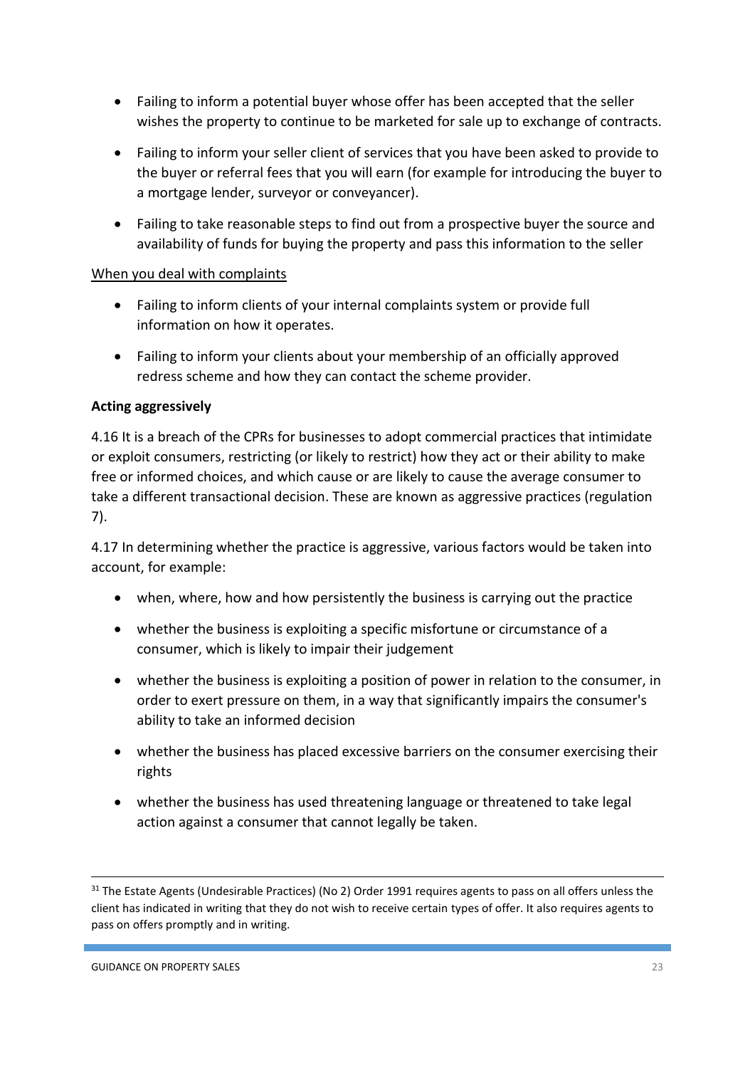- Failing to inform a potential buyer whose offer has been accepted that the seller wishes the property to continue to be marketed for sale up to exchange of contracts.
- Failing to inform your seller client of services that you have been asked to provide to the buyer or referral fees that you will earn (for example for introducing the buyer to a mortgage lender, surveyor or conveyancer).
- Failing to take reasonable steps to find out from a prospective buyer the source and availability of funds for buying the property and pass this information to the seller

When you deal with complaints

- Failing to inform clients of your internal complaints system or provide full information on how it operates.
- Failing to inform your clients about your membership of an officially approved redress scheme and how they can contact the scheme provider.

**Acting aggressively**

4.16 It is a breach of the CPRs for businesses to adopt commercial practices that intimidate or exploit consumers, restricting (or likely to restrict) how they act or their ability to make free or informed choices, and which cause or are likely to cause the average consumer to take a different transactional decision. These are known as aggressive practices (regulation 7).

4.17 In determining whether the practice is aggressive, various factors would be taken into account, for example:

- when, where, how and how persistently the business is carrying out the practice
- whether the business is exploiting a specific misfortune or circumstance of a consumer, which is likely to impair their judgement
- whether the business is exploiting a position of power in relation to the consumer, in order to exert pressure on them, in a way that significantly impairs the consumer's ability to take an informed decision
- whether the business has placed excessive barriers on the consumer exercising their rights
- whether the business has used threatening language or threatened to take legal action against a consumer that cannot legally be taken.

[31] The Estate Agents (Undesirable Practices) (No 2) Order 1991 requires agents to pass on all offers unless the client has indicated in writing that they do not wish to receive certain types of offer. It also requires agents to pass on offers promptly and in writing.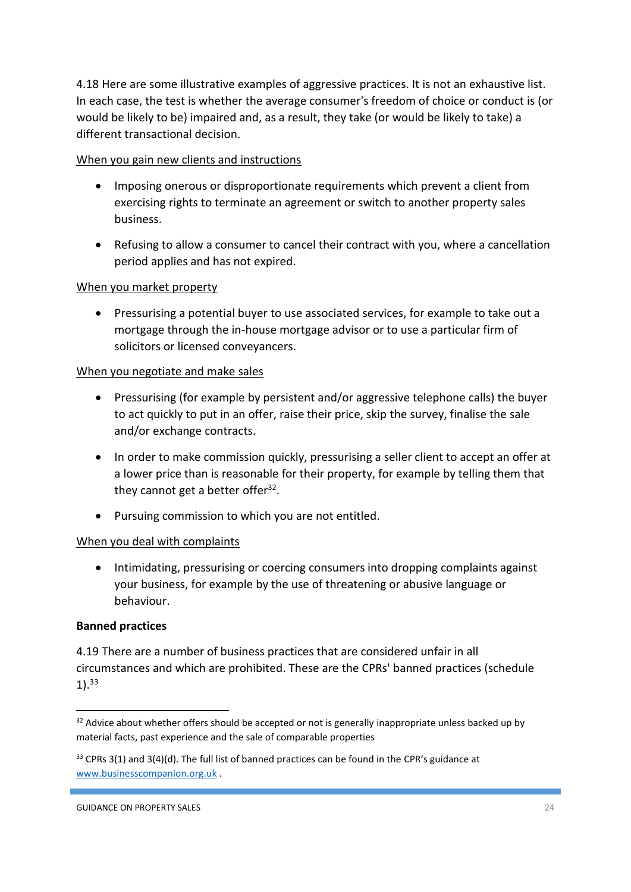4.18 Here are some illustrative examples of aggressive practices. It is not an exhaustive list. In each case, the test is whether the average consumer's freedom of choice or conduct is (or would be likely to be) impaired and, as a result, they take (or would be likely to take) a different transactional decision.

<u>When you gain new clients and instructions</u>

- Imposing onerous or disproportionate requirements which prevent a client from exercising rights to terminate an agreement or switch to another property sales business.
- Refusing to allow a consumer to cancel their contract with you, where a cancellation period applies and has not expired.

<u>When you market property</u>

- Pressurising a potential buyer to use associated services, for example to take out a mortgage through the in-house mortgage advisor or to use a particular firm of solicitors or licensed conveyancers.

<u>When you negotiate and make sales</u>

- Pressurising (for example by persistent and/or aggressive telephone calls) the buyer to act quickly to put in an offer, raise their price, skip the survey, finalise the sale and/or exchange contracts.
- In order to make commission quickly, pressurising a seller client to accept an offer at a lower price than is reasonable for their property, for example by telling them that they cannot get a better offer[32].
- Pursuing commission to which you are not entitled.

<u>When you deal with complaints</u>

- Intimidating, pressurising or coercing consumers into dropping complaints against your business, for example by the use of threatening or abusive language or behaviour.

**Banned practices**

4.19 There are a number of business practices that are considered unfair in all circumstances and which are prohibited. These are the CPRs' banned practices (schedule 1).[33]

---

[32] Advice about whether offers should be accepted or not is generally inappropriate unless backed up by material facts, past experience and the sale of comparable properties

[33] CPRs 3(1) and 3(4)(d). The full list of banned practices can be found in the CPR's guidance at www.businesscompanion.org.uk .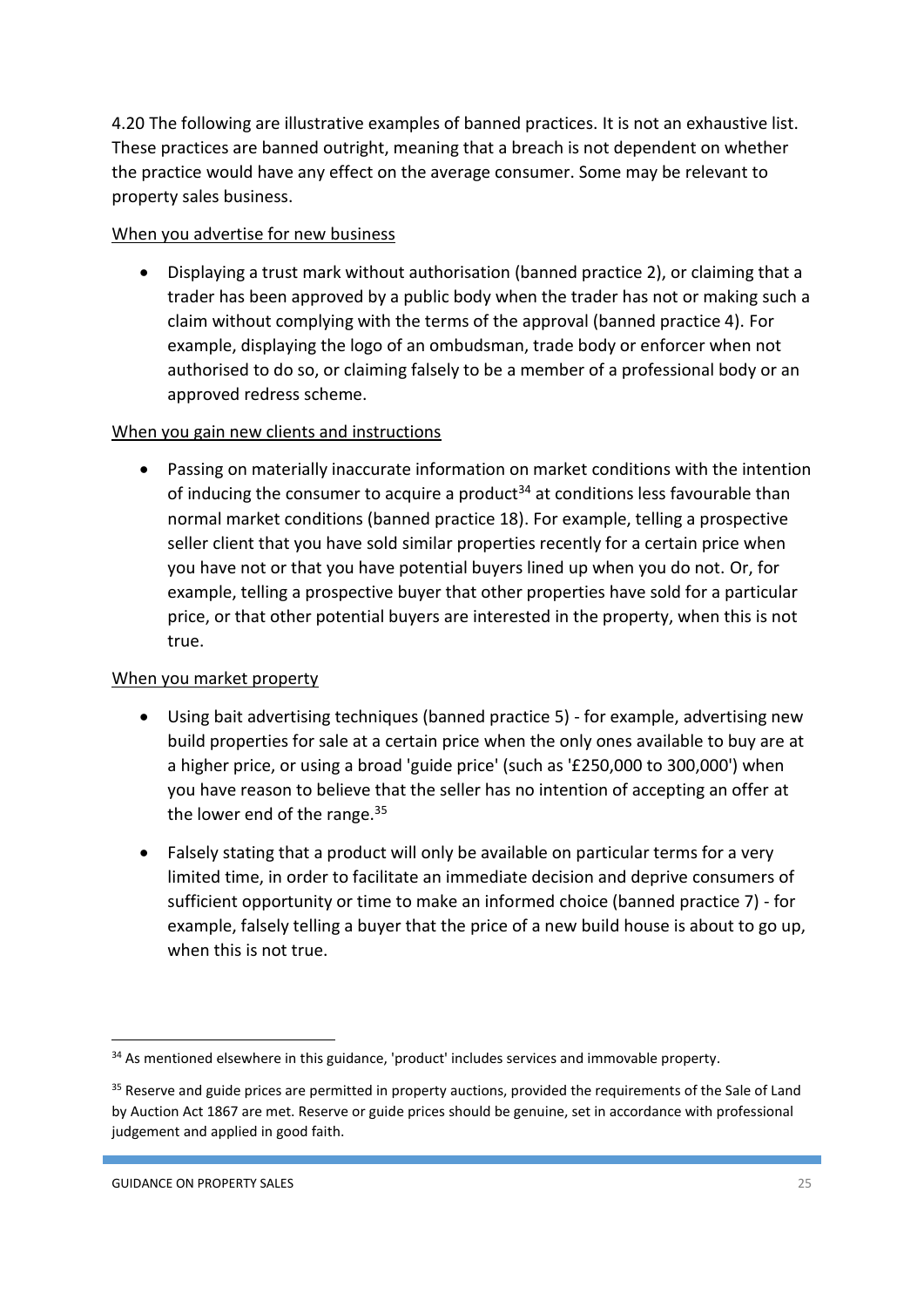4.20 The following are illustrative examples of banned practices. It is not an exhaustive list. These practices are banned outright, meaning that a breach is not dependent on whether the practice would have any effect on the average consumer. Some may be relevant to property sales business.

<u>When you advertise for new business</u>

- Displaying a trust mark without authorisation (banned practice 2), or claiming that a trader has been approved by a public body when the trader has not or making such a claim without complying with the terms of the approval (banned practice 4). For example, displaying the logo of an ombudsman, trade body or enforcer when not authorised to do so, or claiming falsely to be a member of a professional body or an approved redress scheme.

<u>When you gain new clients and instructions</u>

- Passing on materially inaccurate information on market conditions with the intention of inducing the consumer to acquire a product[34] at conditions less favourable than normal market conditions (banned practice 18). For example, telling a prospective seller client that you have sold similar properties recently for a certain price when you have not or that you have potential buyers lined up when you do not. Or, for example, telling a prospective buyer that other properties have sold for a particular price, or that other potential buyers are interested in the property, when this is not true.

<u>When you market property</u>

- Using bait advertising techniques (banned practice 5) - for example, advertising new build properties for sale at a certain price when the only ones available to buy are at a higher price, or using a broad 'guide price' (such as '£250,000 to 300,000') when you have reason to believe that the seller has no intention of accepting an offer at the lower end of the range.[35]
- Falsely stating that a product will only be available on particular terms for a very limited time, in order to facilitate an immediate decision and deprive consumers of sufficient opportunity or time to make an informed choice (banned practice 7) - for example, falsely telling a buyer that the price of a new build house is about to go up, when this is not true.

---

[34] As mentioned elsewhere in this guidance, 'product' includes services and immovable property.

[35] Reserve and guide prices are permitted in property auctions, provided the requirements of the Sale of Land by Auction Act 1867 are met. Reserve or guide prices should be genuine, set in accordance with professional judgement and applied in good faith.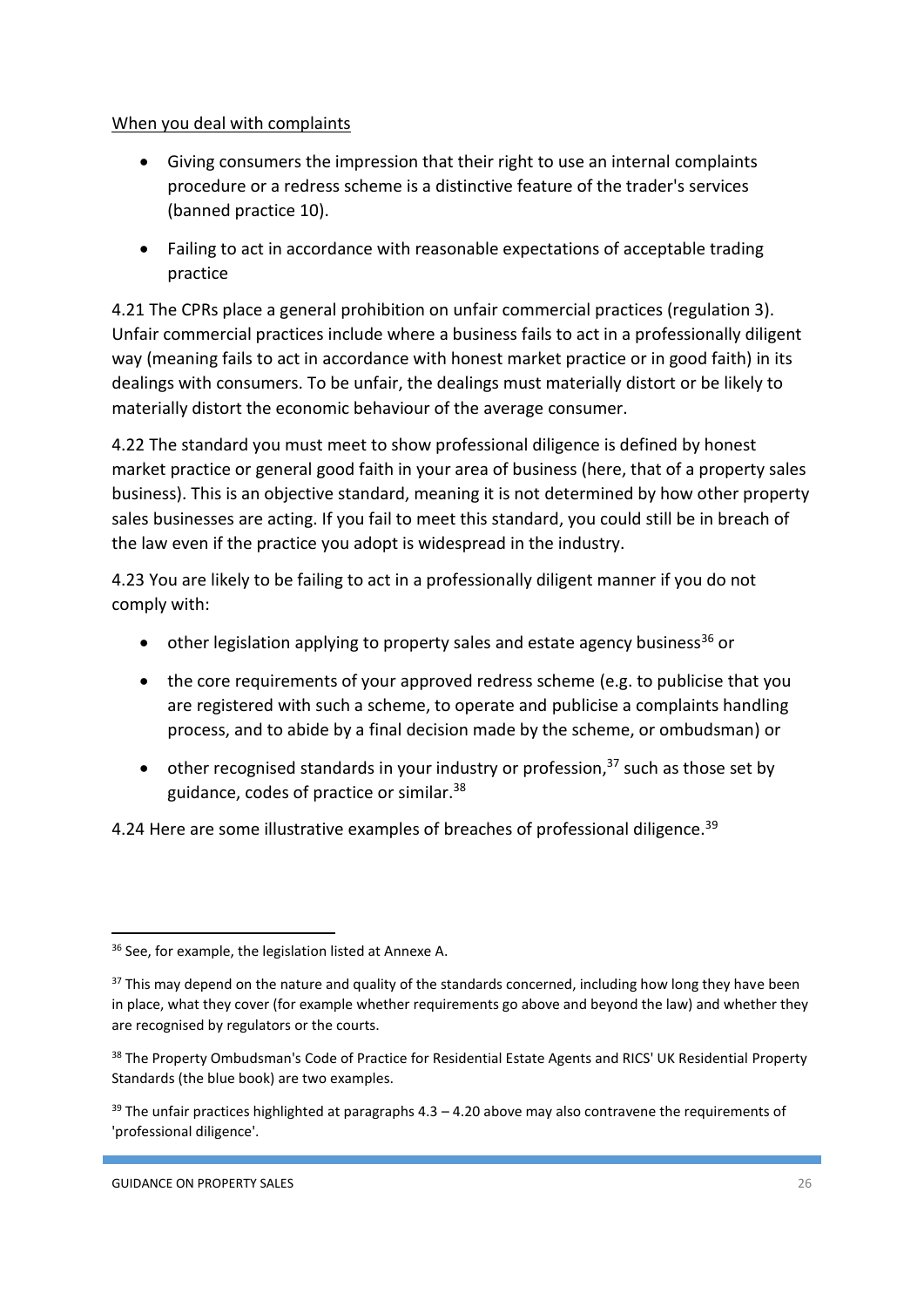When you deal with complaints

- Giving consumers the impression that their right to use an internal complaints procedure or a redress scheme is a distinctive feature of the trader's services (banned practice 10).
- Failing to act in accordance with reasonable expectations of acceptable trading practice

4.21 The CPRs place a general prohibition on unfair commercial practices (regulation 3). Unfair commercial practices include where a business fails to act in a professionally diligent way (meaning fails to act in accordance with honest market practice or in good faith) in its dealings with consumers. To be unfair, the dealings must materially distort or be likely to materially distort the economic behaviour of the average consumer.

4.22 The standard you must meet to show professional diligence is defined by honest market practice or general good faith in your area of business (here, that of a property sales business). This is an objective standard, meaning it is not determined by how other property sales businesses are acting. If you fail to meet this standard, you could still be in breach of the law even if the practice you adopt is widespread in the industry.

4.23 You are likely to be failing to act in a professionally diligent manner if you do not comply with:

- other legislation applying to property sales and estate agency business[36] or
- the core requirements of your approved redress scheme (e.g. to publicise that you are registered with such a scheme, to operate and publicise a complaints handling process, and to abide by a final decision made by the scheme, or ombudsman) or
- other recognised standards in your industry or profession,[37] such as those set by guidance, codes of practice or similar.[38]

4.24 Here are some illustrative examples of breaches of professional diligence.[39]

---

[36] See, for example, the legislation listed at Annexe A.

[37] This may depend on the nature and quality of the standards concerned, including how long they have been in place, what they cover (for example whether requirements go above and beyond the law) and whether they are recognised by regulators or the courts.

[38] The Property Ombudsman's Code of Practice for Residential Estate Agents and RICS' UK Residential Property Standards (the blue book) are two examples.

[39] The unfair practices highlighted at paragraphs 4.3 – 4.20 above may also contravene the requirements of 'professional diligence'.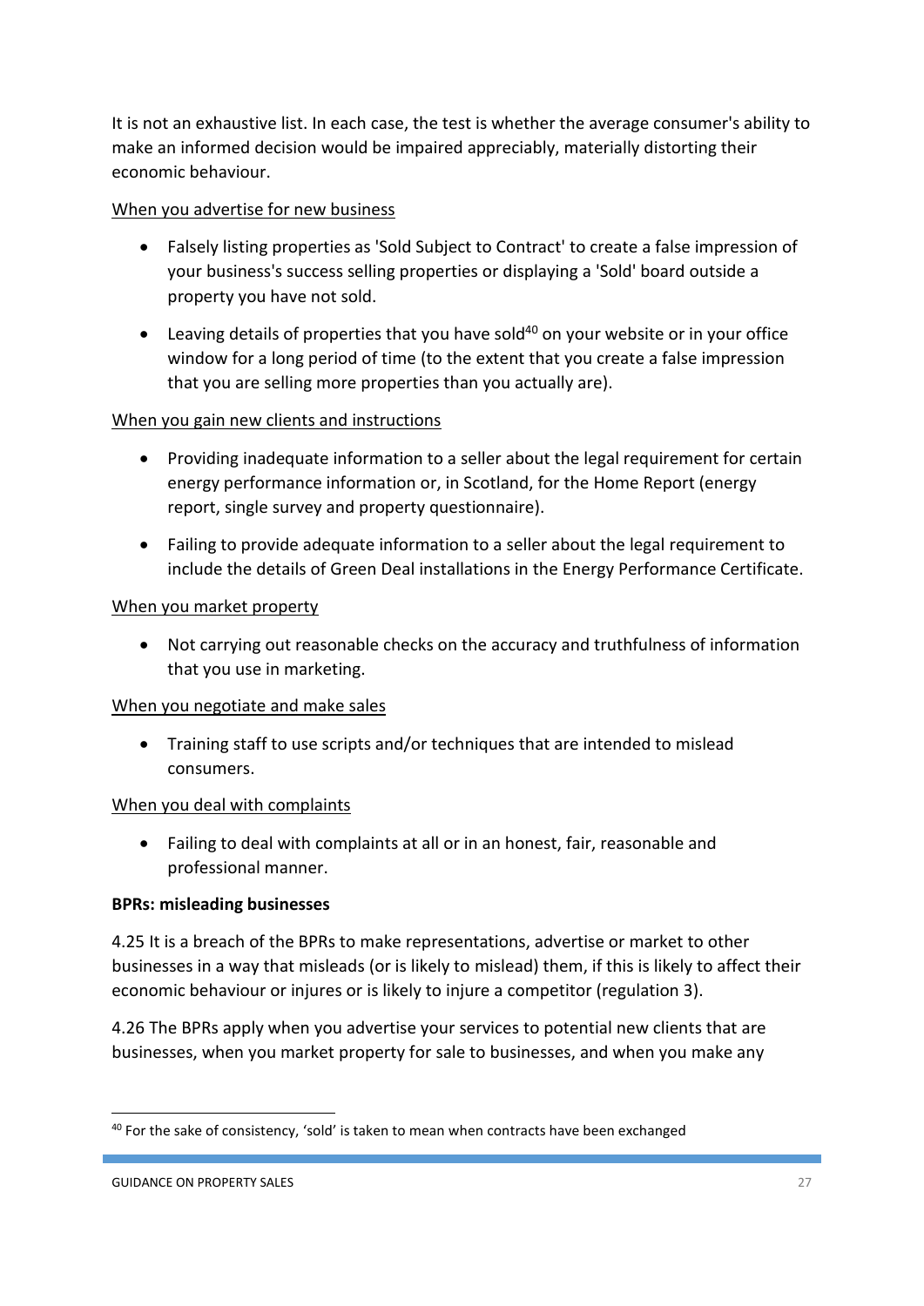It is not an exhaustive list. In each case, the test is whether the average consumer's ability to make an informed decision would be impaired appreciably, materially distorting their economic behaviour.

When you advertise for new business

- Falsely listing properties as 'Sold Subject to Contract' to create a false impression of your business's success selling properties or displaying a 'Sold' board outside a property you have not sold.
- Leaving details of properties that you have sold[40] on your website or in your office window for a long period of time (to the extent that you create a false impression that you are selling more properties than you actually are).

When you gain new clients and instructions

- Providing inadequate information to a seller about the legal requirement for certain energy performance information or, in Scotland, for the Home Report (energy report, single survey and property questionnaire).
- Failing to provide adequate information to a seller about the legal requirement to include the details of Green Deal installations in the Energy Performance Certificate.

When you market property

- Not carrying out reasonable checks on the accuracy and truthfulness of information that you use in marketing.

When you negotiate and make sales

- Training staff to use scripts and/or techniques that are intended to mislead consumers.

When you deal with complaints

- Failing to deal with complaints at all or in an honest, fair, reasonable and professional manner.

**BPRs: misleading businesses**

4.25 It is a breach of the BPRs to make representations, advertise or market to other businesses in a way that misleads (or is likely to mislead) them, if this is likely to affect their economic behaviour or injures or is likely to injure a competitor (regulation 3).

4.26 The BPRs apply when you advertise your services to potential new clients that are businesses, when you market property for sale to businesses, and when you make any

[40] For the sake of consistency, 'sold' is taken to mean when contracts have been exchanged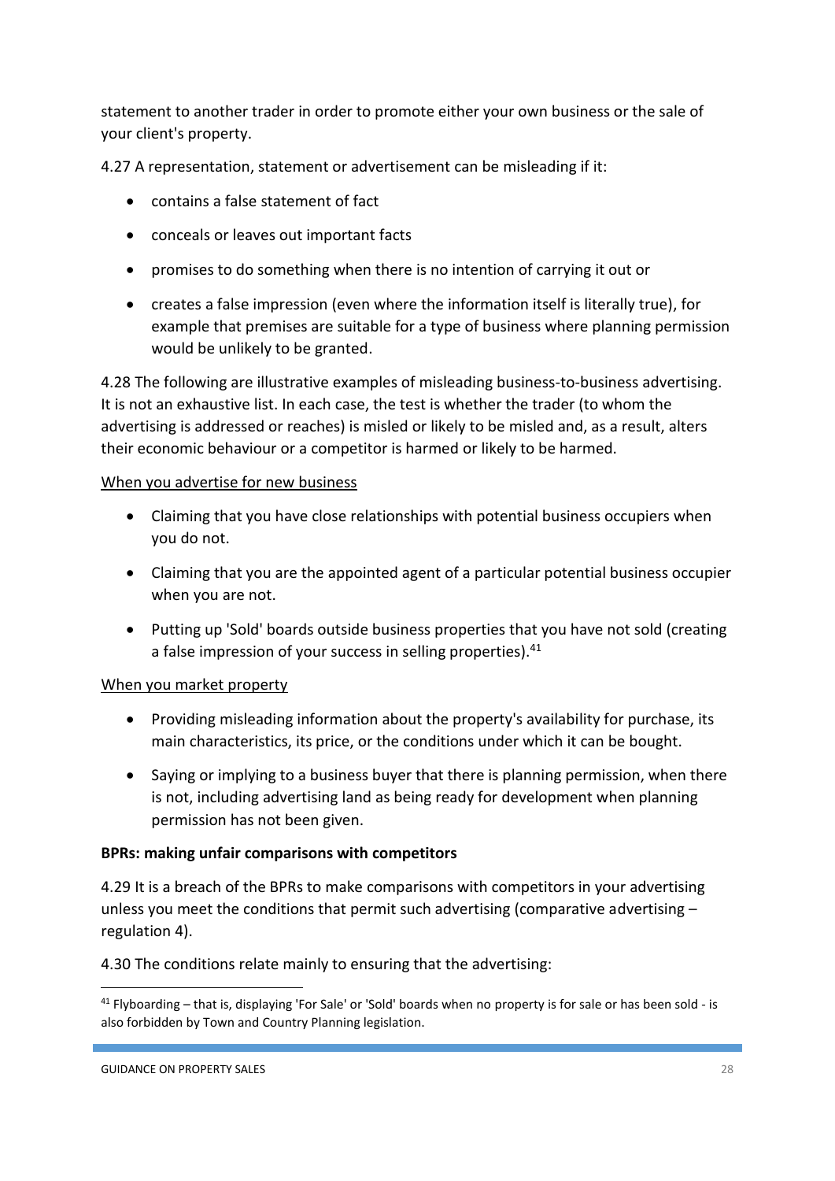statement to another trader in order to promote either your own business or the sale of your client's property.

4.27 A representation, statement or advertisement can be misleading if it:

- contains a false statement of fact
- conceals or leaves out important facts
- promises to do something when there is no intention of carrying it out or
- creates a false impression (even where the information itself is literally true), for example that premises are suitable for a type of business where planning permission would be unlikely to be granted.

4.28 The following are illustrative examples of misleading business-to-business advertising. It is not an exhaustive list. In each case, the test is whether the trader (to whom the advertising is addressed or reaches) is misled or likely to be misled and, as a result, alters their economic behaviour or a competitor is harmed or likely to be harmed.

When you advertise for new business

- Claiming that you have close relationships with potential business occupiers when you do not.
- Claiming that you are the appointed agent of a particular potential business occupier when you are not.
- Putting up 'Sold' boards outside business properties that you have not sold (creating a false impression of your success in selling properties).[41]

When you market property

- Providing misleading information about the property's availability for purchase, its main characteristics, its price, or the conditions under which it can be bought.
- Saying or implying to a business buyer that there is planning permission, when there is not, including advertising land as being ready for development when planning permission has not been given.

**BPRs: making unfair comparisons with competitors**

4.29 It is a breach of the BPRs to make comparisons with competitors in your advertising unless you meet the conditions that permit such advertising (comparative advertising – regulation 4).

4.30 The conditions relate mainly to ensuring that the advertising:

[41] Flyboarding – that is, displaying 'For Sale' or 'Sold' boards when no property is for sale or has been sold - is also forbidden by Town and Country Planning legislation.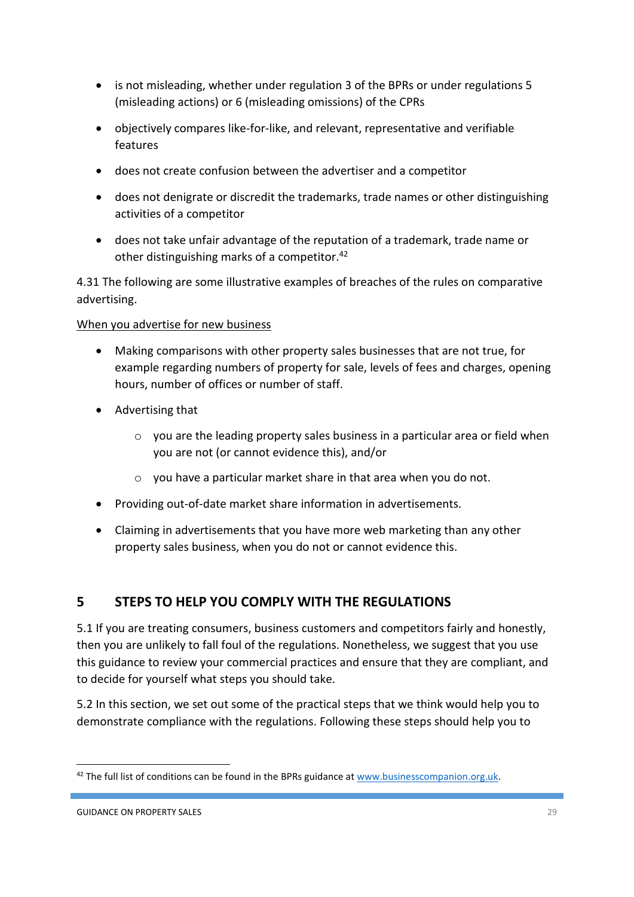- is not misleading, whether under regulation 3 of the BPRs or under regulations 5 (misleading actions) or 6 (misleading omissions) of the CPRs
- objectively compares like-for-like, and relevant, representative and verifiable features
- does not create confusion between the advertiser and a competitor
- does not denigrate or discredit the trademarks, trade names or other distinguishing activities of a competitor
- does not take unfair advantage of the reputation of a trademark, trade name or other distinguishing marks of a competitor.[42]

4.31 The following are some illustrative examples of breaches of the rules on comparative advertising.

When you advertise for new business

- Making comparisons with other property sales businesses that are not true, for example regarding numbers of property for sale, levels of fees and charges, opening hours, number of offices or number of staff.
- Advertising that
  - you are the leading property sales business in a particular area or field when you are not (or cannot evidence this), and/or
  - you have a particular market share in that area when you do not.
- Providing out-of-date market share information in advertisements.
- Claiming in advertisements that you have more web marketing than any other property sales business, when you do not or cannot evidence this.

## 5 STEPS TO HELP YOU COMPLY WITH THE REGULATIONS

5.1 If you are treating consumers, business customers and competitors fairly and honestly, then you are unlikely to fall foul of the regulations. Nonetheless, we suggest that you use this guidance to review your commercial practices and ensure that they are compliant, and to decide for yourself what steps you should take.

5.2 In this section, we set out some of the practical steps that we think would help you to demonstrate compliance with the regulations. Following these steps should help you to

[42] The full list of conditions can be found in the BPRs guidance at www.businesscompanion.org.uk.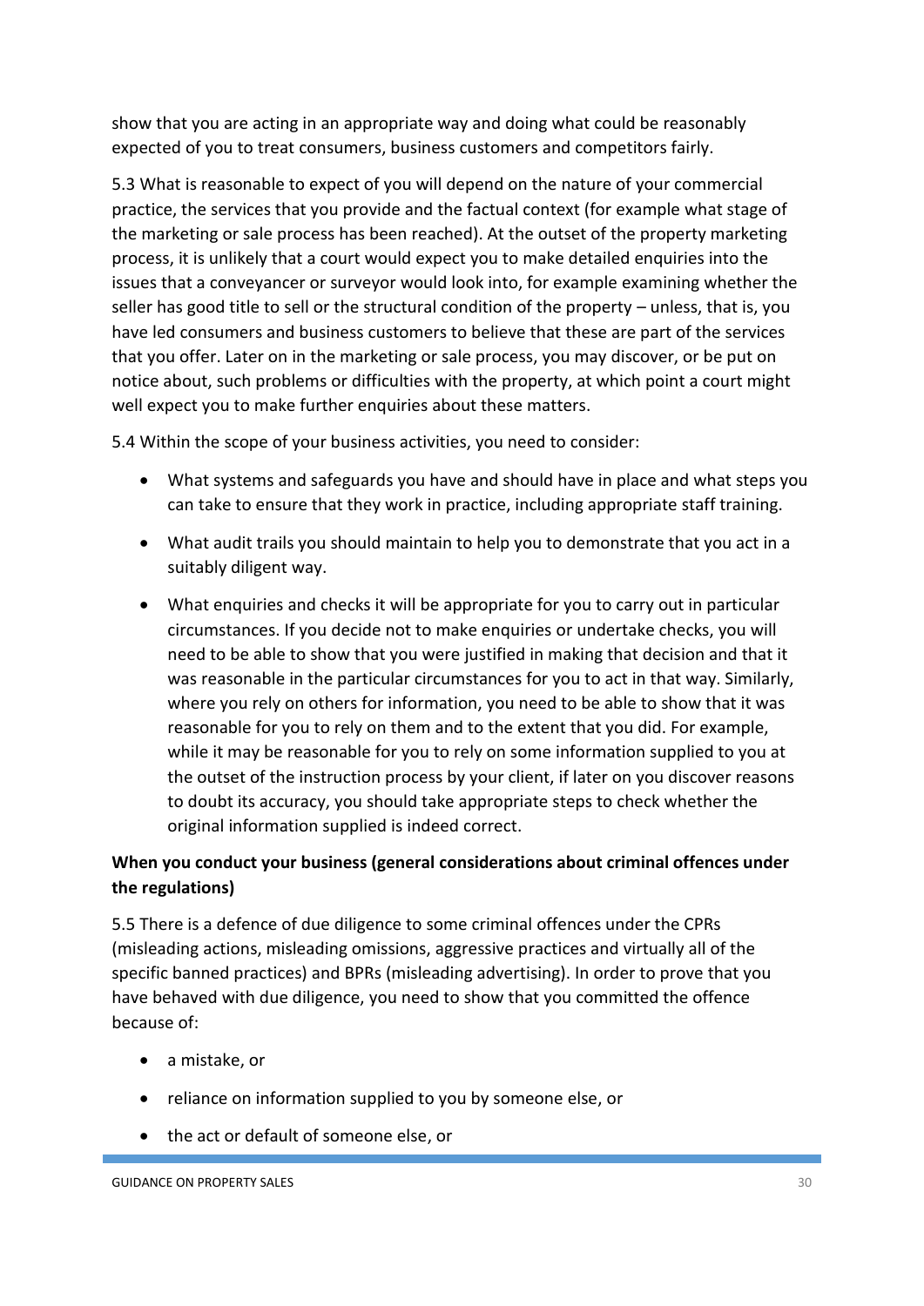show that you are acting in an appropriate way and doing what could be reasonably expected of you to treat consumers, business customers and competitors fairly.

5.3 What is reasonable to expect of you will depend on the nature of your commercial practice, the services that you provide and the factual context (for example what stage of the marketing or sale process has been reached). At the outset of the property marketing process, it is unlikely that a court would expect you to make detailed enquiries into the issues that a conveyancer or surveyor would look into, for example examining whether the seller has good title to sell or the structural condition of the property – unless, that is, you have led consumers and business customers to believe that these are part of the services that you offer. Later on in the marketing or sale process, you may discover, or be put on notice about, such problems or difficulties with the property, at which point a court might well expect you to make further enquiries about these matters.

5.4 Within the scope of your business activities, you need to consider:

- What systems and safeguards you have and should have in place and what steps you can take to ensure that they work in practice, including appropriate staff training.
- What audit trails you should maintain to help you to demonstrate that you act in a suitably diligent way.
- What enquiries and checks it will be appropriate for you to carry out in particular circumstances. If you decide not to make enquiries or undertake checks, you will need to be able to show that you were justified in making that decision and that it was reasonable in the particular circumstances for you to act in that way. Similarly, where you rely on others for information, you need to be able to show that it was reasonable for you to rely on them and to the extent that you did. For example, while it may be reasonable for you to rely on some information supplied to you at the outset of the instruction process by your client, if later on you discover reasons to doubt its accuracy, you should take appropriate steps to check whether the original information supplied is indeed correct.

**When you conduct your business (general considerations about criminal offences under the regulations)**

5.5 There is a defence of due diligence to some criminal offences under the CPRs (misleading actions, misleading omissions, aggressive practices and virtually all of the specific banned practices) and BPRs (misleading advertising). In order to prove that you have behaved with due diligence, you need to show that you committed the offence because of:

- a mistake, or
- reliance on information supplied to you by someone else, or
- the act or default of someone else, or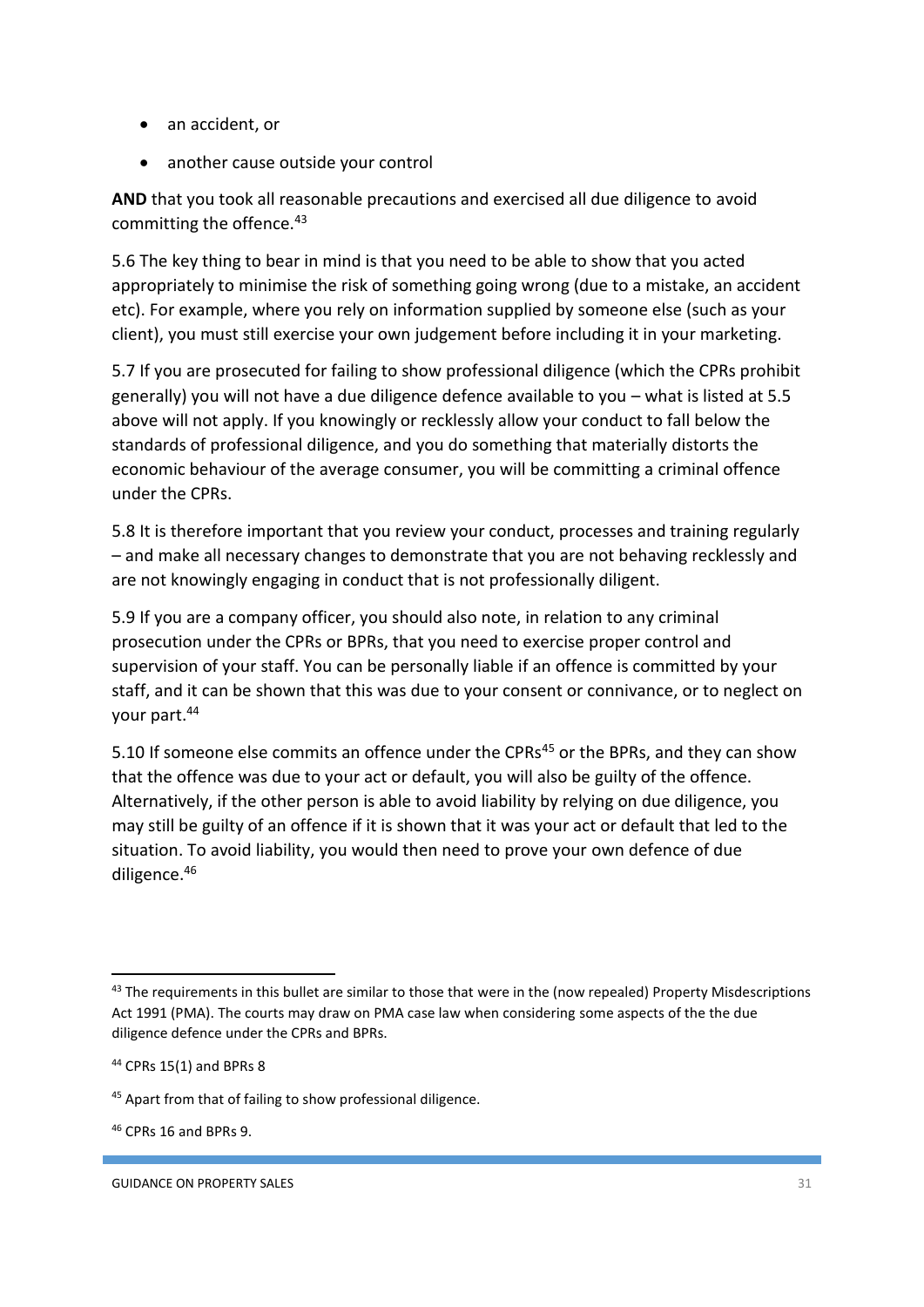- an accident, or
- another cause outside your control

**AND** that you took all reasonable precautions and exercised all due diligence to avoid committing the offence.[43]

5.6 The key thing to bear in mind is that you need to be able to show that you acted appropriately to minimise the risk of something going wrong (due to a mistake, an accident etc). For example, where you rely on information supplied by someone else (such as your client), you must still exercise your own judgement before including it in your marketing.

5.7 If you are prosecuted for failing to show professional diligence (which the CPRs prohibit generally) you will not have a due diligence defence available to you – what is listed at 5.5 above will not apply. If you knowingly or recklessly allow your conduct to fall below the standards of professional diligence, and you do something that materially distorts the economic behaviour of the average consumer, you will be committing a criminal offence under the CPRs.

5.8 It is therefore important that you review your conduct, processes and training regularly – and make all necessary changes to demonstrate that you are not behaving recklessly and are not knowingly engaging in conduct that is not professionally diligent.

5.9 If you are a company officer, you should also note, in relation to any criminal prosecution under the CPRs or BPRs, that you need to exercise proper control and supervision of your staff. You can be personally liable if an offence is committed by your staff, and it can be shown that this was due to your consent or connivance, or to neglect on your part.[44]

5.10 If someone else commits an offence under the CPRs[45] or the BPRs, and they can show that the offence was due to your act or default, you will also be guilty of the offence. Alternatively, if the other person is able to avoid liability by relying on due diligence, you may still be guilty of an offence if it is shown that it was your act or default that led to the situation. To avoid liability, you would then need to prove your own defence of due diligence.[46]

---

[43] The requirements in this bullet are similar to those that were in the (now repealed) Property Misdescriptions Act 1991 (PMA). The courts may draw on PMA case law when considering some aspects of the the due diligence defence under the CPRs and BPRs.

[44] CPRs 15(1) and BPRs 8

[45] Apart from that of failing to show professional diligence.

[46] CPRs 16 and BPRs 9.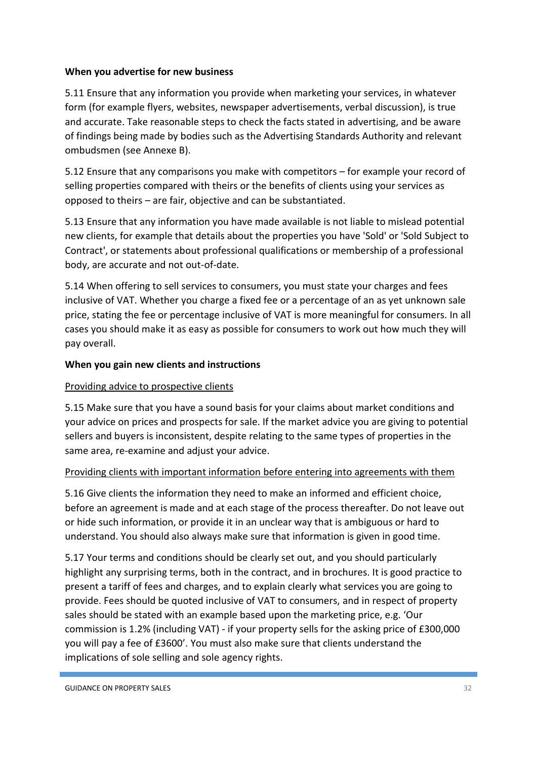**When you advertise for new business**

5.11 Ensure that any information you provide when marketing your services, in whatever form (for example flyers, websites, newspaper advertisements, verbal discussion), is true and accurate. Take reasonable steps to check the facts stated in advertising, and be aware of findings being made by bodies such as the Advertising Standards Authority and relevant ombudsmen (see Annexe B).

5.12 Ensure that any comparisons you make with competitors – for example your record of selling properties compared with theirs or the benefits of clients using your services as opposed to theirs – are fair, objective and can be substantiated.

5.13 Ensure that any information you have made available is not liable to mislead potential new clients, for example that details about the properties you have 'Sold' or 'Sold Subject to Contract', or statements about professional qualifications or membership of a professional body, are accurate and not out-of-date.

5.14 When offering to sell services to consumers, you must state your charges and fees inclusive of VAT. Whether you charge a fixed fee or a percentage of an as yet unknown sale price, stating the fee or percentage inclusive of VAT is more meaningful for consumers. In all cases you should make it as easy as possible for consumers to work out how much they will pay overall.

**When you gain new clients and instructions**

Providing advice to prospective clients

5.15 Make sure that you have a sound basis for your claims about market conditions and your advice on prices and prospects for sale. If the market advice you are giving to potential sellers and buyers is inconsistent, despite relating to the same types of properties in the same area, re-examine and adjust your advice.

Providing clients with important information before entering into agreements with them

5.16 Give clients the information they need to make an informed and efficient choice, before an agreement is made and at each stage of the process thereafter. Do not leave out or hide such information, or provide it in an unclear way that is ambiguous or hard to understand. You should also always make sure that information is given in good time.

5.17 Your terms and conditions should be clearly set out, and you should particularly highlight any surprising terms, both in the contract, and in brochures. It is good practice to present a tariff of fees and charges, and to explain clearly what services you are going to provide. Fees should be quoted inclusive of VAT to consumers, and in respect of property sales should be stated with an example based upon the marketing price, e.g. 'Our commission is 1.2% (including VAT) - if your property sells for the asking price of £300,000 you will pay a fee of £3600'. You must also make sure that clients understand the implications of sole selling and sole agency rights.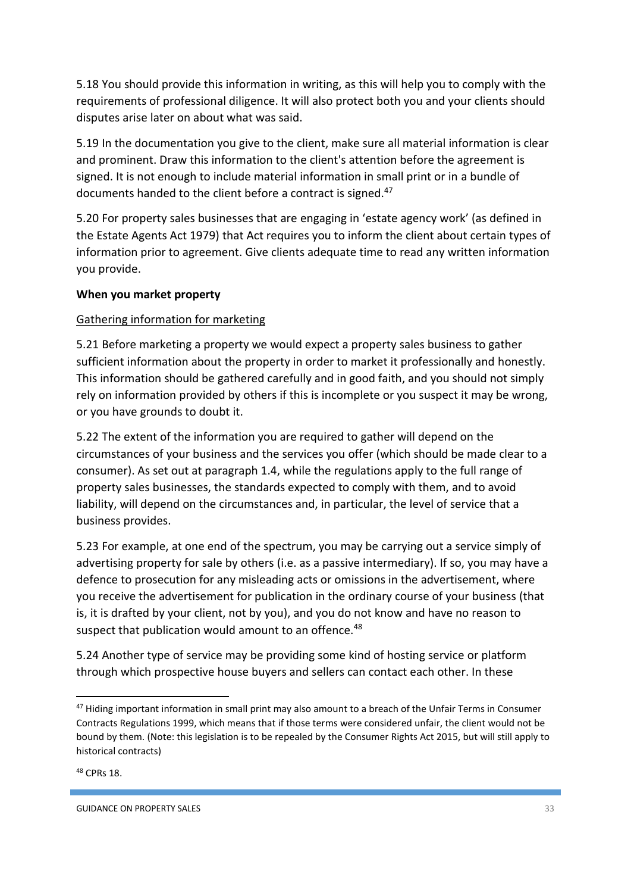5.18 You should provide this information in writing, as this will help you to comply with the requirements of professional diligence. It will also protect both you and your clients should disputes arise later on about what was said.

5.19 In the documentation you give to the client, make sure all material information is clear and prominent. Draw this information to the client's attention before the agreement is signed. It is not enough to include material information in small print or in a bundle of documents handed to the client before a contract is signed.[47]

5.20 For property sales businesses that are engaging in 'estate agency work' (as defined in the Estate Agents Act 1979) that Act requires you to inform the client about certain types of information prior to agreement. Give clients adequate time to read any written information you provide.

**When you market property**

Gathering information for marketing

5.21 Before marketing a property we would expect a property sales business to gather sufficient information about the property in order to market it professionally and honestly. This information should be gathered carefully and in good faith, and you should not simply rely on information provided by others if this is incomplete or you suspect it may be wrong, or you have grounds to doubt it.

5.22 The extent of the information you are required to gather will depend on the circumstances of your business and the services you offer (which should be made clear to a consumer). As set out at paragraph 1.4, while the regulations apply to the full range of property sales businesses, the standards expected to comply with them, and to avoid liability, will depend on the circumstances and, in particular, the level of service that a business provides.

5.23 For example, at one end of the spectrum, you may be carrying out a service simply of advertising property for sale by others (i.e. as a passive intermediary). If so, you may have a defence to prosecution for any misleading acts or omissions in the advertisement, where you receive the advertisement for publication in the ordinary course of your business (that is, it is drafted by your client, not by you), and you do not know and have no reason to suspect that publication would amount to an offence.[48]

5.24 Another type of service may be providing some kind of hosting service or platform through which prospective house buyers and sellers can contact each other. In these

---

[47] Hiding important information in small print may also amount to a breach of the Unfair Terms in Consumer Contracts Regulations 1999, which means that if those terms were considered unfair, the client would not be bound by them. (Note: this legislation is to be repealed by the Consumer Rights Act 2015, but will still apply to historical contracts)

[48] CPRs 18.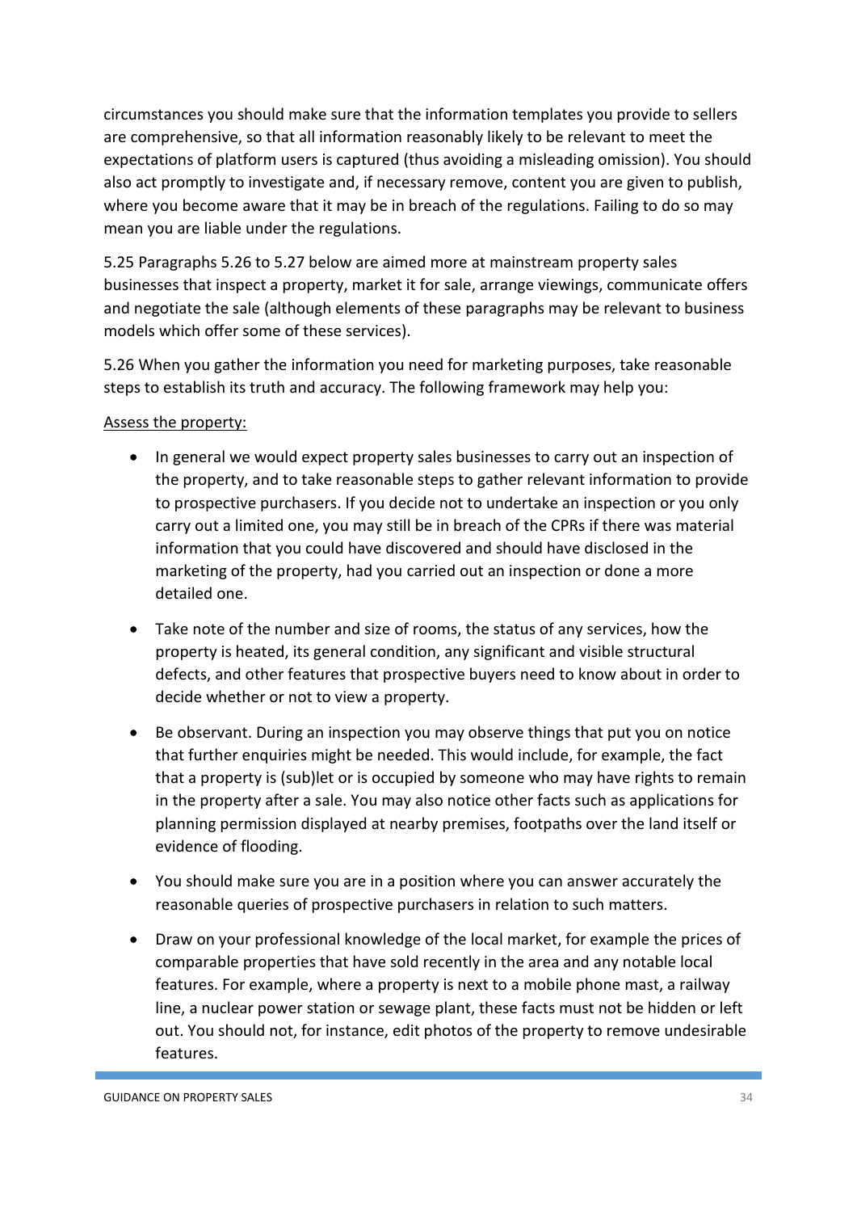circumstances you should make sure that the information templates you provide to sellers are comprehensive, so that all information reasonably likely to be relevant to meet the expectations of platform users is captured (thus avoiding a misleading omission). You should also act promptly to investigate and, if necessary remove, content you are given to publish, where you become aware that it may be in breach of the regulations. Failing to do so may mean you are liable under the regulations.

5.25 Paragraphs 5.26 to 5.27 below are aimed more at mainstream property sales businesses that inspect a property, market it for sale, arrange viewings, communicate offers and negotiate the sale (although elements of these paragraphs may be relevant to business models which offer some of these services).

5.26 When you gather the information you need for marketing purposes, take reasonable steps to establish its truth and accuracy. The following framework may help you:

<u>Assess the property:</u>

- In general we would expect property sales businesses to carry out an inspection of the property, and to take reasonable steps to gather relevant information to provide to prospective purchasers. If you decide not to undertake an inspection or you only carry out a limited one, you may still be in breach of the CPRs if there was material information that you could have discovered and should have disclosed in the marketing of the property, had you carried out an inspection or done a more detailed one.
- Take note of the number and size of rooms, the status of any services, how the property is heated, its general condition, any significant and visible structural defects, and other features that prospective buyers need to know about in order to decide whether or not to view a property.
- Be observant. During an inspection you may observe things that put you on notice that further enquiries might be needed. This would include, for example, the fact that a property is (sub)let or is occupied by someone who may have rights to remain in the property after a sale. You may also notice other facts such as applications for planning permission displayed at nearby premises, footpaths over the land itself or evidence of flooding.
- You should make sure you are in a position where you can answer accurately the reasonable queries of prospective purchasers in relation to such matters.
- Draw on your professional knowledge of the local market, for example the prices of comparable properties that have sold recently in the area and any notable local features. For example, where a property is next to a mobile phone mast, a railway line, a nuclear power station or sewage plant, these facts must not be hidden or left out. You should not, for instance, edit photos of the property to remove undesirable features.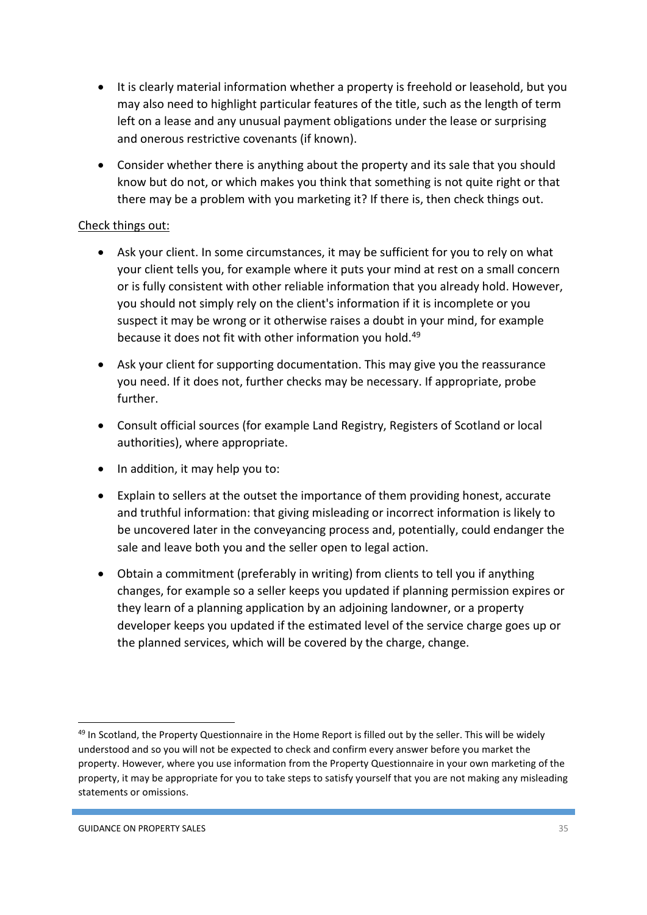- It is clearly material information whether a property is freehold or leasehold, but you may also need to highlight particular features of the title, such as the length of term left on a lease and any unusual payment obligations under the lease or surprising and onerous restrictive covenants (if known).
- Consider whether there is anything about the property and its sale that you should know but do not, or which makes you think that something is not quite right or that there may be a problem with you marketing it? If there is, then check things out.

<u>Check things out:</u>

- Ask your client. In some circumstances, it may be sufficient for you to rely on what your client tells you, for example where it puts your mind at rest on a small concern or is fully consistent with other reliable information that you already hold. However, you should not simply rely on the client's information if it is incomplete or you suspect it may be wrong or it otherwise raises a doubt in your mind, for example because it does not fit with other information you hold.[49]
- Ask your client for supporting documentation. This may give you the reassurance you need. If it does not, further checks may be necessary. If appropriate, probe further.
- Consult official sources (for example Land Registry, Registers of Scotland or local authorities), where appropriate.
- In addition, it may help you to:
- Explain to sellers at the outset the importance of them providing honest, accurate and truthful information: that giving misleading or incorrect information is likely to be uncovered later in the conveyancing process and, potentially, could endanger the sale and leave both you and the seller open to legal action.
- Obtain a commitment (preferably in writing) from clients to tell you if anything changes, for example so a seller keeps you updated if planning permission expires or they learn of a planning application by an adjoining landowner, or a property developer keeps you updated if the estimated level of the service charge goes up or the planned services, which will be covered by the charge, change.

---

[49] In Scotland, the Property Questionnaire in the Home Report is filled out by the seller. This will be widely understood and so you will not be expected to check and confirm every answer before you market the property. However, where you use information from the Property Questionnaire in your own marketing of the property, it may be appropriate for you to take steps to satisfy yourself that you are not making any misleading statements or omissions.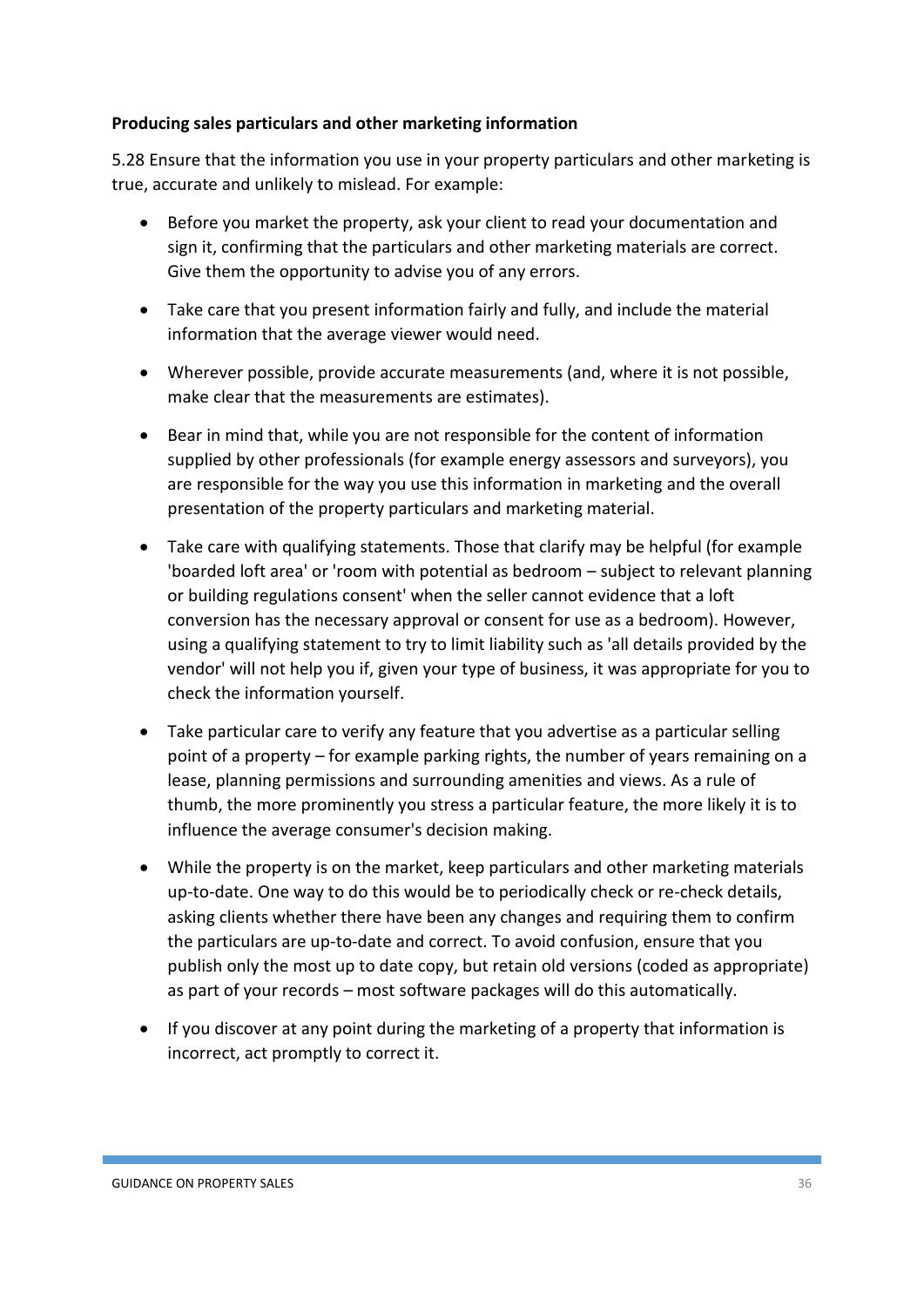**Producing sales particulars and other marketing information**

5.28 Ensure that the information you use in your property particulars and other marketing is true, accurate and unlikely to mislead. For example:

- Before you market the property, ask your client to read your documentation and sign it, confirming that the particulars and other marketing materials are correct. Give them the opportunity to advise you of any errors.
- Take care that you present information fairly and fully, and include the material information that the average viewer would need.
- Wherever possible, provide accurate measurements (and, where it is not possible, make clear that the measurements are estimates).
- Bear in mind that, while you are not responsible for the content of information supplied by other professionals (for example energy assessors and surveyors), you are responsible for the way you use this information in marketing and the overall presentation of the property particulars and marketing material.
- Take care with qualifying statements. Those that clarify may be helpful (for example 'boarded loft area' or 'room with potential as bedroom – subject to relevant planning or building regulations consent' when the seller cannot evidence that a loft conversion has the necessary approval or consent for use as a bedroom). However, using a qualifying statement to try to limit liability such as 'all details provided by the vendor' will not help you if, given your type of business, it was appropriate for you to check the information yourself.
- Take particular care to verify any feature that you advertise as a particular selling point of a property – for example parking rights, the number of years remaining on a lease, planning permissions and surrounding amenities and views. As a rule of thumb, the more prominently you stress a particular feature, the more likely it is to influence the average consumer's decision making.
- While the property is on the market, keep particulars and other marketing materials up-to-date. One way to do this would be to periodically check or re-check details, asking clients whether there have been any changes and requiring them to confirm the particulars are up-to-date and correct. To avoid confusion, ensure that you publish only the most up to date copy, but retain old versions (coded as appropriate) as part of your records – most software packages will do this automatically.
- If you discover at any point during the marketing of a property that information is incorrect, act promptly to correct it.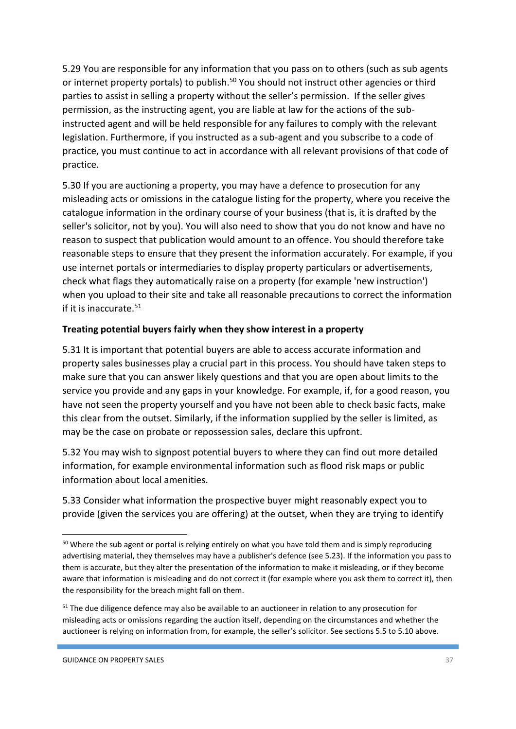5.29 You are responsible for any information that you pass on to others (such as sub agents or internet property portals) to publish.[50] You should not instruct other agencies or third parties to assist in selling a property without the seller's permission. If the seller gives permission, as the instructing agent, you are liable at law for the actions of the sub-instructed agent and will be held responsible for any failures to comply with the relevant legislation. Furthermore, if you instructed as a sub-agent and you subscribe to a code of practice, you must continue to act in accordance with all relevant provisions of that code of practice.

5.30 If you are auctioning a property, you may have a defence to prosecution for any misleading acts or omissions in the catalogue listing for the property, where you receive the catalogue information in the ordinary course of your business (that is, it is drafted by the seller's solicitor, not by you). You will also need to show that you do not know and have no reason to suspect that publication would amount to an offence. You should therefore take reasonable steps to ensure that they present the information accurately. For example, if you use internet portals or intermediaries to display property particulars or advertisements, check what flags they automatically raise on a property (for example 'new instruction') when you upload to their site and take all reasonable precautions to correct the information if it is inaccurate.[51]

**Treating potential buyers fairly when they show interest in a property**

5.31 It is important that potential buyers are able to access accurate information and property sales businesses play a crucial part in this process. You should have taken steps to make sure that you can answer likely questions and that you are open about limits to the service you provide and any gaps in your knowledge. For example, if, for a good reason, you have not seen the property yourself and you have not been able to check basic facts, make this clear from the outset. Similarly, if the information supplied by the seller is limited, as may be the case on probate or repossession sales, declare this upfront.

5.32 You may wish to signpost potential buyers to where they can find out more detailed information, for example environmental information such as flood risk maps or public information about local amenities.

5.33 Consider what information the prospective buyer might reasonably expect you to provide (given the services you are offering) at the outset, when they are trying to identify

---

[50] Where the sub agent or portal is relying entirely on what you have told them and is simply reproducing advertising material, they themselves may have a publisher's defence (see 5.23). If the information you pass to them is accurate, but they alter the presentation of the information to make it misleading, or if they become aware that information is misleading and do not correct it (for example where you ask them to correct it), then the responsibility for the breach might fall on them.

[51] The due diligence defence may also be available to an auctioneer in relation to any prosecution for misleading acts or omissions regarding the auction itself, depending on the circumstances and whether the auctioneer is relying on information from, for example, the seller's solicitor. See sections 5.5 to 5.10 above.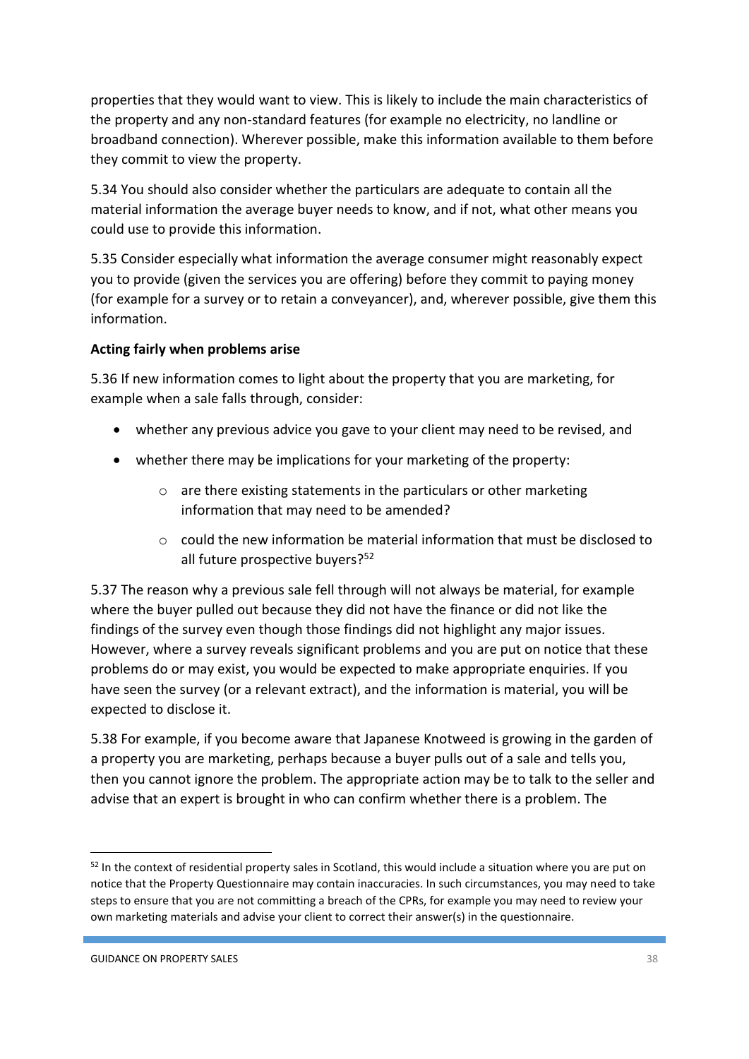properties that they would want to view. This is likely to include the main characteristics of the property and any non-standard features (for example no electricity, no landline or broadband connection). Wherever possible, make this information available to them before they commit to view the property.

5.34 You should also consider whether the particulars are adequate to contain all the material information the average buyer needs to know, and if not, what other means you could use to provide this information.

5.35 Consider especially what information the average consumer might reasonably expect you to provide (given the services you are offering) before they commit to paying money (for example for a survey or to retain a conveyancer), and, wherever possible, give them this information.

**Acting fairly when problems arise**

5.36 If new information comes to light about the property that you are marketing, for example when a sale falls through, consider:

- whether any previous advice you gave to your client may need to be revised, and
- whether there may be implications for your marketing of the property:
    - are there existing statements in the particulars or other marketing information that may need to be amended?
    - could the new information be material information that must be disclosed to all future prospective buyers?[52]

5.37 The reason why a previous sale fell through will not always be material, for example where the buyer pulled out because they did not have the finance or did not like the findings of the survey even though those findings did not highlight any major issues. However, where a survey reveals significant problems and you are put on notice that these problems do or may exist, you would be expected to make appropriate enquiries. If you have seen the survey (or a relevant extract), and the information is material, you will be expected to disclose it.

5.38 For example, if you become aware that Japanese Knotweed is growing in the garden of a property you are marketing, perhaps because a buyer pulls out of a sale and tells you, then you cannot ignore the problem. The appropriate action may be to talk to the seller and advise that an expert is brought in who can confirm whether there is a problem. The

---

[52] In the context of residential property sales in Scotland, this would include a situation where you are put on notice that the Property Questionnaire may contain inaccuracies. In such circumstances, you may need to take steps to ensure that you are not committing a breach of the CPRs, for example you may need to review your own marketing materials and advise your client to correct their answer(s) in the questionnaire.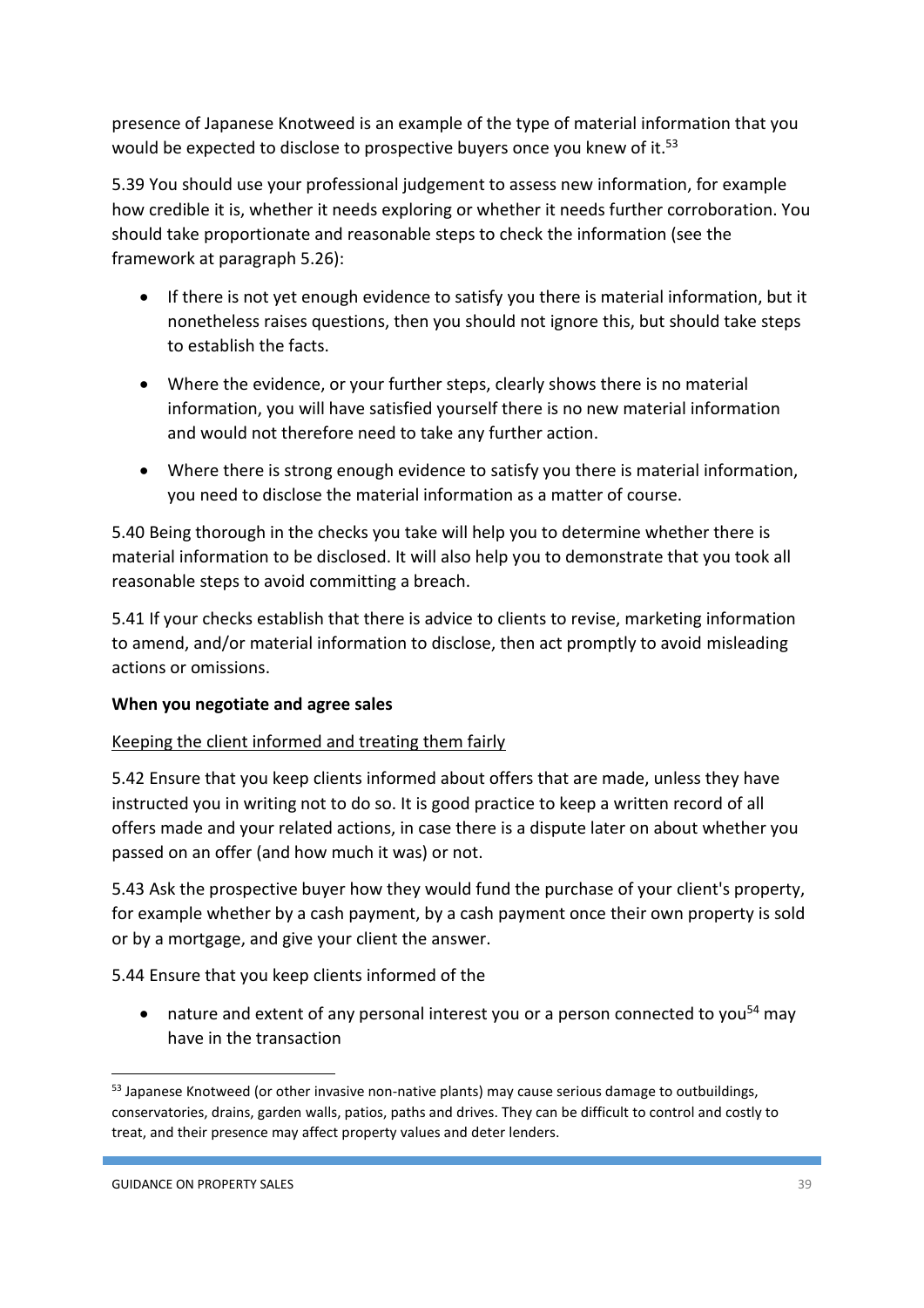presence of Japanese Knotweed is an example of the type of material information that you would be expected to disclose to prospective buyers once you knew of it.[53]

5.39 You should use your professional judgement to assess new information, for example how credible it is, whether it needs exploring or whether it needs further corroboration. You should take proportionate and reasonable steps to check the information (see the framework at paragraph 5.26):

- If there is not yet enough evidence to satisfy you there is material information, but it nonetheless raises questions, then you should not ignore this, but should take steps to establish the facts.
- Where the evidence, or your further steps, clearly shows there is no material information, you will have satisfied yourself there is no new material information and would not therefore need to take any further action.
- Where there is strong enough evidence to satisfy you there is material information, you need to disclose the material information as a matter of course.

5.40 Being thorough in the checks you take will help you to determine whether there is material information to be disclosed. It will also help you to demonstrate that you took all reasonable steps to avoid committing a breach.

5.41 If your checks establish that there is advice to clients to revise, marketing information to amend, and/or material information to disclose, then act promptly to avoid misleading actions or omissions.

**When you negotiate and agree sales**

Keeping the client informed and treating them fairly

5.42 Ensure that you keep clients informed about offers that are made, unless they have instructed you in writing not to do so. It is good practice to keep a written record of all offers made and your related actions, in case there is a dispute later on about whether you passed on an offer (and how much it was) or not.

5.43 Ask the prospective buyer how they would fund the purchase of your client's property, for example whether by a cash payment, by a cash payment once their own property is sold or by a mortgage, and give your client the answer.

5.44 Ensure that you keep clients informed of the

- nature and extent of any personal interest you or a person connected to you[54] may have in the transaction

[53] Japanese Knotweed (or other invasive non-native plants) may cause serious damage to outbuildings, conservatories, drains, garden walls, patios, paths and drives. They can be difficult to control and costly to treat, and their presence may affect property values and deter lenders.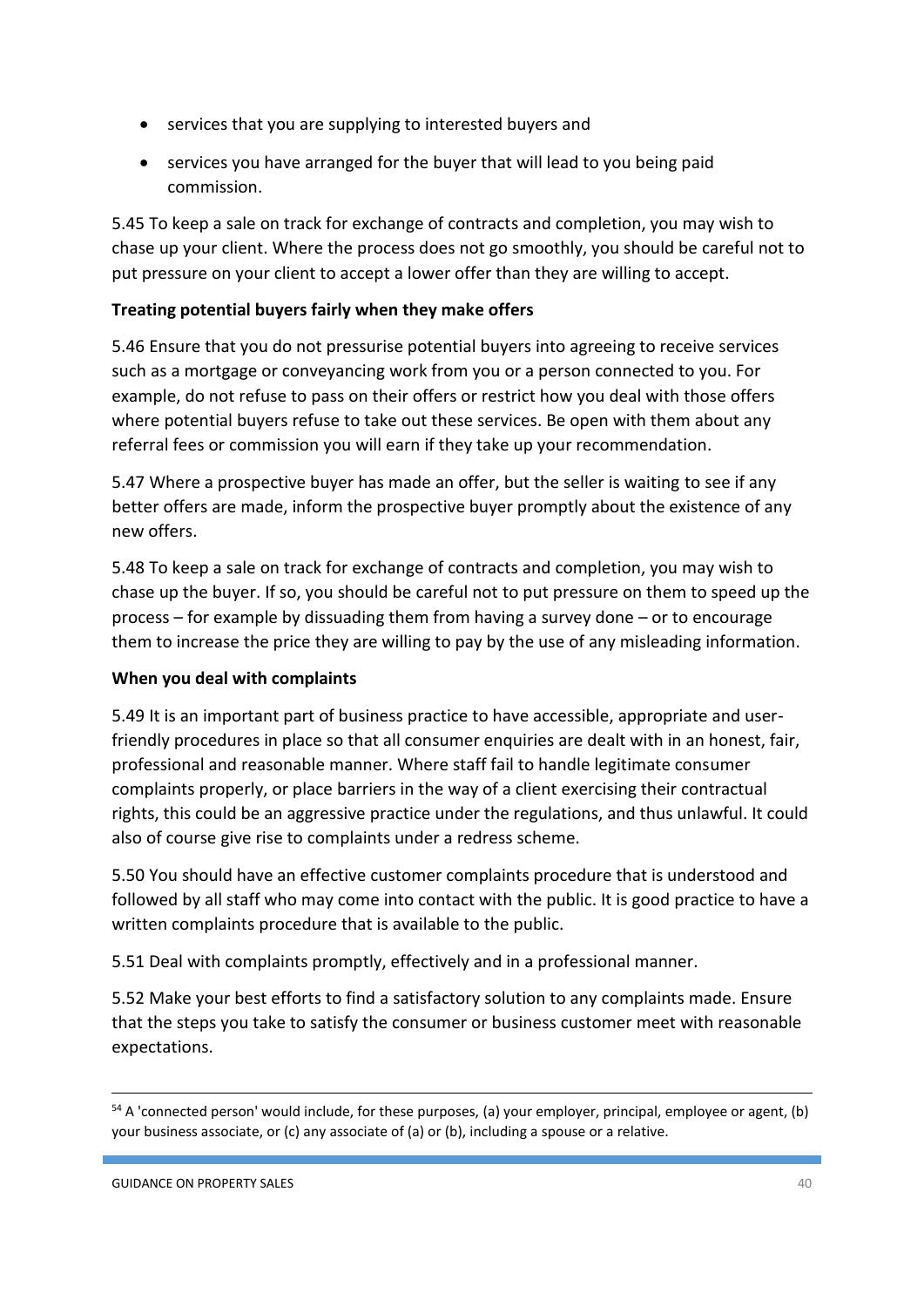- services that you are supplying to interested buyers and
- services you have arranged for the buyer that will lead to you being paid commission.

5.45 To keep a sale on track for exchange of contracts and completion, you may wish to chase up your client. Where the process does not go smoothly, you should be careful not to put pressure on your client to accept a lower offer than they are willing to accept.

**Treating potential buyers fairly when they make offers**

5.46 Ensure that you do not pressurise potential buyers into agreeing to receive services such as a mortgage or conveyancing work from you or a person connected to you. For example, do not refuse to pass on their offers or restrict how you deal with those offers where potential buyers refuse to take out these services. Be open with them about any referral fees or commission you will earn if they take up your recommendation.

5.47 Where a prospective buyer has made an offer, but the seller is waiting to see if any better offers are made, inform the prospective buyer promptly about the existence of any new offers.

5.48 To keep a sale on track for exchange of contracts and completion, you may wish to chase up the buyer. If so, you should be careful not to put pressure on them to speed up the process – for example by dissuading them from having a survey done – or to encourage them to increase the price they are willing to pay by the use of any misleading information.

**When you deal with complaints**

5.49 It is an important part of business practice to have accessible, appropriate and user-friendly procedures in place so that all consumer enquiries are dealt with in an honest, fair, professional and reasonable manner. Where staff fail to handle legitimate consumer complaints properly, or place barriers in the way of a client exercising their contractual rights, this could be an aggressive practice under the regulations, and thus unlawful. It could also of course give rise to complaints under a redress scheme.

5.50 You should have an effective customer complaints procedure that is understood and followed by all staff who may come into contact with the public. It is good practice to have a written complaints procedure that is available to the public.

5.51 Deal with complaints promptly, effectively and in a professional manner.

5.52 Make your best efforts to find a satisfactory solution to any complaints made. Ensure that the steps you take to satisfy the consumer or business customer meet with reasonable expectations.

---

[54] A 'connected person' would include, for these purposes, (a) your employer, principal, employee or agent, (b) your business associate, or (c) any associate of (a) or (b), including a spouse or a relative.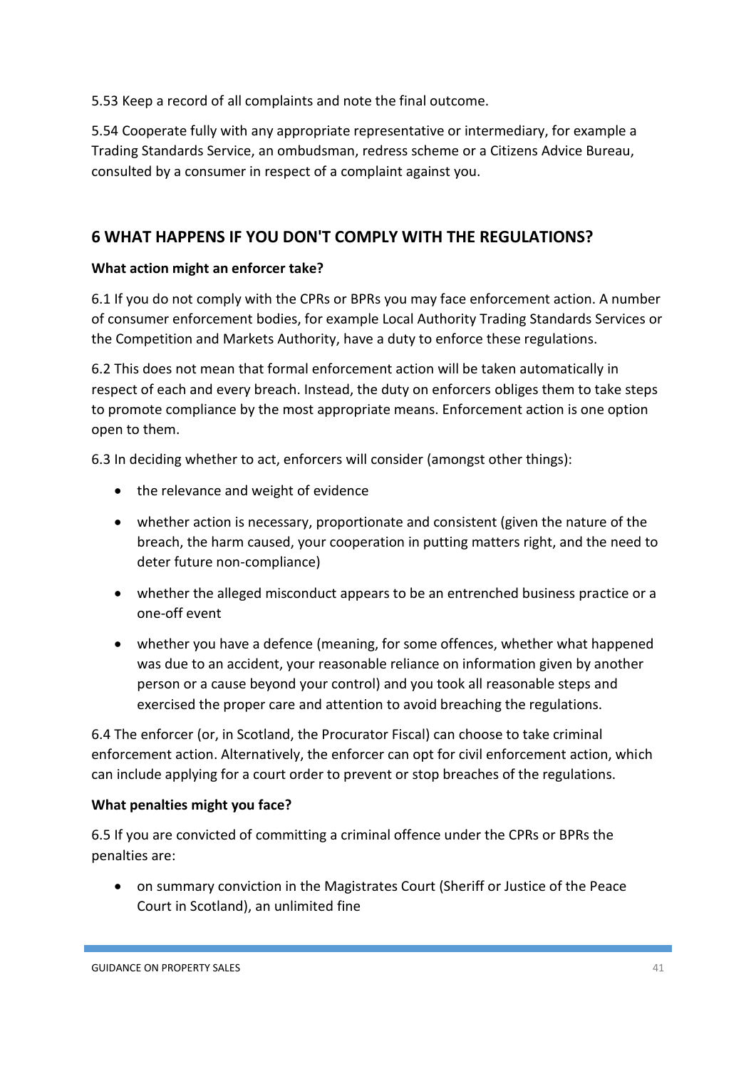5.53 Keep a record of all complaints and note the final outcome.

5.54 Cooperate fully with any appropriate representative or intermediary, for example a Trading Standards Service, an ombudsman, redress scheme or a Citizens Advice Bureau, consulted by a consumer in respect of a complaint against you.

## 6 WHAT HAPPENS IF YOU DON'T COMPLY WITH THE REGULATIONS?

**What action might an enforcer take?**

6.1 If you do not comply with the CPRs or BPRs you may face enforcement action. A number of consumer enforcement bodies, for example Local Authority Trading Standards Services or the Competition and Markets Authority, have a duty to enforce these regulations.

6.2 This does not mean that formal enforcement action will be taken automatically in respect of each and every breach. Instead, the duty on enforcers obliges them to take steps to promote compliance by the most appropriate means. Enforcement action is one option open to them.

6.3 In deciding whether to act, enforcers will consider (amongst other things):

- the relevance and weight of evidence
- whether action is necessary, proportionate and consistent (given the nature of the breach, the harm caused, your cooperation in putting matters right, and the need to deter future non-compliance)
- whether the alleged misconduct appears to be an entrenched business practice or a one-off event
- whether you have a defence (meaning, for some offences, whether what happened was due to an accident, your reasonable reliance on information given by another person or a cause beyond your control) and you took all reasonable steps and exercised the proper care and attention to avoid breaching the regulations.

6.4 The enforcer (or, in Scotland, the Procurator Fiscal) can choose to take criminal enforcement action. Alternatively, the enforcer can opt for civil enforcement action, which can include applying for a court order to prevent or stop breaches of the regulations.

**What penalties might you face?**

6.5 If you are convicted of committing a criminal offence under the CPRs or BPRs the penalties are:

- on summary conviction in the Magistrates Court (Sheriff or Justice of the Peace Court in Scotland), an unlimited fine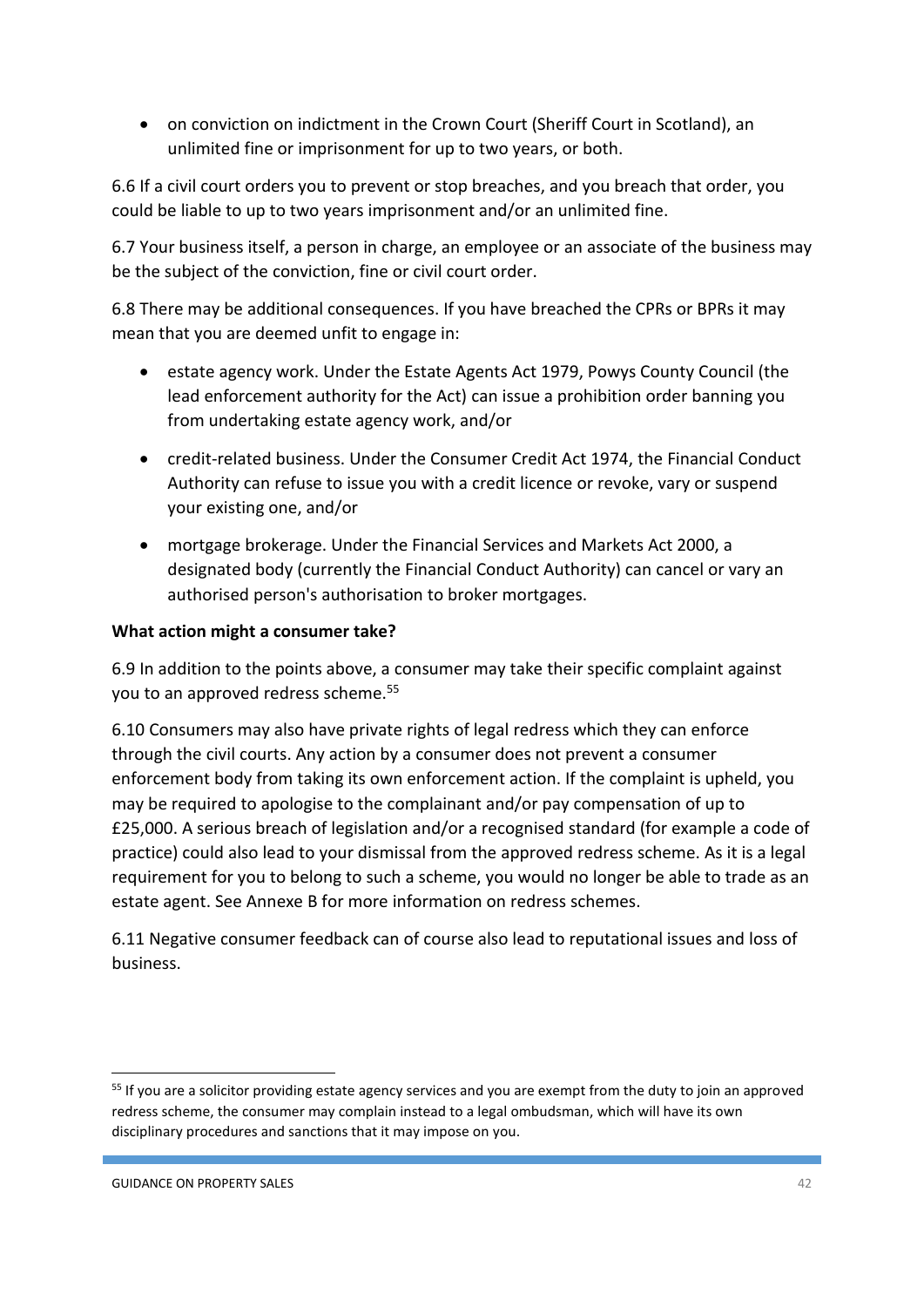- on conviction on indictment in the Crown Court (Sheriff Court in Scotland), an unlimited fine or imprisonment for up to two years, or both.

6.6 If a civil court orders you to prevent or stop breaches, and you breach that order, you could be liable to up to two years imprisonment and/or an unlimited fine.

6.7 Your business itself, a person in charge, an employee or an associate of the business may be the subject of the conviction, fine or civil court order.

6.8 There may be additional consequences. If you have breached the CPRs or BPRs it may mean that you are deemed unfit to engage in:

- estate agency work. Under the Estate Agents Act 1979, Powys County Council (the lead enforcement authority for the Act) can issue a prohibition order banning you from undertaking estate agency work, and/or
- credit-related business. Under the Consumer Credit Act 1974, the Financial Conduct Authority can refuse to issue you with a credit licence or revoke, vary or suspend your existing one, and/or
- mortgage brokerage. Under the Financial Services and Markets Act 2000, a designated body (currently the Financial Conduct Authority) can cancel or vary an authorised person's authorisation to broker mortgages.

**What action might a consumer take?**

6.9 In addition to the points above, a consumer may take their specific complaint against you to an approved redress scheme.[55]

6.10 Consumers may also have private rights of legal redress which they can enforce through the civil courts. Any action by a consumer does not prevent a consumer enforcement body from taking its own enforcement action. If the complaint is upheld, you may be required to apologise to the complainant and/or pay compensation of up to £25,000. A serious breach of legislation and/or a recognised standard (for example a code of practice) could also lead to your dismissal from the approved redress scheme. As it is a legal requirement for you to belong to such a scheme, you would no longer be able to trade as an estate agent. See Annexe B for more information on redress schemes.

6.11 Negative consumer feedback can of course also lead to reputational issues and loss of business.

---

[55] If you are a solicitor providing estate agency services and you are exempt from the duty to join an approved redress scheme, the consumer may complain instead to a legal ombudsman, which will have its own disciplinary procedures and sanctions that it may impose on you.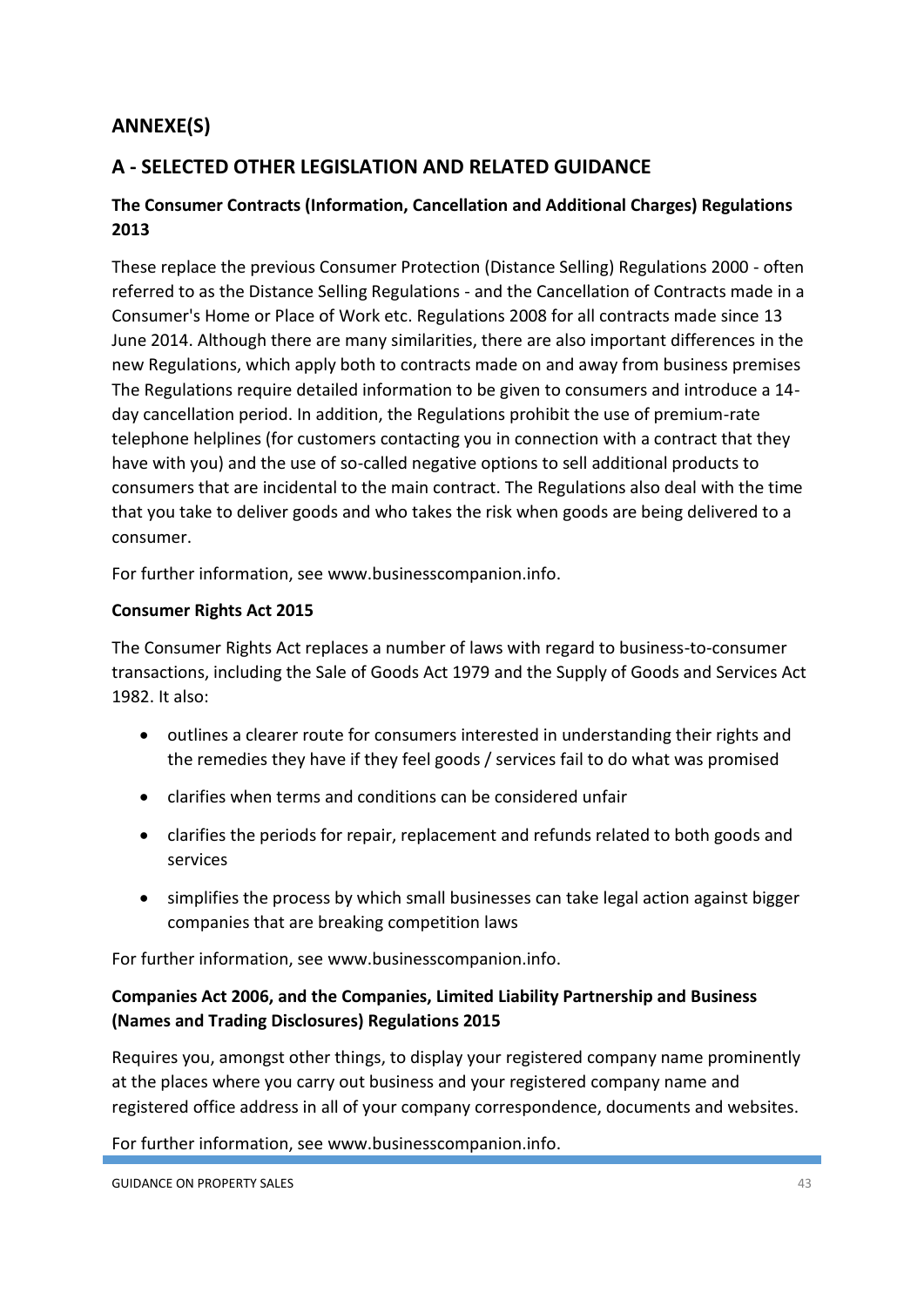## ANNEXE(S)

## A - SELECTED OTHER LEGISLATION AND RELATED GUIDANCE

### The Consumer Contracts (Information, Cancellation and Additional Charges) Regulations 2013

These replace the previous Consumer Protection (Distance Selling) Regulations 2000 - often referred to as the Distance Selling Regulations - and the Cancellation of Contracts made in a Consumer's Home or Place of Work etc. Regulations 2008 for all contracts made since 13 June 2014. Although there are many similarities, there are also important differences in the new Regulations, which apply both to contracts made on and away from business premises The Regulations require detailed information to be given to consumers and introduce a 14-day cancellation period. In addition, the Regulations prohibit the use of premium-rate telephone helplines (for customers contacting you in connection with a contract that they have with you) and the use of so-called negative options to sell additional products to consumers that are incidental to the main contract. The Regulations also deal with the time that you take to deliver goods and who takes the risk when goods are being delivered to a consumer.

For further information, see www.businesscompanion.info.

### Consumer Rights Act 2015

The Consumer Rights Act replaces a number of laws with regard to business-to-consumer transactions, including the Sale of Goods Act 1979 and the Supply of Goods and Services Act 1982. It also:

- outlines a clearer route for consumers interested in understanding their rights and the remedies they have if they feel goods / services fail to do what was promised
- clarifies when terms and conditions can be considered unfair
- clarifies the periods for repair, replacement and refunds related to both goods and services
- simplifies the process by which small businesses can take legal action against bigger companies that are breaking competition laws

For further information, see www.businesscompanion.info.

### Companies Act 2006, and the Companies, Limited Liability Partnership and Business (Names and Trading Disclosures) Regulations 2015

Requires you, amongst other things, to display your registered company name prominently at the places where you carry out business and your registered company name and registered office address in all of your company correspondence, documents and websites.

For further information, see www.businesscompanion.info.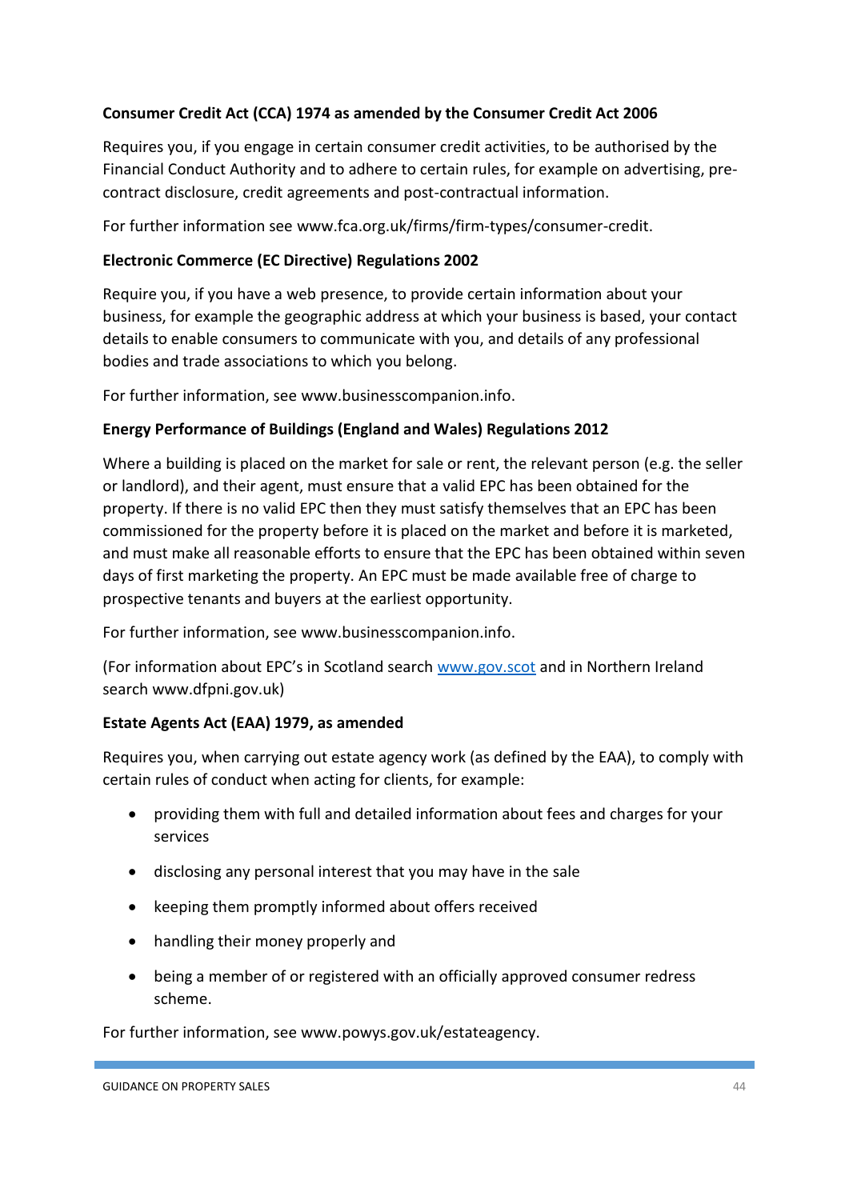**Consumer Credit Act (CCA) 1974 as amended by the Consumer Credit Act 2006**

Requires you, if you engage in certain consumer credit activities, to be authorised by the Financial Conduct Authority and to adhere to certain rules, for example on advertising, pre-contract disclosure, credit agreements and post-contractual information.

For further information see www.fca.org.uk/firms/firm-types/consumer-credit.

**Electronic Commerce (EC Directive) Regulations 2002**

Require you, if you have a web presence, to provide certain information about your business, for example the geographic address at which your business is based, your contact details to enable consumers to communicate with you, and details of any professional bodies and trade associations to which you belong.

For further information, see www.businesscompanion.info.

**Energy Performance of Buildings (England and Wales) Regulations 2012**

Where a building is placed on the market for sale or rent, the relevant person (e.g. the seller or landlord), and their agent, must ensure that a valid EPC has been obtained for the property. If there is no valid EPC then they must satisfy themselves that an EPC has been commissioned for the property before it is placed on the market and before it is marketed, and must make all reasonable efforts to ensure that the EPC has been obtained within seven days of first marketing the property. An EPC must be made available free of charge to prospective tenants and buyers at the earliest opportunity.

For further information, see www.businesscompanion.info.

(For information about EPC's in Scotland search [www.gov.scot](www.gov.scot) and in Northern Ireland search www.dfpni.gov.uk)

**Estate Agents Act (EAA) 1979, as amended**

Requires you, when carrying out estate agency work (as defined by the EAA), to comply with certain rules of conduct when acting for clients, for example:

- providing them with full and detailed information about fees and charges for your services
- disclosing any personal interest that you may have in the sale
- keeping them promptly informed about offers received
- handling their money properly and
- being a member of or registered with an officially approved consumer redress scheme.

For further information, see www.powys.gov.uk/estateagency.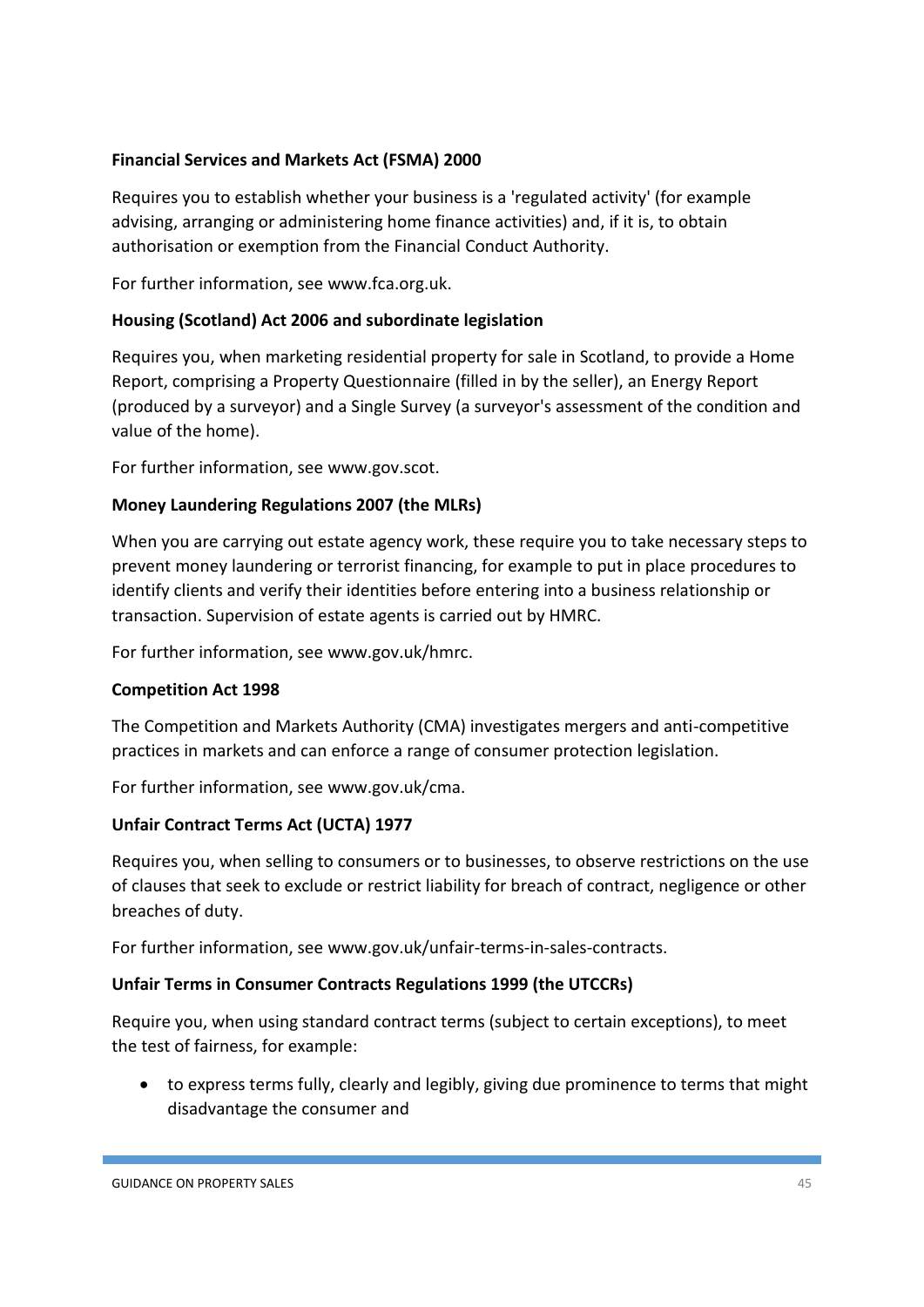**Financial Services and Markets Act (FSMA) 2000**

Requires you to establish whether your business is a 'regulated activity' (for example advising, arranging or administering home finance activities) and, if it is, to obtain authorisation or exemption from the Financial Conduct Authority.

For further information, see www.fca.org.uk.

**Housing (Scotland) Act 2006 and subordinate legislation**

Requires you, when marketing residential property for sale in Scotland, to provide a Home Report, comprising a Property Questionnaire (filled in by the seller), an Energy Report (produced by a surveyor) and a Single Survey (a surveyor's assessment of the condition and value of the home).

For further information, see www.gov.scot.

**Money Laundering Regulations 2007 (the MLRs)**

When you are carrying out estate agency work, these require you to take necessary steps to prevent money laundering or terrorist financing, for example to put in place procedures to identify clients and verify their identities before entering into a business relationship or transaction. Supervision of estate agents is carried out by HMRC.

For further information, see www.gov.uk/hmrc.

**Competition Act 1998**

The Competition and Markets Authority (CMA) investigates mergers and anti-competitive practices in markets and can enforce a range of consumer protection legislation.

For further information, see www.gov.uk/cma.

**Unfair Contract Terms Act (UCTA) 1977**

Requires you, when selling to consumers or to businesses, to observe restrictions on the use of clauses that seek to exclude or restrict liability for breach of contract, negligence or other breaches of duty.

For further information, see www.gov.uk/unfair-terms-in-sales-contracts.

**Unfair Terms in Consumer Contracts Regulations 1999 (the UTCCRs)**

Require you, when using standard contract terms (subject to certain exceptions), to meet the test of fairness, for example:

- to express terms fully, clearly and legibly, giving due prominence to terms that might disadvantage the consumer and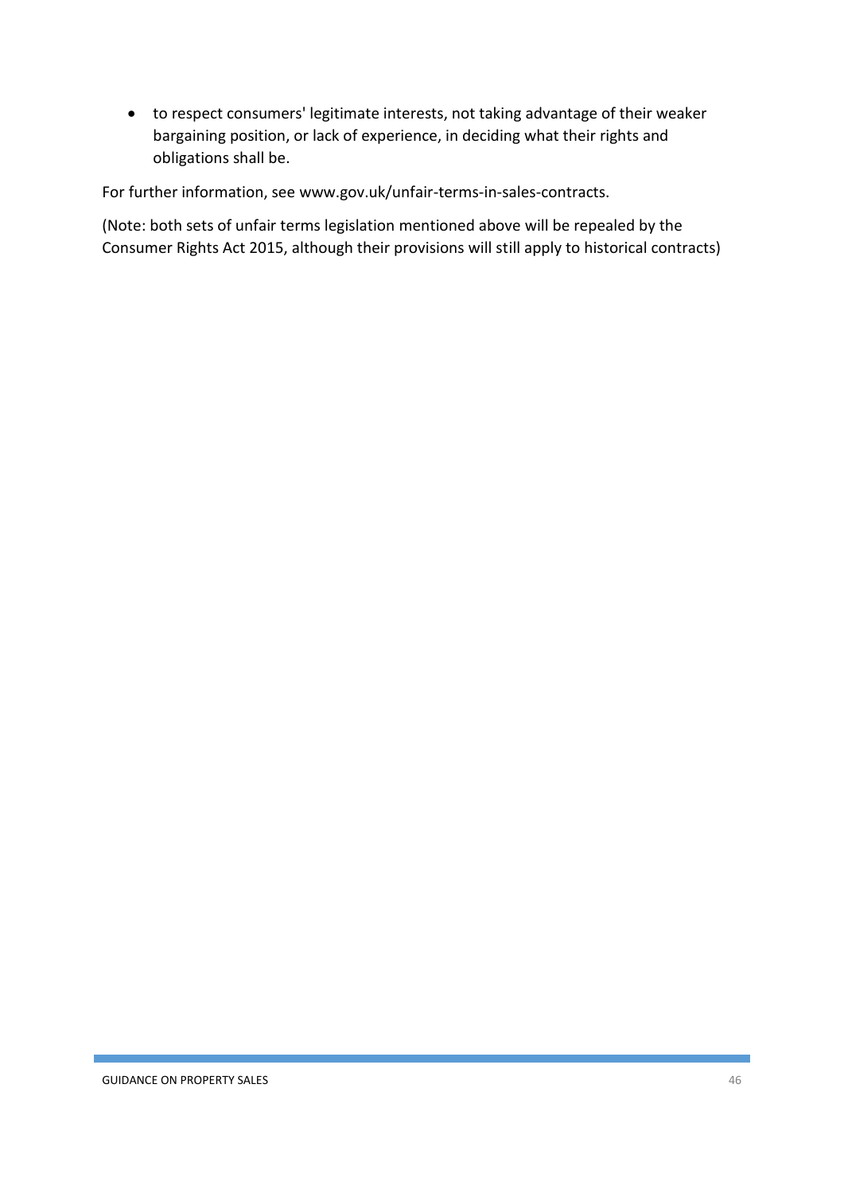- to respect consumers' legitimate interests, not taking advantage of their weaker bargaining position, or lack of experience, in deciding what their rights and obligations shall be.

For further information, see www.gov.uk/unfair-terms-in-sales-contracts.

(Note: both sets of unfair terms legislation mentioned above will be repealed by the Consumer Rights Act 2015, although their provisions will still apply to historical contracts)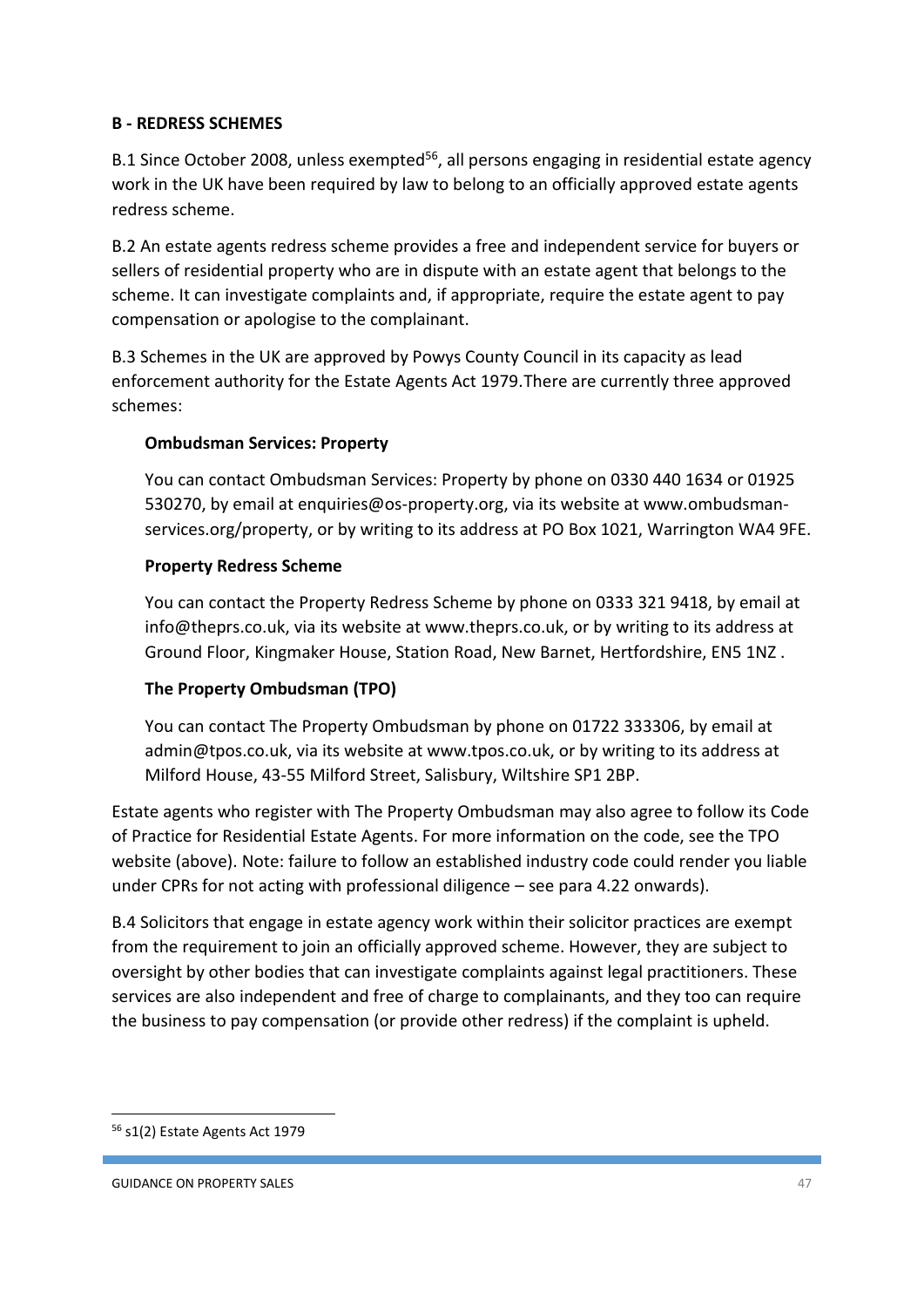**B - REDRESS SCHEMES**

B.1 Since October 2008, unless exempted[56], all persons engaging in residential estate agency work in the UK have been required by law to belong to an officially approved estate agents redress scheme.

B.2 An estate agents redress scheme provides a free and independent service for buyers or sellers of residential property who are in dispute with an estate agent that belongs to the scheme. It can investigate complaints and, if appropriate, require the estate agent to pay compensation or apologise to the complainant.

B.3 Schemes in the UK are approved by Powys County Council in its capacity as lead enforcement authority for the Estate Agents Act 1979.There are currently three approved schemes:

> **Ombudsman Services: Property**
>
> You can contact Ombudsman Services: Property by phone on 0330 440 1634 or 01925 530270, by email at enquiries@os-property.org, via its website at www.ombudsman-services.org/property, or by writing to its address at PO Box 1021, Warrington WA4 9FE.
>
> **Property Redress Scheme**
>
> You can contact the Property Redress Scheme by phone on 0333 321 9418, by email at info@theprs.co.uk, via its website at www.theprs.co.uk, or by writing to its address at Ground Floor, Kingmaker House, Station Road, New Barnet, Hertfordshire, EN5 1NZ .
>
> **The Property Ombudsman (TPO)**
>
> You can contact The Property Ombudsman by phone on 01722 333306, by email at admin@tpos.co.uk, via its website at www.tpos.co.uk, or by writing to its address at Milford House, 43-55 Milford Street, Salisbury, Wiltshire SP1 2BP.

Estate agents who register with The Property Ombudsman may also agree to follow its Code of Practice for Residential Estate Agents. For more information on the code, see the TPO website (above). Note: failure to follow an established industry code could render you liable under CPRs for not acting with professional diligence – see para 4.22 onwards).

B.4 Solicitors that engage in estate agency work within their solicitor practices are exempt from the requirement to join an officially approved scheme. However, they are subject to oversight by other bodies that can investigate complaints against legal practitioners. These services are also independent and free of charge to complainants, and they too can require the business to pay compensation (or provide other redress) if the complaint is upheld.

---

[56] s1(2) Estate Agents Act 1979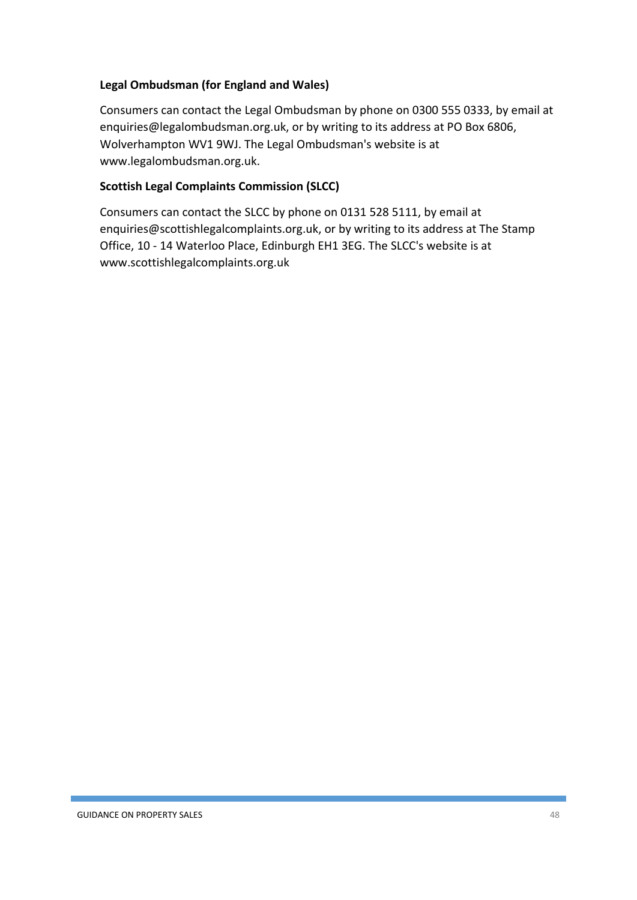**Legal Ombudsman (for England and Wales)**

Consumers can contact the Legal Ombudsman by phone on 0300 555 0333, by email at enquiries@legalombudsman.org.uk, or by writing to its address at PO Box 6806, Wolverhampton WV1 9WJ. The Legal Ombudsman's website is at www.legalombudsman.org.uk.

**Scottish Legal Complaints Commission (SLCC)**

Consumers can contact the SLCC by phone on 0131 528 5111, by email at enquiries@scottishlegalcomplaints.org.uk, or by writing to its address at The Stamp Office, 10 - 14 Waterloo Place, Edinburgh EH1 3EG. The SLCC's website is at www.scottishlegalcomplaints.org.uk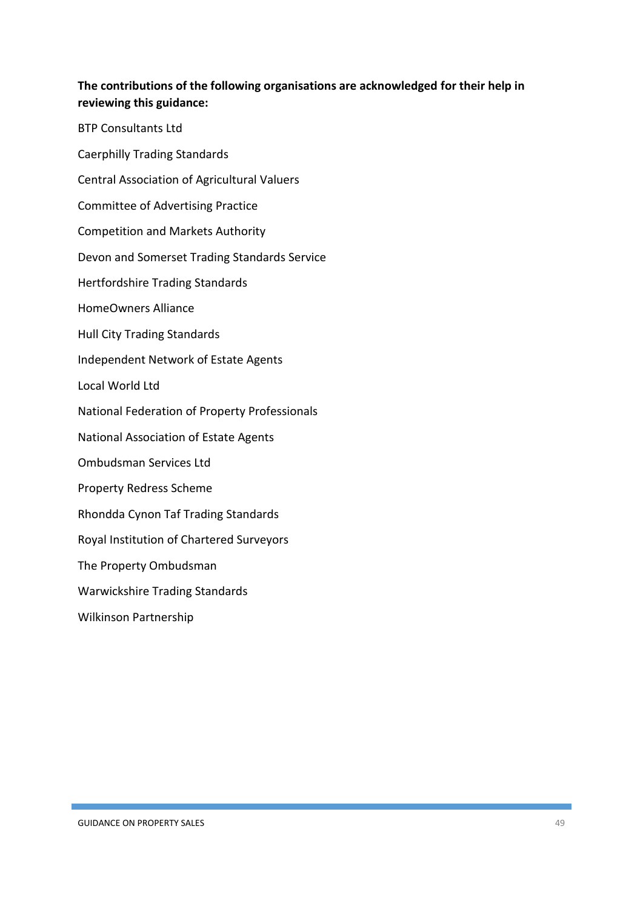**The contributions of the following organisations are acknowledged for their help in reviewing this guidance:**

BTP Consultants Ltd

Caerphilly Trading Standards

Central Association of Agricultural Valuers

Committee of Advertising Practice

Competition and Markets Authority

Devon and Somerset Trading Standards Service

Hertfordshire Trading Standards

HomeOwners Alliance

Hull City Trading Standards

Independent Network of Estate Agents

Local World Ltd

National Federation of Property Professionals

National Association of Estate Agents

Ombudsman Services Ltd

Property Redress Scheme

Rhondda Cynon Taf Trading Standards

Royal Institution of Chartered Surveyors

The Property Ombudsman

Warwickshire Trading Standards

Wilkinson Partnership